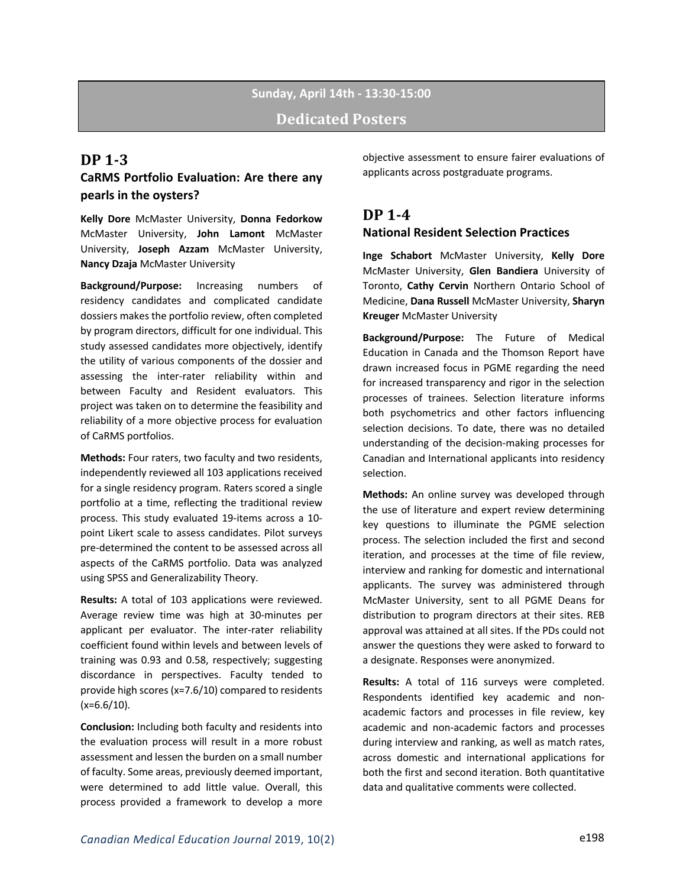**Sunday, April 14th - 13:30-15:00**

# Dedicated Posters

## DP 1-3

### CaRMS Portfolio Evaluation: Are there any pearls in the oysters?

**Kelly Dore** McMaster University, **Donna Fedorkow** McMaster University, **John Lamont** McMaster University, **Joseph Azzam** McMaster University, **Nancy Dzaja** McMaster University

**Background/Purpose:** Increasing numbers of residency candidates and complicated candidate dossiers makes the portfolio review, often completed by program directors, difficult for one individual. This study assessed candidates more objectively, identify the utility of various components of the dossier and assessing the inter-rater reliability within and between Faculty and Resident evaluators. This project was taken on to determine the feasibility and reliability of a more objective process for evaluation of CaRMS portfolios.

**Methods:** Four raters, two faculty and two residents, independently reviewed all 103 applications received for a single residency program. Raters scored a single portfolio at a time, reflecting the traditional review process. This study evaluated 19-items across a 10-point Likert scale to assess candidates. Pilot surveys pre-determined the content to be assessed across all aspects of the CaRMS portfolio. Data was analyzed using SPSS and Generalizability Theory.

**Results:** A total of 103 applications were reviewed. Average review time was high at 30-minutes per applicant per evaluator. The inter-rater reliability coefficient found within levels and between levels of training was 0.93 and 0.58, respectively; suggesting discordance in perspectives. Faculty tended to provide high scores (x=7.6/10) compared to residents (x=6.6/10).

**Conclusion:** Including both faculty and residents into the evaluation process will result in a more robust assessment and lessen the burden on a small number of faculty. Some areas, previously deemed important, were determined to add little value. Overall, this process provided a framework to develop a more objective assessment to ensure fairer evaluations of applicants across postgraduate programs.

## DP 1-4

### National Resident Selection Practices

**Inge Schabort** McMaster University, **Kelly Dore** McMaster University, **Glen Bandiera** University of Toronto, **Cathy Cervin** Northern Ontario School of Medicine, **Dana Russell** McMaster University, **Sharyn Kreuger** McMaster University

**Background/Purpose:** The Future of Medical Education in Canada and the Thomson Report have drawn increased focus in PGME regarding the need for increased transparency and rigor in the selection processes of trainees. Selection literature informs both psychometrics and other factors influencing selection decisions. To date, there was no detailed understanding of the decision-making processes for Canadian and International applicants into residency selection.

**Methods:** An online survey was developed through the use of literature and expert review determining key questions to illuminate the PGME selection process. The selection included the first and second iteration, and processes at the time of file review, interview and ranking for domestic and international applicants. The survey was administered through McMaster University, sent to all PGME Deans for distribution to program directors at their sites. REB approval was attained at all sites. If the PDs could not answer the questions they were asked to forward to a designate. Responses were anonymized.

**Results:** A total of 116 surveys were completed. Respondents identified key academic and non-academic factors and processes in file review, key academic and non-academic factors and processes during interview and ranking, as well as match rates, across domestic and international applications for both the first and second iteration. Both quantitative data and qualitative comments were collected.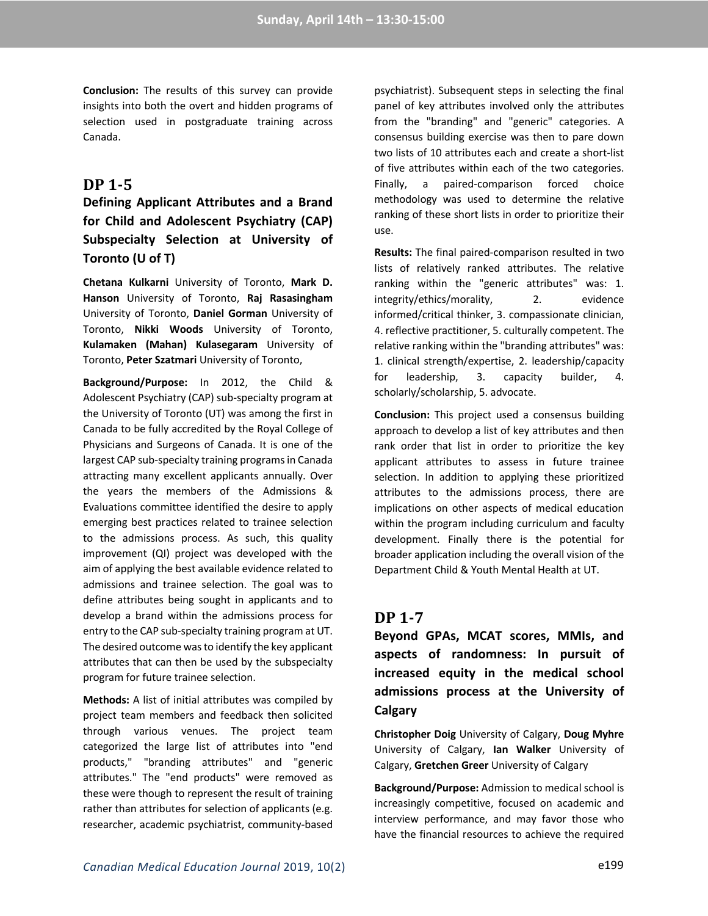**Conclusion:** The results of this survey can provide insights into both the overt and hidden programs of selection used in postgraduate training across Canada.

## DP 1-5

### Defining Applicant Attributes and a Brand for Child and Adolescent Psychiatry (CAP) Subspecialty Selection at University of Toronto (U of T)

**Chetana Kulkarni** University of Toronto, **Mark D. Hanson** University of Toronto, **Raj Rasasingham** University of Toronto, **Daniel Gorman** University of Toronto, **Nikki Woods** University of Toronto, **Kulamaken (Mahan) Kulasegaram** University of Toronto, **Peter Szatmari** University of Toronto,

**Background/Purpose:** In 2012, the Child & Adolescent Psychiatry (CAP) sub-specialty program at the University of Toronto (UT) was among the first in Canada to be fully accredited by the Royal College of Physicians and Surgeons of Canada. It is one of the largest CAP sub-specialty training programs in Canada attracting many excellent applicants annually. Over the years the members of the Admissions & Evaluations committee identified the desire to apply emerging best practices related to trainee selection to the admissions process. As such, this quality improvement (QI) project was developed with the aim of applying the best available evidence related to admissions and trainee selection. The goal was to define attributes being sought in applicants and to develop a brand within the admissions process for entry to the CAP sub-specialty training program at UT. The desired outcome was to identify the key applicant attributes that can then be used by the subspecialty program for future trainee selection.

**Methods:** A list of initial attributes was compiled by project team members and feedback then solicited through various venues. The project team categorized the large list of attributes into "end products," "branding attributes" and "generic attributes." The "end products" were removed as these were though to represent the result of training rather than attributes for selection of applicants (e.g. researcher, academic psychiatrist, community-based psychiatrist). Subsequent steps in selecting the final panel of key attributes involved only the attributes from the "branding" and "generic" categories. A consensus building exercise was then to pare down two lists of 10 attributes each and create a short-list of five attributes within each of the two categories. Finally, a paired-comparison forced choice methodology was used to determine the relative ranking of these short lists in order to prioritize their use.

**Results:** The final paired-comparison resulted in two lists of relatively ranked attributes. The relative ranking within the "generic attributes" was: 1. integrity/ethics/morality, 2. evidence informed/critical thinker, 3. compassionate clinician, 4. reflective practitioner, 5. culturally competent. The relative ranking within the "branding attributes" was: 1. clinical strength/expertise, 2. leadership/capacity for leadership, 3. capacity builder, 4. scholarly/scholarship, 5. advocate.

**Conclusion:** This project used a consensus building approach to develop a list of key attributes and then rank order that list in order to prioritize the key applicant attributes to assess in future trainee selection. In addition to applying these prioritized attributes to the admissions process, there are implications on other aspects of medical education within the program including curriculum and faculty development. Finally there is the potential for broader application including the overall vision of the Department Child & Youth Mental Health at UT.

## DP 1-7

### Beyond GPAs, MCAT scores, MMIs, and aspects of randomness: In pursuit of increased equity in the medical school admissions process at the University of Calgary

**Christopher Doig** University of Calgary, **Doug Myhre** University of Calgary, **Ian Walker** University of Calgary, **Gretchen Greer** University of Calgary

**Background/Purpose:** Admission to medical school is increasingly competitive, focused on academic and interview performance, and may favor those who have the financial resources to achieve the required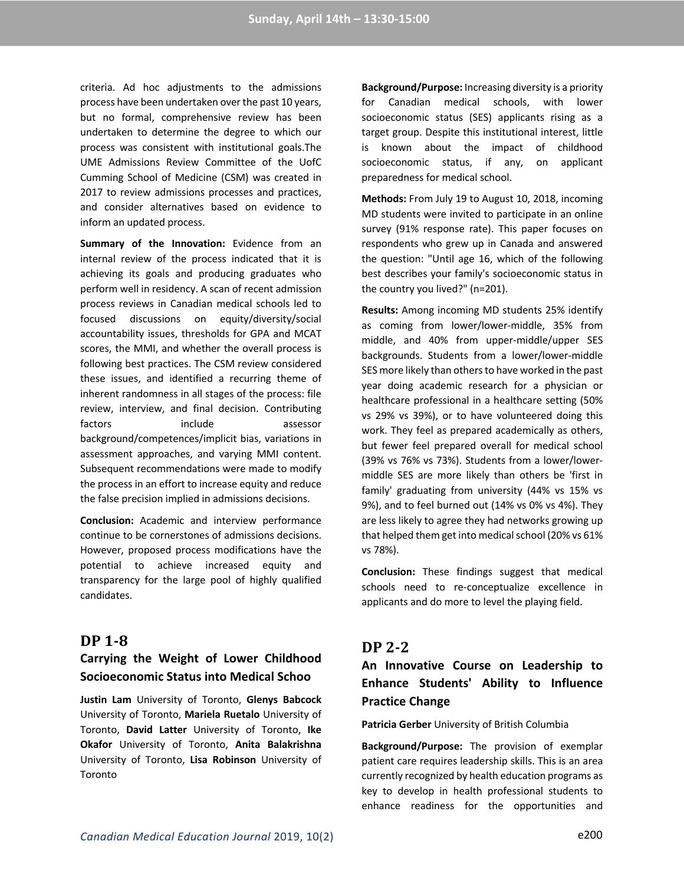criteria. Ad hoc adjustments to the admissions process have been undertaken over the past 10 years, but no formal, comprehensive review has been undertaken to determine the degree to which our process was consistent with institutional goals.The UME Admissions Review Committee of the UofC Cumming School of Medicine (CSM) was created in 2017 to review admissions processes and practices, and consider alternatives based on evidence to inform an updated process.

**Summary of the Innovation:** Evidence from an internal review of the process indicated that it is achieving its goals and producing graduates who perform well in residency. A scan of recent admission process reviews in Canadian medical schools led to focused discussions on equity/diversity/social accountability issues, thresholds for GPA and MCAT scores, the MMI, and whether the overall process is following best practices. The CSM review considered these issues, and identified a recurring theme of inherent randomness in all stages of the process: file review, interview, and final decision. Contributing factors include assessor background/competences/implicit bias, variations in assessment approaches, and varying MMI content. Subsequent recommendations were made to modify the process in an effort to increase equity and reduce the false precision implied in admissions decisions.

**Conclusion:** Academic and interview performance continue to be cornerstones of admissions decisions. However, proposed process modifications have the potential to achieve increased equity and transparency for the large pool of highly qualified candidates.

## DP 1-8

### Carrying the Weight of Lower Childhood Socioeconomic Status into Medical Schoo

**Justin Lam** University of Toronto, **Glenys Babcock** University of Toronto, **Mariela Ruetalo** University of Toronto, **David Latter** University of Toronto, **Ike Okafor** University of Toronto, **Anita Balakrishna** University of Toronto, **Lisa Robinson** University of Toronto

**Background/Purpose:** Increasing diversity is a priority for Canadian medical schools, with lower socioeconomic status (SES) applicants rising as a target group. Despite this institutional interest, little is known about the impact of childhood socioeconomic status, if any, on applicant preparedness for medical school.

**Methods:** From July 19 to August 10, 2018, incoming MD students were invited to participate in an online survey (91% response rate). This paper focuses on respondents who grew up in Canada and answered the question: "Until age 16, which of the following best describes your family's socioeconomic status in the country you lived?" (n=201).

**Results:** Among incoming MD students 25% identify as coming from lower/lower-middle, 35% from middle, and 40% from upper-middle/upper SES backgrounds. Students from a lower/lower-middle SES more likely than others to have worked in the past year doing academic research for a physician or healthcare professional in a healthcare setting (50% vs 29% vs 39%), or to have volunteered doing this work. They feel as prepared academically as others, but fewer feel prepared overall for medical school (39% vs 76% vs 73%). Students from a lower/lower-middle SES are more likely than others be 'first in family' graduating from university (44% vs 15% vs 9%), and to feel burned out (14% vs 0% vs 4%). They are less likely to agree they had networks growing up that helped them get into medical school (20% vs 61% vs 78%).

**Conclusion:** These findings suggest that medical schools need to re-conceptualize excellence in applicants and do more to level the playing field.

## DP 2-2

### An Innovative Course on Leadership to Enhance Students' Ability to Influence Practice Change

**Patricia Gerber** University of British Columbia

**Background/Purpose:** The provision of exemplar patient care requires leadership skills. This is an area currently recognized by health education programs as key to develop in health professional students to enhance readiness for the opportunities and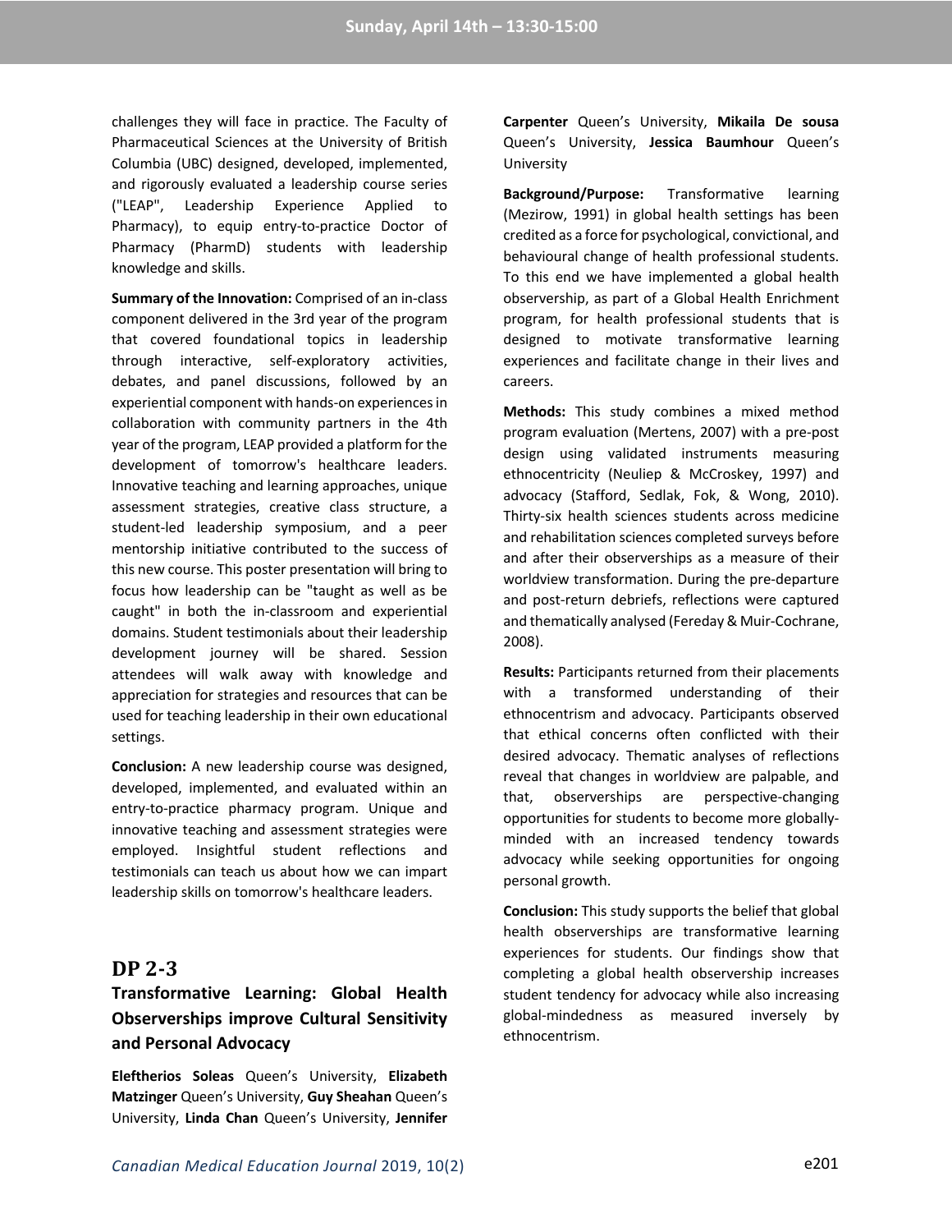challenges they will face in practice. The Faculty of Pharmaceutical Sciences at the University of British Columbia (UBC) designed, developed, implemented, and rigorously evaluated a leadership course series ("LEAP", Leadership Experience Applied to Pharmacy), to equip entry-to-practice Doctor of Pharmacy (PharmD) students with leadership knowledge and skills.

**Summary of the Innovation:** Comprised of an in-class component delivered in the 3rd year of the program that covered foundational topics in leadership through interactive, self-exploratory activities, debates, and panel discussions, followed by an experiential component with hands-on experiences in collaboration with community partners in the 4th year of the program, LEAP provided a platform for the development of tomorrow's healthcare leaders. Innovative teaching and learning approaches, unique assessment strategies, creative class structure, a student-led leadership symposium, and a peer mentorship initiative contributed to the success of this new course. This poster presentation will bring to focus how leadership can be "taught as well as be caught" in both the in-classroom and experiential domains. Student testimonials about their leadership development journey will be shared. Session attendees will walk away with knowledge and appreciation for strategies and resources that can be used for teaching leadership in their own educational settings.

**Conclusion:** A new leadership course was designed, developed, implemented, and evaluated within an entry-to-practice pharmacy program. Unique and innovative teaching and assessment strategies were employed. Insightful student reflections and testimonials can teach us about how we can impart leadership skills on tomorrow's healthcare leaders.

## DP 2-3

### Transformative Learning: Global Health Observerships improve Cultural Sensitivity and Personal Advocacy

**Eleftherios Soleas** Queen's University, **Elizabeth Matzinger** Queen's University, **Guy Sheahan** Queen's University, **Linda Chan** Queen's University, **Jennifer Carpenter** Queen's University, **Mikaila De sousa** Queen's University, **Jessica Baumhour** Queen's University

**Background/Purpose:** Transformative learning (Mezirow, 1991) in global health settings has been credited as a force for psychological, convictional, and behavioural change of health professional students. To this end we have implemented a global health observership, as part of a Global Health Enrichment program, for health professional students that is designed to motivate transformative learning experiences and facilitate change in their lives and careers.

**Methods:** This study combines a mixed method program evaluation (Mertens, 2007) with a pre-post design using validated instruments measuring ethnocentricity (Neuliep & McCroskey, 1997) and advocacy (Stafford, Sedlak, Fok, & Wong, 2010). Thirty-six health sciences students across medicine and rehabilitation sciences completed surveys before and after their observerships as a measure of their worldview transformation. During the pre-departure and post-return debriefs, reflections were captured and thematically analysed (Fereday & Muir-Cochrane, 2008).

**Results:** Participants returned from their placements with a transformed understanding of their ethnocentrism and advocacy. Participants observed that ethical concerns often conflicted with their desired advocacy. Thematic analyses of reflections reveal that changes in worldview are palpable, and that, observerships are perspective-changing opportunities for students to become more globally-minded with an increased tendency towards advocacy while seeking opportunities for ongoing personal growth.

**Conclusion:** This study supports the belief that global health observerships are transformative learning experiences for students. Our findings show that completing a global health observership increases student tendency for advocacy while also increasing global-mindedness as measured inversely by ethnocentrism.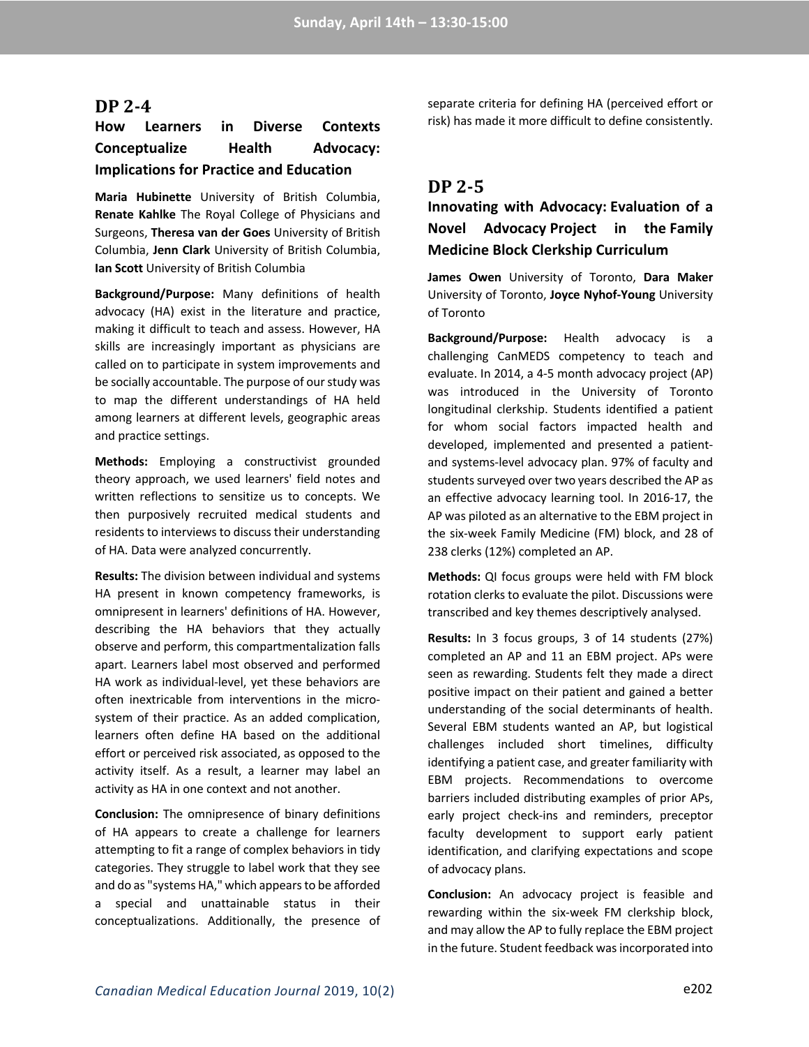## DP 2-4

### How Learners in Diverse Contexts Conceptualize Health Advocacy: Implications for Practice and Education

**Maria Hubinette** University of British Columbia, **Renate Kahlke** The Royal College of Physicians and Surgeons, **Theresa van der Goes** University of British Columbia, **Jenn Clark** University of British Columbia, **Ian Scott** University of British Columbia

**Background/Purpose:** Many definitions of health advocacy (HA) exist in the literature and practice, making it difficult to teach and assess. However, HA skills are increasingly important as physicians are called on to participate in system improvements and be socially accountable. The purpose of our study was to map the different understandings of HA held among learners at different levels, geographic areas and practice settings.

**Methods:** Employing a constructivist grounded theory approach, we used learners' field notes and written reflections to sensitize us to concepts. We then purposively recruited medical students and residents to interviews to discuss their understanding of HA. Data were analyzed concurrently.

**Results:** The division between individual and systems HA present in known competency frameworks, is omnipresent in learners' definitions of HA. However, describing the HA behaviors that they actually observe and perform, this compartmentalization falls apart. Learners label most observed and performed HA work as individual-level, yet these behaviors are often inextricable from interventions in the micro-system of their practice. As an added complication, learners often define HA based on the additional effort or perceived risk associated, as opposed to the activity itself. As a result, a learner may label an activity as HA in one context and not another.

**Conclusion:** The omnipresence of binary definitions of HA appears to create a challenge for learners attempting to fit a range of complex behaviors in tidy categories. They struggle to label work that they see and do as "systems HA," which appears to be afforded a special and unattainable status in their conceptualizations. Additionally, the presence of separate criteria for defining HA (perceived effort or risk) has made it more difficult to define consistently.

## DP 2-5

### Innovating with Advocacy: Evaluation of a Novel Advocacy Project in the Family Medicine Block Clerkship Curriculum

**James Owen** University of Toronto, **Dara Maker** University of Toronto, **Joyce Nyhof-Young** University of Toronto

**Background/Purpose:** Health advocacy is a challenging CanMEDS competency to teach and evaluate. In 2014, a 4-5 month advocacy project (AP) was introduced in the University of Toronto longitudinal clerkship. Students identified a patient for whom social factors impacted health and developed, implemented and presented a patient- and systems-level advocacy plan. 97% of faculty and students surveyed over two years described the AP as an effective advocacy learning tool. In 2016-17, the AP was piloted as an alternative to the EBM project in the six-week Family Medicine (FM) block, and 28 of 238 clerks (12%) completed an AP.

**Methods:** QI focus groups were held with FM block rotation clerks to evaluate the pilot. Discussions were transcribed and key themes descriptively analysed.

**Results:** In 3 focus groups, 3 of 14 students (27%) completed an AP and 11 an EBM project. APs were seen as rewarding. Students felt they made a direct positive impact on their patient and gained a better understanding of the social determinants of health. Several EBM students wanted an AP, but logistical challenges included short timelines, difficulty identifying a patient case, and greater familiarity with EBM projects. Recommendations to overcome barriers included distributing examples of prior APs, early project check-ins and reminders, preceptor faculty development to support early patient identification, and clarifying expectations and scope of advocacy plans.

**Conclusion:** An advocacy project is feasible and rewarding within the six-week FM clerkship block, and may allow the AP to fully replace the EBM project in the future. Student feedback was incorporated into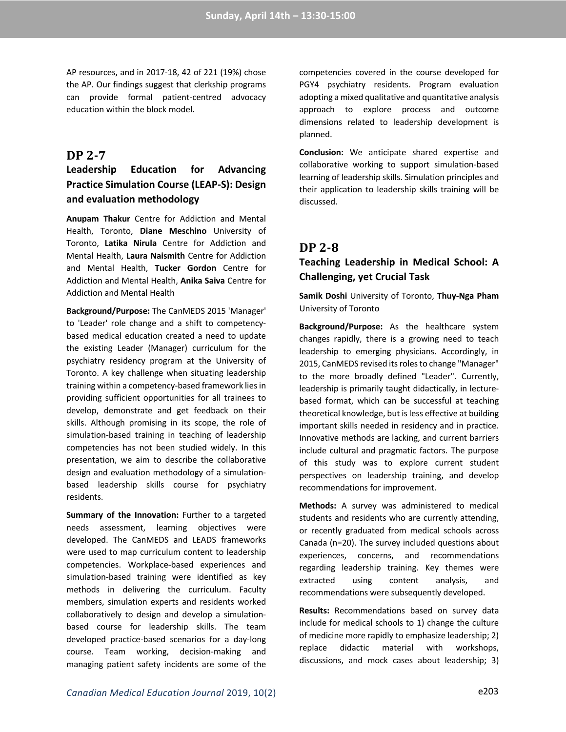AP resources, and in 2017-18, 42 of 221 (19%) chose the AP. Our findings suggest that clerkship programs can provide formal patient-centred advocacy education within the block model.

## DP 2-7

### Leadership Education for Advancing Practice Simulation Course (LEAP-S): Design and evaluation methodology

**Anupam Thakur** Centre for Addiction and Mental Health, Toronto, **Diane Meschino** University of Toronto, **Latika Nirula** Centre for Addiction and Mental Health, **Laura Naismith** Centre for Addiction and Mental Health, **Tucker Gordon** Centre for Addiction and Mental Health, **Anika Saiva** Centre for Addiction and Mental Health

**Background/Purpose:** The CanMEDS 2015 'Manager' to 'Leader' role change and a shift to competency-based medical education created a need to update the existing Leader (Manager) curriculum for the psychiatry residency program at the University of Toronto. A key challenge when situating leadership training within a competency-based framework lies in providing sufficient opportunities for all trainees to develop, demonstrate and get feedback on their skills. Although promising in its scope, the role of simulation-based training in teaching of leadership competencies has not been studied widely. In this presentation, we aim to describe the collaborative design and evaluation methodology of a simulation-based leadership skills course for psychiatry residents.

**Summary of the Innovation:** Further to a targeted needs assessment, learning objectives were developed. The CanMEDS and LEADS frameworks were used to map curriculum content to leadership competencies. Workplace-based experiences and simulation-based training were identified as key methods in delivering the curriculum. Faculty members, simulation experts and residents worked collaboratively to design and develop a simulation-based course for leadership skills. The team developed practice-based scenarios for a day-long course. Team working, decision-making and managing patient safety incidents are some of the competencies covered in the course developed for PGY4 psychiatry residents. Program evaluation adopting a mixed qualitative and quantitative analysis approach to explore process and outcome dimensions related to leadership development is planned.

**Conclusion:** We anticipate shared expertise and collaborative working to support simulation-based learning of leadership skills. Simulation principles and their application to leadership skills training will be discussed.

## DP 2-8

### Teaching Leadership in Medical School: A Challenging, yet Crucial Task

**Samik Doshi** University of Toronto, **Thuy-Nga Pham** University of Toronto

**Background/Purpose:** As the healthcare system changes rapidly, there is a growing need to teach leadership to emerging physicians. Accordingly, in 2015, CanMEDS revised its roles to change "Manager" to the more broadly defined "Leader". Currently, leadership is primarily taught didactically, in lecture-based format, which can be successful at teaching theoretical knowledge, but is less effective at building important skills needed in residency and in practice. Innovative methods are lacking, and current barriers include cultural and pragmatic factors. The purpose of this study was to explore current student perspectives on leadership training, and develop recommendations for improvement.

**Methods:** A survey was administered to medical students and residents who are currently attending, or recently graduated from medical schools across Canada (n=20). The survey included questions about experiences, concerns, and recommendations regarding leadership training. Key themes were extracted using content analysis, and recommendations were subsequently developed.

**Results:** Recommendations based on survey data include for medical schools to 1) change the culture of medicine more rapidly to emphasize leadership; 2) replace didactic material with workshops, discussions, and mock cases about leadership; 3)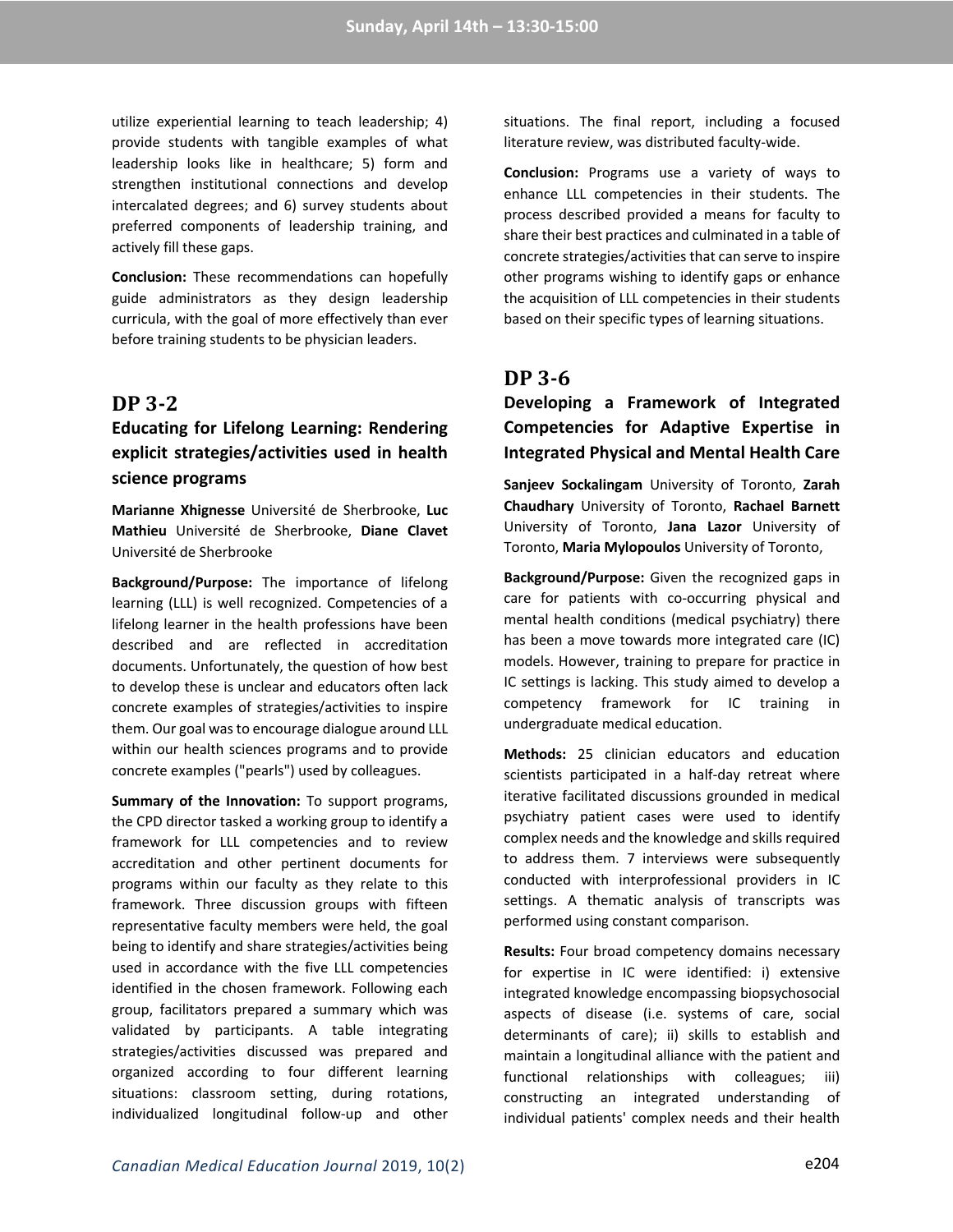utilize experiential learning to teach leadership; 4) provide students with tangible examples of what leadership looks like in healthcare; 5) form and strengthen institutional connections and develop intercalated degrees; and 6) survey students about preferred components of leadership training, and actively fill these gaps.

**Conclusion:** These recommendations can hopefully guide administrators as they design leadership curricula, with the goal of more effectively than ever before training students to be physician leaders.

## DP 3-2

### Educating for Lifelong Learning: Rendering explicit strategies/activities used in health science programs

**Marianne Xhignesse** Université de Sherbrooke, **Luc Mathieu** Université de Sherbrooke, **Diane Clavet** Université de Sherbrooke

**Background/Purpose:** The importance of lifelong learning (LLL) is well recognized. Competencies of a lifelong learner in the health professions have been described and are reflected in accreditation documents. Unfortunately, the question of how best to develop these is unclear and educators often lack concrete examples of strategies/activities to inspire them. Our goal was to encourage dialogue around LLL within our health sciences programs and to provide concrete examples ("pearls") used by colleagues.

**Summary of the Innovation:** To support programs, the CPD director tasked a working group to identify a framework for LLL competencies and to review accreditation and other pertinent documents for programs within our faculty as they relate to this framework. Three discussion groups with fifteen representative faculty members were held, the goal being to identify and share strategies/activities being used in accordance with the five LLL competencies identified in the chosen framework. Following each group, facilitators prepared a summary which was validated by participants. A table integrating strategies/activities discussed was prepared and organized according to four different learning situations: classroom setting, during rotations, individualized longitudinal follow-up and other situations. The final report, including a focused literature review, was distributed faculty-wide.

**Conclusion:** Programs use a variety of ways to enhance LLL competencies in their students. The process described provided a means for faculty to share their best practices and culminated in a table of concrete strategies/activities that can serve to inspire other programs wishing to identify gaps or enhance the acquisition of LLL competencies in their students based on their specific types of learning situations.

## DP 3-6

### Developing a Framework of Integrated Competencies for Adaptive Expertise in Integrated Physical and Mental Health Care

**Sanjeev Sockalingam** University of Toronto, **Zarah Chaudhary** University of Toronto, **Rachael Barnett** University of Toronto, **Jana Lazor** University of Toronto, **Maria Mylopoulos** University of Toronto,

**Background/Purpose:** Given the recognized gaps in care for patients with co-occurring physical and mental health conditions (medical psychiatry) there has been a move towards more integrated care (IC) models. However, training to prepare for practice in IC settings is lacking. This study aimed to develop a competency framework for IC training in undergraduate medical education.

**Methods:** 25 clinician educators and education scientists participated in a half-day retreat where iterative facilitated discussions grounded in medical psychiatry patient cases were used to identify complex needs and the knowledge and skills required to address them. 7 interviews were subsequently conducted with interprofessional providers in IC settings. A thematic analysis of transcripts was performed using constant comparison.

**Results:** Four broad competency domains necessary for expertise in IC were identified: i) extensive integrated knowledge encompassing biopsychosocial aspects of disease (i.e. systems of care, social determinants of care); ii) skills to establish and maintain a longitudinal alliance with the patient and functional relationships with colleagues; iii) constructing an integrated understanding of individual patients' complex needs and their health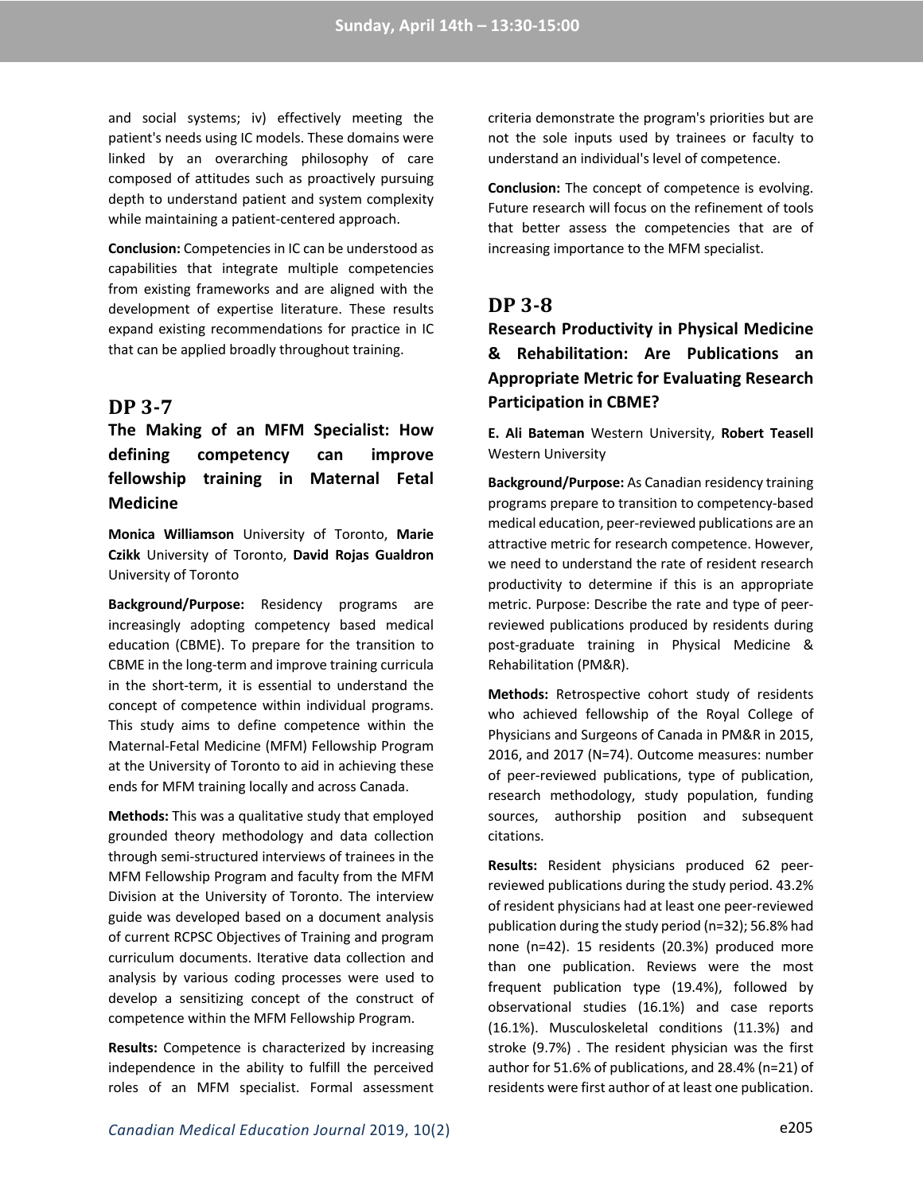and social systems; iv) effectively meeting the patient's needs using IC models. These domains were linked by an overarching philosophy of care composed of attitudes such as proactively pursuing depth to understand patient and system complexity while maintaining a patient-centered approach.

**Conclusion:** Competencies in IC can be understood as capabilities that integrate multiple competencies from existing frameworks and are aligned with the development of expertise literature. These results expand existing recommendations for practice in IC that can be applied broadly throughout training.

## DP 3-7

### The Making of an MFM Specialist: How defining competency can improve fellowship training in Maternal Fetal Medicine

**Monica Williamson** University of Toronto, **Marie Czikk** University of Toronto, **David Rojas Gualdron** University of Toronto

**Background/Purpose:** Residency programs are increasingly adopting competency based medical education (CBME). To prepare for the transition to CBME in the long-term and improve training curricula in the short-term, it is essential to understand the concept of competence within individual programs. This study aims to define competence within the Maternal-Fetal Medicine (MFM) Fellowship Program at the University of Toronto to aid in achieving these ends for MFM training locally and across Canada.

**Methods:** This was a qualitative study that employed grounded theory methodology and data collection through semi-structured interviews of trainees in the MFM Fellowship Program and faculty from the MFM Division at the University of Toronto. The interview guide was developed based on a document analysis of current RCPSC Objectives of Training and program curriculum documents. Iterative data collection and analysis by various coding processes were used to develop a sensitizing concept of the construct of competence within the MFM Fellowship Program.

**Results:** Competence is characterized by increasing independence in the ability to fulfill the perceived roles of an MFM specialist. Formal assessment criteria demonstrate the program's priorities but are not the sole inputs used by trainees or faculty to understand an individual's level of competence.

**Conclusion:** The concept of competence is evolving. Future research will focus on the refinement of tools that better assess the competencies that are of increasing importance to the MFM specialist.

## DP 3-8

### Research Productivity in Physical Medicine & Rehabilitation: Are Publications an Appropriate Metric for Evaluating Research Participation in CBME?

**E. Ali Bateman** Western University, **Robert Teasell** Western University

**Background/Purpose:** As Canadian residency training programs prepare to transition to competency-based medical education, peer-reviewed publications are an attractive metric for research competence. However, we need to understand the rate of resident research productivity to determine if this is an appropriate metric. Purpose: Describe the rate and type of peer-reviewed publications produced by residents during post-graduate training in Physical Medicine & Rehabilitation (PM&R).

**Methods:** Retrospective cohort study of residents who achieved fellowship of the Royal College of Physicians and Surgeons of Canada in PM&R in 2015, 2016, and 2017 (N=74). Outcome measures: number of peer-reviewed publications, type of publication, research methodology, study population, funding sources, authorship position and subsequent citations.

**Results:** Resident physicians produced 62 peer-reviewed publications during the study period. 43.2% of resident physicians had at least one peer-reviewed publication during the study period (n=32); 56.8% had none (n=42). 15 residents (20.3%) produced more than one publication. Reviews were the most frequent publication type (19.4%), followed by observational studies (16.1%) and case reports (16.1%). Musculoskeletal conditions (11.3%) and stroke (9.7%) . The resident physician was the first author for 51.6% of publications, and 28.4% (n=21) of residents were first author of at least one publication.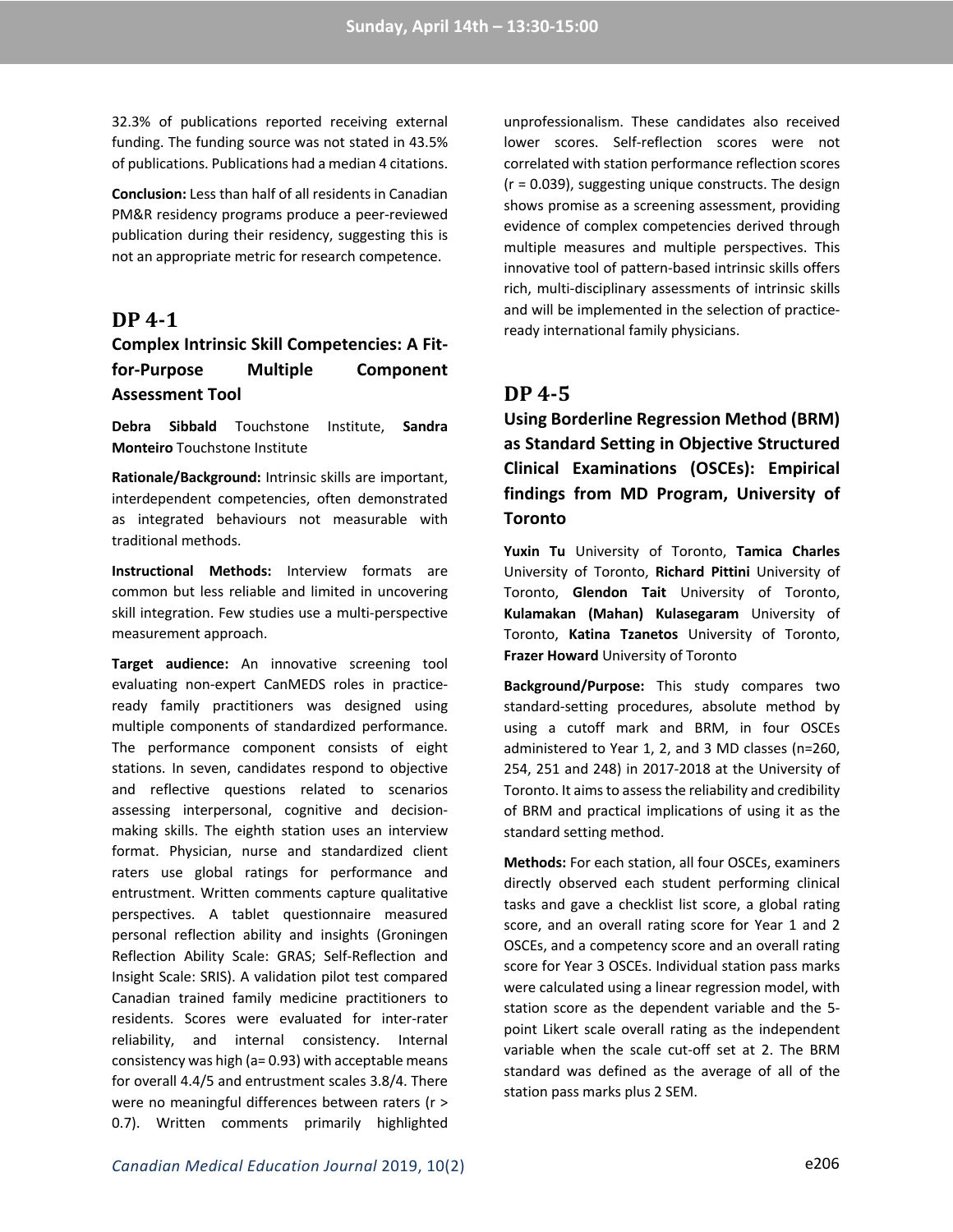32.3% of publications reported receiving external funding. The funding source was not stated in 43.5% of publications. Publications had a median 4 citations.

**Conclusion:** Less than half of all residents in Canadian PM&R residency programs produce a peer-reviewed publication during their residency, suggesting this is not an appropriate metric for research competence.

## DP 4-1

### Complex Intrinsic Skill Competencies: A Fit-for-Purpose Multiple Component Assessment Tool

**Debra Sibbald** Touchstone Institute, **Sandra Monteiro** Touchstone Institute

**Rationale/Background:** Intrinsic skills are important, interdependent competencies, often demonstrated as integrated behaviours not measurable with traditional methods.

**Instructional Methods:** Interview formats are common but less reliable and limited in uncovering skill integration. Few studies use a multi-perspective measurement approach.

**Target audience:** An innovative screening tool evaluating non-expert CanMEDS roles in practice-ready family practitioners was designed using multiple components of standardized performance. The performance component consists of eight stations. In seven, candidates respond to objective and reflective questions related to scenarios assessing interpersonal, cognitive and decision-making skills. The eighth station uses an interview format. Physician, nurse and standardized client raters use global ratings for performance and entrustment. Written comments capture qualitative perspectives. A tablet questionnaire measured personal reflection ability and insights (Groningen Reflection Ability Scale: GRAS; Self-Reflection and Insight Scale: SRIS). A validation pilot test compared Canadian trained family medicine practitioners to residents. Scores were evaluated for inter-rater reliability, and internal consistency. Internal consistency was high (a= 0.93) with acceptable means for overall 4.4/5 and entrustment scales 3.8/4. There were no meaningful differences between raters (r > 0.7). Written comments primarily highlighted unprofessionalism. These candidates also received lower scores. Self-reflection scores were not correlated with station performance reflection scores (r = 0.039), suggesting unique constructs. The design shows promise as a screening assessment, providing evidence of complex competencies derived through multiple measures and multiple perspectives. This innovative tool of pattern-based intrinsic skills offers rich, multi-disciplinary assessments of intrinsic skills and will be implemented in the selection of practice-ready international family physicians.

## DP 4-5

### Using Borderline Regression Method (BRM) as Standard Setting in Objective Structured Clinical Examinations (OSCEs): Empirical findings from MD Program, University of Toronto

**Yuxin Tu** University of Toronto, **Tamica Charles** University of Toronto, **Richard Pittini** University of Toronto, **Glendon Tait** University of Toronto, **Kulamakan (Mahan) Kulasegaram** University of Toronto, **Katina Tzanetos** University of Toronto, **Frazer Howard** University of Toronto

**Background/Purpose:** This study compares two standard-setting procedures, absolute method by using a cutoff mark and BRM, in four OSCEs administered to Year 1, 2, and 3 MD classes (n=260, 254, 251 and 248) in 2017-2018 at the University of Toronto. It aims to assess the reliability and credibility of BRM and practical implications of using it as the standard setting method.

**Methods:** For each station, all four OSCEs, examiners directly observed each student performing clinical tasks and gave a checklist list score, a global rating score, and an overall rating score for Year 1 and 2 OSCEs, and a competency score and an overall rating score for Year 3 OSCEs. Individual station pass marks were calculated using a linear regression model, with station score as the dependent variable and the 5-point Likert scale overall rating as the independent variable when the scale cut-off set at 2. The BRM standard was defined as the average of all of the station pass marks plus 2 SEM.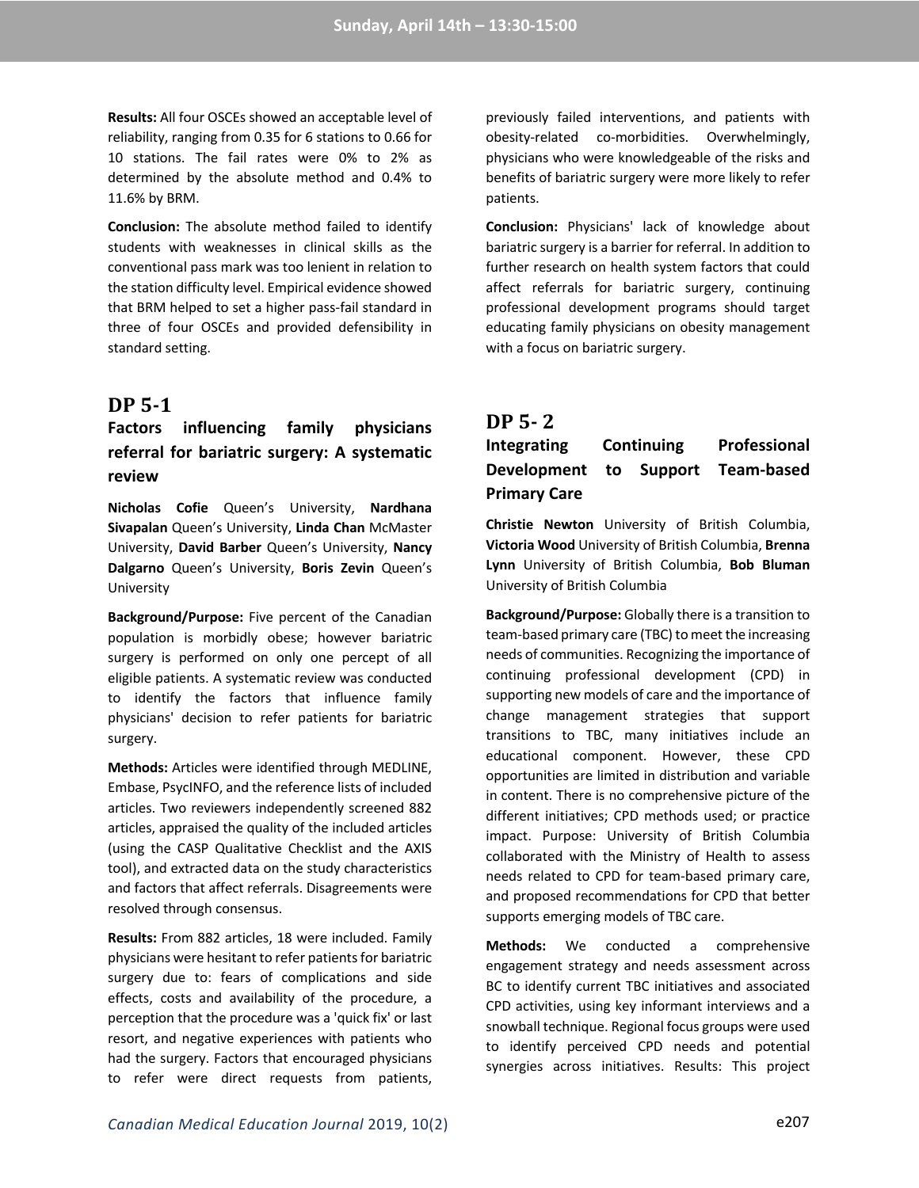**Results:** All four OSCEs showed an acceptable level of reliability, ranging from 0.35 for 6 stations to 0.66 for 10 stations. The fail rates were 0% to 2% as determined by the absolute method and 0.4% to 11.6% by BRM.

**Conclusion:** The absolute method failed to identify students with weaknesses in clinical skills as the conventional pass mark was too lenient in relation to the station difficulty level. Empirical evidence showed that BRM helped to set a higher pass-fail standard in three of four OSCEs and provided defensibility in standard setting.

## DP 5-1

### Factors influencing family physicians referral for bariatric surgery: A systematic review

**Nicholas Cofie** Queen's University, **Nardhana Sivapalan** Queen's University, **Linda Chan** McMaster University, **David Barber** Queen's University, **Nancy Dalgarno** Queen's University, **Boris Zevin** Queen's University

**Background/Purpose:** Five percent of the Canadian population is morbidly obese; however bariatric surgery is performed on only one percept of all eligible patients. A systematic review was conducted to identify the factors that influence family physicians' decision to refer patients for bariatric surgery.

**Methods:** Articles were identified through MEDLINE, Embase, PsycINFO, and the reference lists of included articles. Two reviewers independently screened 882 articles, appraised the quality of the included articles (using the CASP Qualitative Checklist and the AXIS tool), and extracted data on the study characteristics and factors that affect referrals. Disagreements were resolved through consensus.

**Results:** From 882 articles, 18 were included. Family physicians were hesitant to refer patients for bariatric surgery due to: fears of complications and side effects, costs and availability of the procedure, a perception that the procedure was a 'quick fix' or last resort, and negative experiences with patients who had the surgery. Factors that encouraged physicians to refer were direct requests from patients, previously failed interventions, and patients with obesity-related co-morbidities. Overwhelmingly, physicians who were knowledgeable of the risks and benefits of bariatric surgery were more likely to refer patients.

**Conclusion:** Physicians' lack of knowledge about bariatric surgery is a barrier for referral. In addition to further research on health system factors that could affect referrals for bariatric surgery, continuing professional development programs should target educating family physicians on obesity management with a focus on bariatric surgery.

## DP 5- 2

### Integrating Continuing Professional Development to Support Team-based Primary Care

**Christie Newton** University of British Columbia, **Victoria Wood** University of British Columbia, **Brenna Lynn** University of British Columbia, **Bob Bluman** University of British Columbia

**Background/Purpose:** Globally there is a transition to team-based primary care (TBC) to meet the increasing needs of communities. Recognizing the importance of continuing professional development (CPD) in supporting new models of care and the importance of change management strategies that support transitions to TBC, many initiatives include an educational component. However, these CPD opportunities are limited in distribution and variable in content. There is no comprehensive picture of the different initiatives; CPD methods used; or practice impact. Purpose: University of British Columbia collaborated with the Ministry of Health to assess needs related to CPD for team-based primary care, and proposed recommendations for CPD that better supports emerging models of TBC care.

**Methods:** We conducted a comprehensive engagement strategy and needs assessment across BC to identify current TBC initiatives and associated CPD activities, using key informant interviews and a snowball technique. Regional focus groups were used to identify perceived CPD needs and potential synergies across initiatives. Results: This project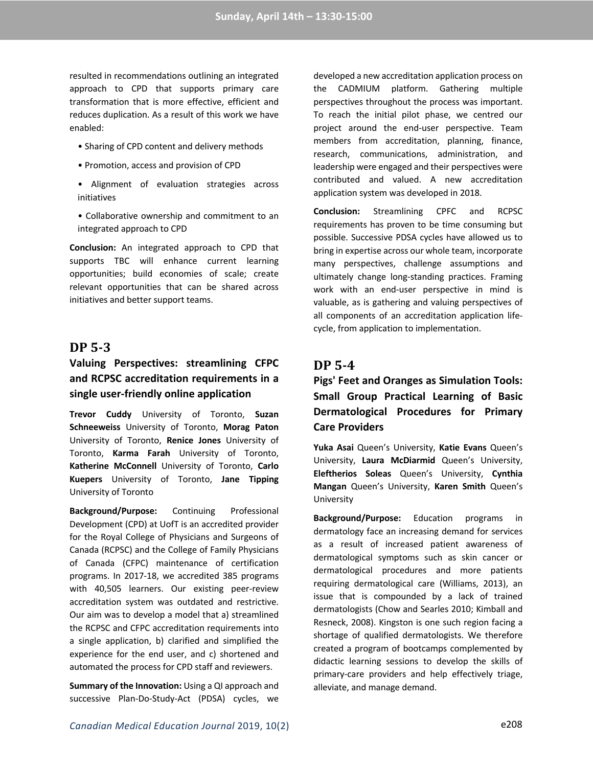resulted in recommendations outlining an integrated approach to CPD that supports primary care transformation that is more effective, efficient and reduces duplication. As a result of this work we have enabled:

- Sharing of CPD content and delivery methods
- Promotion, access and provision of CPD
- Alignment of evaluation strategies across initiatives
- Collaborative ownership and commitment to an integrated approach to CPD

**Conclusion:** An integrated approach to CPD that supports TBC will enhance current learning opportunities; build economies of scale; create relevant opportunities that can be shared across initiatives and better support teams.

## DP 5-3

### Valuing Perspectives: streamlining CFPC and RCPSC accreditation requirements in a single user-friendly online application

**Trevor Cuddy** University of Toronto, **Suzan Schneeweiss** University of Toronto, **Morag Paton** University of Toronto, **Renice Jones** University of Toronto, **Karma Farah** University of Toronto, **Katherine McConnell** University of Toronto, **Carlo Kuepers** University of Toronto, **Jane Tipping** University of Toronto

**Background/Purpose:** Continuing Professional Development (CPD) at UofT is an accredited provider for the Royal College of Physicians and Surgeons of Canada (RCPSC) and the College of Family Physicians of Canada (CFPC) maintenance of certification programs. In 2017-18, we accredited 385 programs with 40,505 learners. Our existing peer-review accreditation system was outdated and restrictive. Our aim was to develop a model that a) streamlined the RCPSC and CFPC accreditation requirements into a single application, b) clarified and simplified the experience for the end user, and c) shortened and automated the process for CPD staff and reviewers.

**Summary of the Innovation:** Using a QI approach and successive Plan-Do-Study-Act (PDSA) cycles, we developed a new accreditation application process on the CADMIUM platform. Gathering multiple perspectives throughout the process was important. To reach the initial pilot phase, we centred our project around the end-user perspective. Team members from accreditation, planning, finance, research, communications, administration, and leadership were engaged and their perspectives were contributed and valued. A new accreditation application system was developed in 2018.

**Conclusion:** Streamlining CPFC and RCPSC requirements has proven to be time consuming but possible. Successive PDSA cycles have allowed us to bring in expertise across our whole team, incorporate many perspectives, challenge assumptions and ultimately change long-standing practices. Framing work with an end-user perspective in mind is valuable, as is gathering and valuing perspectives of all components of an accreditation application life-cycle, from application to implementation.

## DP 5-4

### Pigs' Feet and Oranges as Simulation Tools: Small Group Practical Learning of Basic Dermatological Procedures for Primary Care Providers

**Yuka Asai** Queen's University, **Katie Evans** Queen's University, **Laura McDiarmid** Queen's University, **Eleftherios Soleas** Queen's University, **Cynthia Mangan** Queen's University, **Karen Smith** Queen's University

**Background/Purpose:** Education programs in dermatology face an increasing demand for services as a result of increased patient awareness of dermatological symptoms such as skin cancer or dermatological procedures and more patients requiring dermatological care (Williams, 2013), an issue that is compounded by a lack of trained dermatologists (Chow and Searles 2010; Kimball and Resneck, 2008). Kingston is one such region facing a shortage of qualified dermatologists. We therefore created a program of bootcamps complemented by didactic learning sessions to develop the skills of primary-care providers and help effectively triage, alleviate, and manage demand.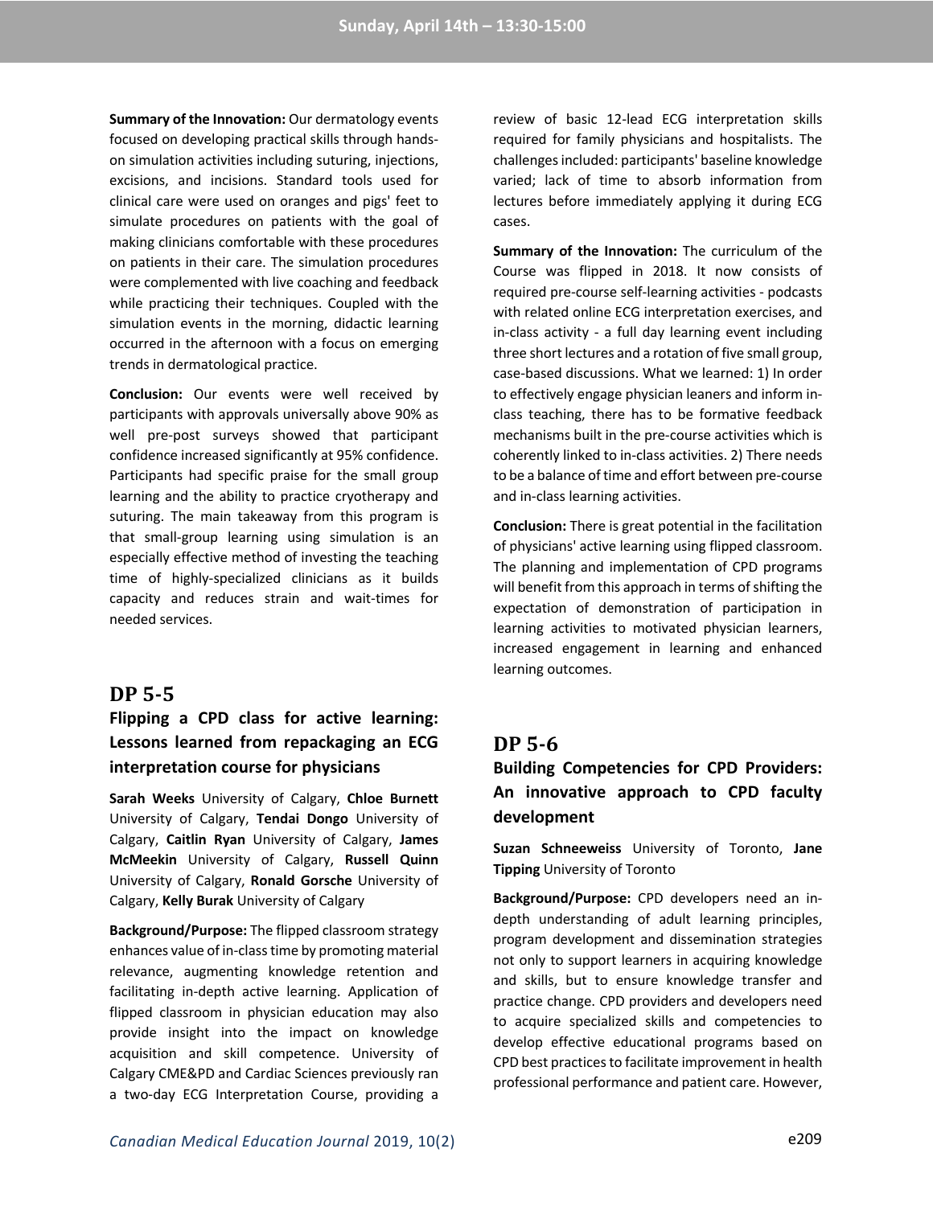**Summary of the Innovation:** Our dermatology events focused on developing practical skills through hands-on simulation activities including suturing, injections, excisions, and incisions. Standard tools used for clinical care were used on oranges and pigs' feet to simulate procedures on patients with the goal of making clinicians comfortable with these procedures on patients in their care. The simulation procedures were complemented with live coaching and feedback while practicing their techniques. Coupled with the simulation events in the morning, didactic learning occurred in the afternoon with a focus on emerging trends in dermatological practice.

**Conclusion:** Our events were well received by participants with approvals universally above 90% as well pre-post surveys showed that participant confidence increased significantly at 95% confidence. Participants had specific praise for the small group learning and the ability to practice cryotherapy and suturing. The main takeaway from this program is that small-group learning using simulation is an especially effective method of investing the teaching time of highly-specialized clinicians as it builds capacity and reduces strain and wait-times for needed services.

## DP 5-5

### Flipping a CPD class for active learning: Lessons learned from repackaging an ECG interpretation course for physicians

**Sarah Weeks** University of Calgary, **Chloe Burnett** University of Calgary, **Tendai Dongo** University of Calgary, **Caitlin Ryan** University of Calgary, **James McMeekin** University of Calgary, **Russell Quinn** University of Calgary, **Ronald Gorsche** University of Calgary, **Kelly Burak** University of Calgary

**Background/Purpose:** The flipped classroom strategy enhances value of in-class time by promoting material relevance, augmenting knowledge retention and facilitating in-depth active learning. Application of flipped classroom in physician education may also provide insight into the impact on knowledge acquisition and skill competence. University of Calgary CME&PD and Cardiac Sciences previously ran a two-day ECG Interpretation Course, providing a review of basic 12-lead ECG interpretation skills required for family physicians and hospitalists. The challenges included: participants' baseline knowledge varied; lack of time to absorb information from lectures before immediately applying it during ECG cases.

**Summary of the Innovation:** The curriculum of the Course was flipped in 2018. It now consists of required pre-course self-learning activities - podcasts with related online ECG interpretation exercises, and in-class activity - a full day learning event including three short lectures and a rotation of five small group, case-based discussions. What we learned: 1) In order to effectively engage physician leaners and inform in-class teaching, there has to be formative feedback mechanisms built in the pre-course activities which is coherently linked to in-class activities. 2) There needs to be a balance of time and effort between pre-course and in-class learning activities.

**Conclusion:** There is great potential in the facilitation of physicians' active learning using flipped classroom. The planning and implementation of CPD programs will benefit from this approach in terms of shifting the expectation of demonstration of participation in learning activities to motivated physician learners, increased engagement in learning and enhanced learning outcomes.

## DP 5-6

### Building Competencies for CPD Providers: An innovative approach to CPD faculty development

**Suzan Schneeweiss** University of Toronto, **Jane Tipping** University of Toronto

**Background/Purpose:** CPD developers need an in-depth understanding of adult learning principles, program development and dissemination strategies not only to support learners in acquiring knowledge and skills, but to ensure knowledge transfer and practice change. CPD providers and developers need to acquire specialized skills and competencies to develop effective educational programs based on CPD best practices to facilitate improvement in health professional performance and patient care. However,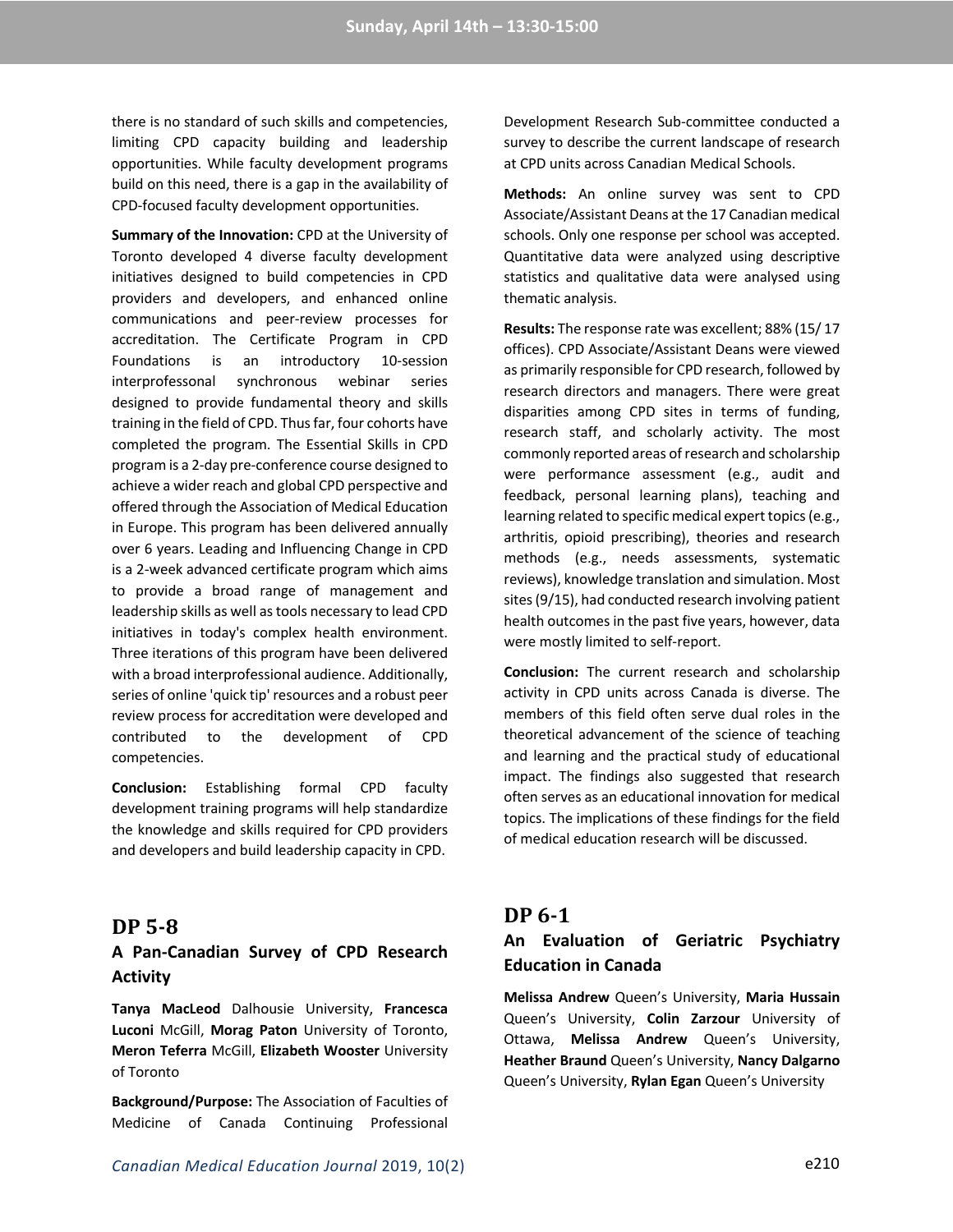there is no standard of such skills and competencies, limiting CPD capacity building and leadership opportunities. While faculty development programs build on this need, there is a gap in the availability of CPD-focused faculty development opportunities.

**Summary of the Innovation:** CPD at the University of Toronto developed 4 diverse faculty development initiatives designed to build competencies in CPD providers and developers, and enhanced online communications and peer-review processes for accreditation. The Certificate Program in CPD Foundations is an introductory 10-session interprofessonal synchronous webinar series designed to provide fundamental theory and skills training in the field of CPD. Thus far, four cohorts have completed the program. The Essential Skills in CPD program is a 2-day pre-conference course designed to achieve a wider reach and global CPD perspective and offered through the Association of Medical Education in Europe. This program has been delivered annually over 6 years. Leading and Influencing Change in CPD is a 2-week advanced certificate program which aims to provide a broad range of management and leadership skills as well as tools necessary to lead CPD initiatives in today's complex health environment. Three iterations of this program have been delivered with a broad interprofessional audience. Additionally, series of online 'quick tip' resources and a robust peer review process for accreditation were developed and contributed to the development of CPD competencies.

**Conclusion:** Establishing formal CPD faculty development training programs will help standardize the knowledge and skills required for CPD providers and developers and build leadership capacity in CPD.

## DP 5-8

### A Pan-Canadian Survey of CPD Research Activity

**Tanya MacLeod** Dalhousie University, **Francesca Luconi** McGill, **Morag Paton** University of Toronto, **Meron Teferra** McGill, **Elizabeth Wooster** University of Toronto

**Background/Purpose:** The Association of Faculties of Medicine of Canada Continuing Professional Development Research Sub-committee conducted a survey to describe the current landscape of research at CPD units across Canadian Medical Schools.

**Methods:** An online survey was sent to CPD Associate/Assistant Deans at the 17 Canadian medical schools. Only one response per school was accepted. Quantitative data were analyzed using descriptive statistics and qualitative data were analysed using thematic analysis.

**Results:** The response rate was excellent; 88% (15/ 17 offices). CPD Associate/Assistant Deans were viewed as primarily responsible for CPD research, followed by research directors and managers. There were great disparities among CPD sites in terms of funding, research staff, and scholarly activity. The most commonly reported areas of research and scholarship were performance assessment (e.g., audit and feedback, personal learning plans), teaching and learning related to specific medical expert topics (e.g., arthritis, opioid prescribing), theories and research methods (e.g., needs assessments, systematic reviews), knowledge translation and simulation. Most sites (9/15), had conducted research involving patient health outcomes in the past five years, however, data were mostly limited to self-report.

**Conclusion:** The current research and scholarship activity in CPD units across Canada is diverse. The members of this field often serve dual roles in the theoretical advancement of the science of teaching and learning and the practical study of educational impact. The findings also suggested that research often serves as an educational innovation for medical topics. The implications of these findings for the field of medical education research will be discussed.

## DP 6-1

### An Evaluation of Geriatric Psychiatry Education in Canada

**Melissa Andrew** Queen's University, **Maria Hussain** Queen's University, **Colin Zarzour** University of Ottawa, **Melissa Andrew** Queen's University, **Heather Braund** Queen's University, **Nancy Dalgarno** Queen's University, **Rylan Egan** Queen's University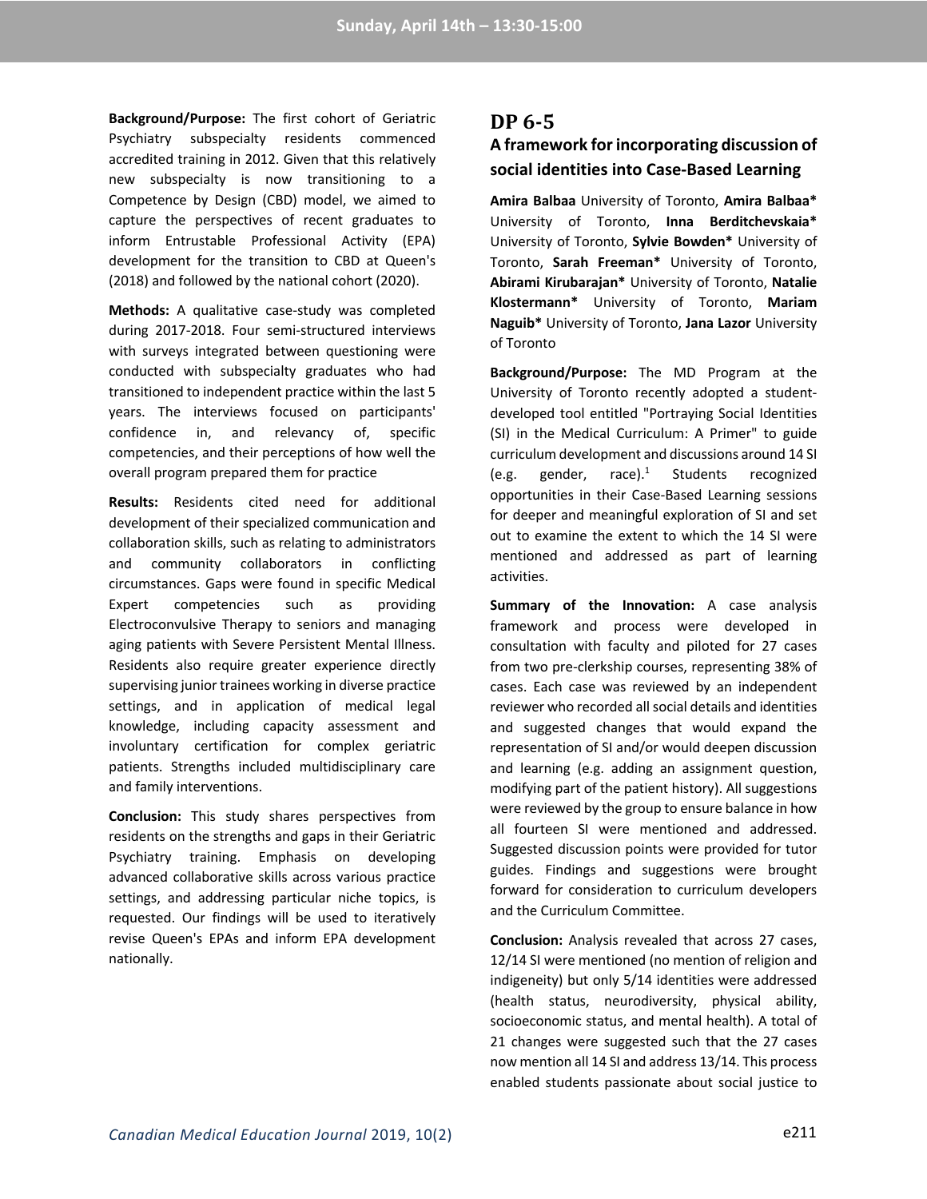**Background/Purpose:** The first cohort of Geriatric Psychiatry subspecialty residents commenced accredited training in 2012. Given that this relatively new subspecialty is now transitioning to a Competence by Design (CBD) model, we aimed to capture the perspectives of recent graduates to inform Entrustable Professional Activity (EPA) development for the transition to CBD at Queen's (2018) and followed by the national cohort (2020).

**Methods:** A qualitative case-study was completed during 2017-2018. Four semi-structured interviews with surveys integrated between questioning were conducted with subspecialty graduates who had transitioned to independent practice within the last 5 years. The interviews focused on participants' confidence in, and relevancy of, specific competencies, and their perceptions of how well the overall program prepared them for practice

**Results:** Residents cited need for additional development of their specialized communication and collaboration skills, such as relating to administrators and community collaborators in conflicting circumstances. Gaps were found in specific Medical Expert competencies such as providing Electroconvulsive Therapy to seniors and managing aging patients with Severe Persistent Mental Illness. Residents also require greater experience directly supervising junior trainees working in diverse practice settings, and in application of medical legal knowledge, including capacity assessment and involuntary certification for complex geriatric patients. Strengths included multidisciplinary care and family interventions.

**Conclusion:** This study shares perspectives from residents on the strengths and gaps in their Geriatric Psychiatry training. Emphasis on developing advanced collaborative skills across various practice settings, and addressing particular niche topics, is requested. Our findings will be used to iteratively revise Queen's EPAs and inform EPA development nationally.

## DP 6-5

### A framework for incorporating discussion of social identities into Case-Based Learning

**Amira Balbaa** University of Toronto, **Amira Balbaa*** University of Toronto, **Inna Berditchevskaia*** University of Toronto, **Sylvie Bowden*** University of Toronto, **Sarah Freeman*** University of Toronto, **Abirami Kirubarajan*** University of Toronto, **Natalie Klostermann*** University of Toronto, **Mariam Naguib*** University of Toronto, **Jana Lazor** University of Toronto

**Background/Purpose:** The MD Program at the University of Toronto recently adopted a student-developed tool entitled "Portraying Social Identities (SI) in the Medical Curriculum: A Primer" to guide curriculum development and discussions around 14 SI (e.g. gender, race).[1] Students recognized opportunities in their Case-Based Learning sessions for deeper and meaningful exploration of SI and set out to examine the extent to which the 14 SI were mentioned and addressed as part of learning activities.

**Summary of the Innovation:** A case analysis framework and process were developed in consultation with faculty and piloted for 27 cases from two pre-clerkship courses, representing 38% of cases. Each case was reviewed by an independent reviewer who recorded all social details and identities and suggested changes that would expand the representation of SI and/or would deepen discussion and learning (e.g. adding an assignment question, modifying part of the patient history). All suggestions were reviewed by the group to ensure balance in how all fourteen SI were mentioned and addressed. Suggested discussion points were provided for tutor guides. Findings and suggestions were brought forward for consideration to curriculum developers and the Curriculum Committee.

**Conclusion:** Analysis revealed that across 27 cases, 12/14 SI were mentioned (no mention of religion and indigeneity) but only 5/14 identities were addressed (health status, neurodiversity, physical ability, socioeconomic status, and mental health). A total of 21 changes were suggested such that the 27 cases now mention all 14 SI and address 13/14. This process enabled students passionate about social justice to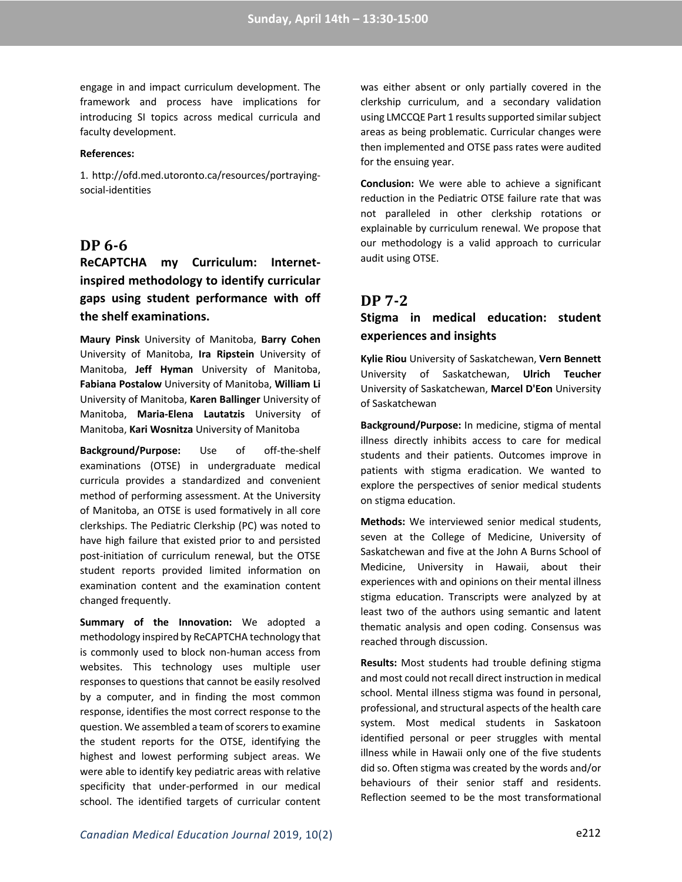engage in and impact curriculum development. The framework and process have implications for introducing SI topics across medical curricula and faculty development.

**References:**

1. http://ofd.med.utoronto.ca/resources/portraying-social-identities

## DP 6-6

### ReCAPTCHA my Curriculum: Internet-inspired methodology to identify curricular gaps using student performance with off the shelf examinations.

**Maury Pinsk** University of Manitoba, **Barry Cohen** University of Manitoba, **Ira Ripstein** University of Manitoba, **Jeff Hyman** University of Manitoba, **Fabiana Postalow** University of Manitoba, **William Li** University of Manitoba, **Karen Ballinger** University of Manitoba, **Maria-Elena Lautatzis** University of Manitoba, **Kari Wosnitza** University of Manitoba

**Background/Purpose:** Use of off-the-shelf examinations (OTSE) in undergraduate medical curricula provides a standardized and convenient method of performing assessment. At the University of Manitoba, an OTSE is used formatively in all core clerkships. The Pediatric Clerkship (PC) was noted to have high failure that existed prior to and persisted post-initiation of curriculum renewal, but the OTSE student reports provided limited information on examination content and the examination content changed frequently.

**Summary of the Innovation:** We adopted a methodology inspired by ReCAPTCHA technology that is commonly used to block non-human access from websites. This technology uses multiple user responses to questions that cannot be easily resolved by a computer, and in finding the most common response, identifies the most correct response to the question. We assembled a team of scorers to examine the student reports for the OTSE, identifying the highest and lowest performing subject areas. We were able to identify key pediatric areas with relative specificity that under-performed in our medical school. The identified targets of curricular content was either absent or only partially covered in the clerkship curriculum, and a secondary validation using LMCCQE Part 1 results supported similar subject areas as being problematic. Curricular changes were then implemented and OTSE pass rates were audited for the ensuing year.

**Conclusion:** We were able to achieve a significant reduction in the Pediatric OTSE failure rate that was not paralleled in other clerkship rotations or explainable by curriculum renewal. We propose that our methodology is a valid approach to curricular audit using OTSE.

## DP 7-2

### Stigma in medical education: student experiences and insights

**Kylie Riou** University of Saskatchewan, **Vern Bennett** University of Saskatchewan, **Ulrich Teucher** University of Saskatchewan, **Marcel D'Eon** University of Saskatchewan

**Background/Purpose:** In medicine, stigma of mental illness directly inhibits access to care for medical students and their patients. Outcomes improve in patients with stigma eradication. We wanted to explore the perspectives of senior medical students on stigma education.

**Methods:** We interviewed senior medical students, seven at the College of Medicine, University of Saskatchewan and five at the John A Burns School of Medicine, University in Hawaii, about their experiences with and opinions on their mental illness stigma education. Transcripts were analyzed by at least two of the authors using semantic and latent thematic analysis and open coding. Consensus was reached through discussion.

**Results:** Most students had trouble defining stigma and most could not recall direct instruction in medical school. Mental illness stigma was found in personal, professional, and structural aspects of the health care system. Most medical students in Saskatoon identified personal or peer struggles with mental illness while in Hawaii only one of the five students did so. Often stigma was created by the words and/or behaviours of their senior staff and residents. Reflection seemed to be the most transformational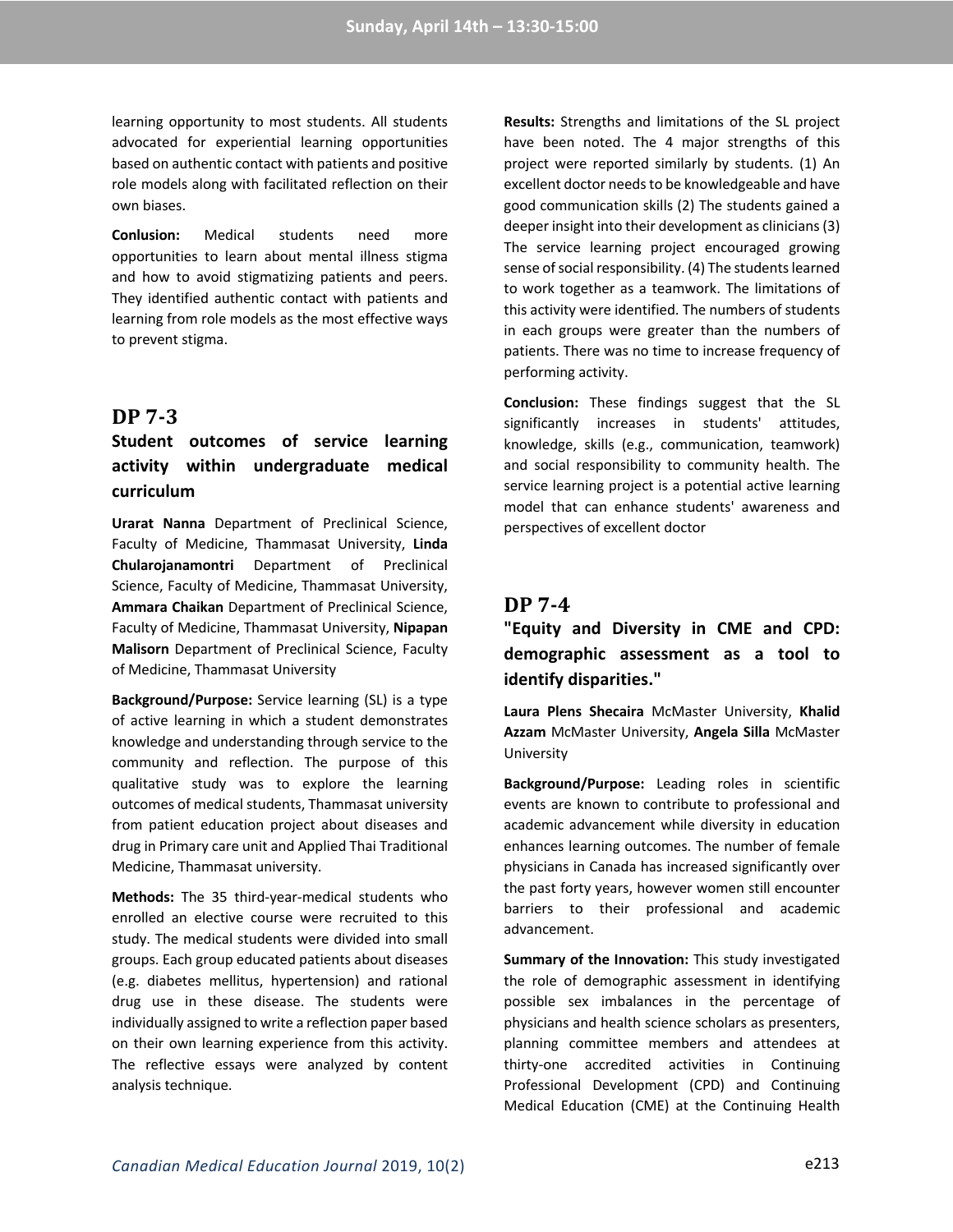learning opportunity to most students. All students advocated for experiential learning opportunities based on authentic contact with patients and positive role models along with facilitated reflection on their own biases.

**Conlusion:** Medical students need more opportunities to learn about mental illness stigma and how to avoid stigmatizing patients and peers. They identified authentic contact with patients and learning from role models as the most effective ways to prevent stigma.

## DP 7-3

### Student outcomes of service learning activity within undergraduate medical curriculum

**Urarat Nanna** Department of Preclinical Science, Faculty of Medicine, Thammasat University, **Linda Chularojanamontri** Department of Preclinical Science, Faculty of Medicine, Thammasat University, **Ammara Chaikan** Department of Preclinical Science, Faculty of Medicine, Thammasat University, **Nipapan Malisorn** Department of Preclinical Science, Faculty of Medicine, Thammasat University

**Background/Purpose:** Service learning (SL) is a type of active learning in which a student demonstrates knowledge and understanding through service to the community and reflection. The purpose of this qualitative study was to explore the learning outcomes of medical students, Thammasat university from patient education project about diseases and drug in Primary care unit and Applied Thai Traditional Medicine, Thammasat university.

**Methods:** The 35 third-year-medical students who enrolled an elective course were recruited to this study. The medical students were divided into small groups. Each group educated patients about diseases (e.g. diabetes mellitus, hypertension) and rational drug use in these disease. The students were individually assigned to write a reflection paper based on their own learning experience from this activity. The reflective essays were analyzed by content analysis technique.

**Results:** Strengths and limitations of the SL project have been noted. The 4 major strengths of this project were reported similarly by students. (1) An excellent doctor needs to be knowledgeable and have good communication skills (2) The students gained a deeper insight into their development as clinicians (3) The service learning project encouraged growing sense of social responsibility. (4) The students learned to work together as a teamwork. The limitations of this activity were identified. The numbers of students in each groups were greater than the numbers of patients. There was no time to increase frequency of performing activity.

**Conclusion:** These findings suggest that the SL significantly increases in students' attitudes, knowledge, skills (e.g., communication, teamwork) and social responsibility to community health. The service learning project is a potential active learning model that can enhance students' awareness and perspectives of excellent doctor

## DP 7-4

### "Equity and Diversity in CME and CPD: demographic assessment as a tool to identify disparities."

**Laura Plens Shecaira** McMaster University, **Khalid Azzam** McMaster University, **Angela Silla** McMaster University

**Background/Purpose:** Leading roles in scientific events are known to contribute to professional and academic advancement while diversity in education enhances learning outcomes. The number of female physicians in Canada has increased significantly over the past forty years, however women still encounter barriers to their professional and academic advancement.

**Summary of the Innovation:** This study investigated the role of demographic assessment in identifying possible sex imbalances in the percentage of physicians and health science scholars as presenters, planning committee members and attendees at thirty-one accredited activities in Continuing Professional Development (CPD) and Continuing Medical Education (CME) at the Continuing Health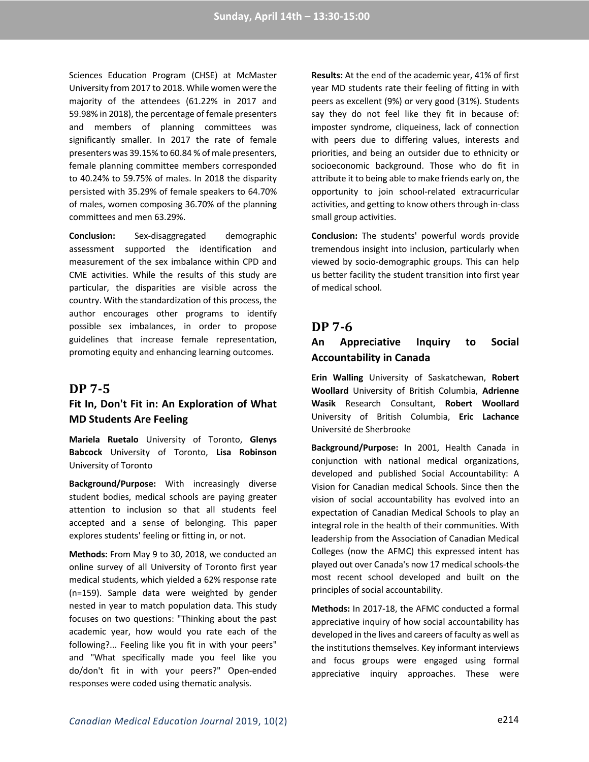Sciences Education Program (CHSE) at McMaster University from 2017 to 2018. While women were the majority of the attendees (61.22% in 2017 and 59.98% in 2018), the percentage of female presenters and members of planning committees was significantly smaller. In 2017 the rate of female presenters was 39.15% to 60.84 % of male presenters, female planning committee members corresponded to 40.24% to 59.75% of males. In 2018 the disparity persisted with 35.29% of female speakers to 64.70% of males, women composing 36.70% of the planning committees and men 63.29%.

**Conclusion:** Sex-disaggregated demographic assessment supported the identification and measurement of the sex imbalance within CPD and CME activities. While the results of this study are particular, the disparities are visible across the country. With the standardization of this process, the author encourages other programs to identify possible sex imbalances, in order to propose guidelines that increase female representation, promoting equity and enhancing learning outcomes.

## DP 7-5

### Fit In, Don't Fit in: An Exploration of What MD Students Are Feeling

**Mariela Ruetalo** University of Toronto, **Glenys Babcock** University of Toronto, **Lisa Robinson** University of Toronto

**Background/Purpose:** With increasingly diverse student bodies, medical schools are paying greater attention to inclusion so that all students feel accepted and a sense of belonging. This paper explores students' feeling or fitting in, or not.

**Methods:** From May 9 to 30, 2018, we conducted an online survey of all University of Toronto first year medical students, which yielded a 62% response rate (n=159). Sample data were weighted by gender nested in year to match population data. This study focuses on two questions: "Thinking about the past academic year, how would you rate each of the following?... Feeling like you fit in with your peers" and "What specifically made you feel like you do/don't fit in with your peers?" Open-ended responses were coded using thematic analysis.

**Results:** At the end of the academic year, 41% of first year MD students rate their feeling of fitting in with peers as excellent (9%) or very good (31%). Students say they do not feel like they fit in because of: imposter syndrome, cliqueiness, lack of connection with peers due to differing values, interests and priorities, and being an outsider due to ethnicity or socioeconomic background. Those who do fit in attribute it to being able to make friends early on, the opportunity to join school-related extracurricular activities, and getting to know others through in-class small group activities.

**Conclusion:** The students' powerful words provide tremendous insight into inclusion, particularly when viewed by socio-demographic groups. This can help us better facility the student transition into first year of medical school.

## DP 7-6

### An Appreciative Inquiry to Social Accountability in Canada

**Erin Walling** University of Saskatchewan, **Robert Woollard** University of British Columbia, **Adrienne Wasik** Research Consultant, **Robert Woollard** University of British Columbia, **Eric Lachance** Université de Sherbrooke

**Background/Purpose:** In 2001, Health Canada in conjunction with national medical organizations, developed and published Social Accountability: A Vision for Canadian medical Schools. Since then the vision of social accountability has evolved into an expectation of Canadian Medical Schools to play an integral role in the health of their communities. With leadership from the Association of Canadian Medical Colleges (now the AFMC) this expressed intent has played out over Canada's now 17 medical schools-the most recent school developed and built on the principles of social accountability.

**Methods:** In 2017-18, the AFMC conducted a formal appreciative inquiry of how social accountability has developed in the lives and careers of faculty as well as the institutions themselves. Key informant interviews and focus groups were engaged using formal appreciative inquiry approaches. These were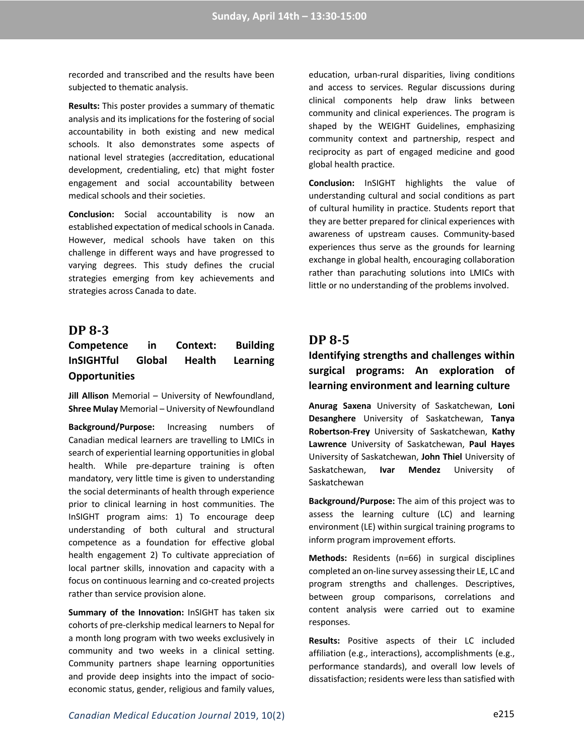recorded and transcribed and the results have been subjected to thematic analysis.

**Results:** This poster provides a summary of thematic analysis and its implications for the fostering of social accountability in both existing and new medical schools. It also demonstrates some aspects of national level strategies (accreditation, educational development, credentialing, etc) that might foster engagement and social accountability between medical schools and their societies.

**Conclusion:** Social accountability is now an established expectation of medical schools in Canada. However, medical schools have taken on this challenge in different ways and have progressed to varying degrees. This study defines the crucial strategies emerging from key achievements and strategies across Canada to date.

## DP 8-3

### Competence in Context: Building InSIGHTful Global Health Learning Opportunities

**Jill Allison** Memorial – University of Newfoundland, **Shree Mulay** Memorial – University of Newfoundland

**Background/Purpose:** Increasing numbers of Canadian medical learners are travelling to LMICs in search of experiential learning opportunities in global health. While pre-departure training is often mandatory, very little time is given to understanding the social determinants of health through experience prior to clinical learning in host communities. The InSIGHT program aims: 1) To encourage deep understanding of both cultural and structural competence as a foundation for effective global health engagement 2) To cultivate appreciation of local partner skills, innovation and capacity with a focus on continuous learning and co-created projects rather than service provision alone.

**Summary of the Innovation:** InSIGHT has taken six cohorts of pre-clerkship medical learners to Nepal for a month long program with two weeks exclusively in community and two weeks in a clinical setting. Community partners shape learning opportunities and provide deep insights into the impact of socio-economic status, gender, religious and family values, education, urban-rural disparities, living conditions and access to services. Regular discussions during clinical components help draw links between community and clinical experiences. The program is shaped by the WEIGHT Guidelines, emphasizing community context and partnership, respect and reciprocity as part of engaged medicine and good global health practice.

**Conclusion:** InSIGHT highlights the value of understanding cultural and social conditions as part of cultural humility in practice. Students report that they are better prepared for clinical experiences with awareness of upstream causes. Community-based experiences thus serve as the grounds for learning exchange in global health, encouraging collaboration rather than parachuting solutions into LMICs with little or no understanding of the problems involved.

## DP 8-5

### Identifying strengths and challenges within surgical programs: An exploration of learning environment and learning culture

**Anurag Saxena** University of Saskatchewan, **Loni Desanghere** University of Saskatchewan, **Tanya Robertson-Frey** University of Saskatchewan, **Kathy Lawrence** University of Saskatchewan, **Paul Hayes** University of Saskatchewan, **John Thiel** University of Saskatchewan, **Ivar Mendez** University of Saskatchewan

**Background/Purpose:** The aim of this project was to assess the learning culture (LC) and learning environment (LE) within surgical training programs to inform program improvement efforts.

**Methods:** Residents (n=66) in surgical disciplines completed an on-line survey assessing their LE, LC and program strengths and challenges. Descriptives, between group comparisons, correlations and content analysis were carried out to examine responses.

**Results:** Positive aspects of their LC included affiliation (e.g., interactions), accomplishments (e.g., performance standards), and overall low levels of dissatisfaction; residents were less than satisfied with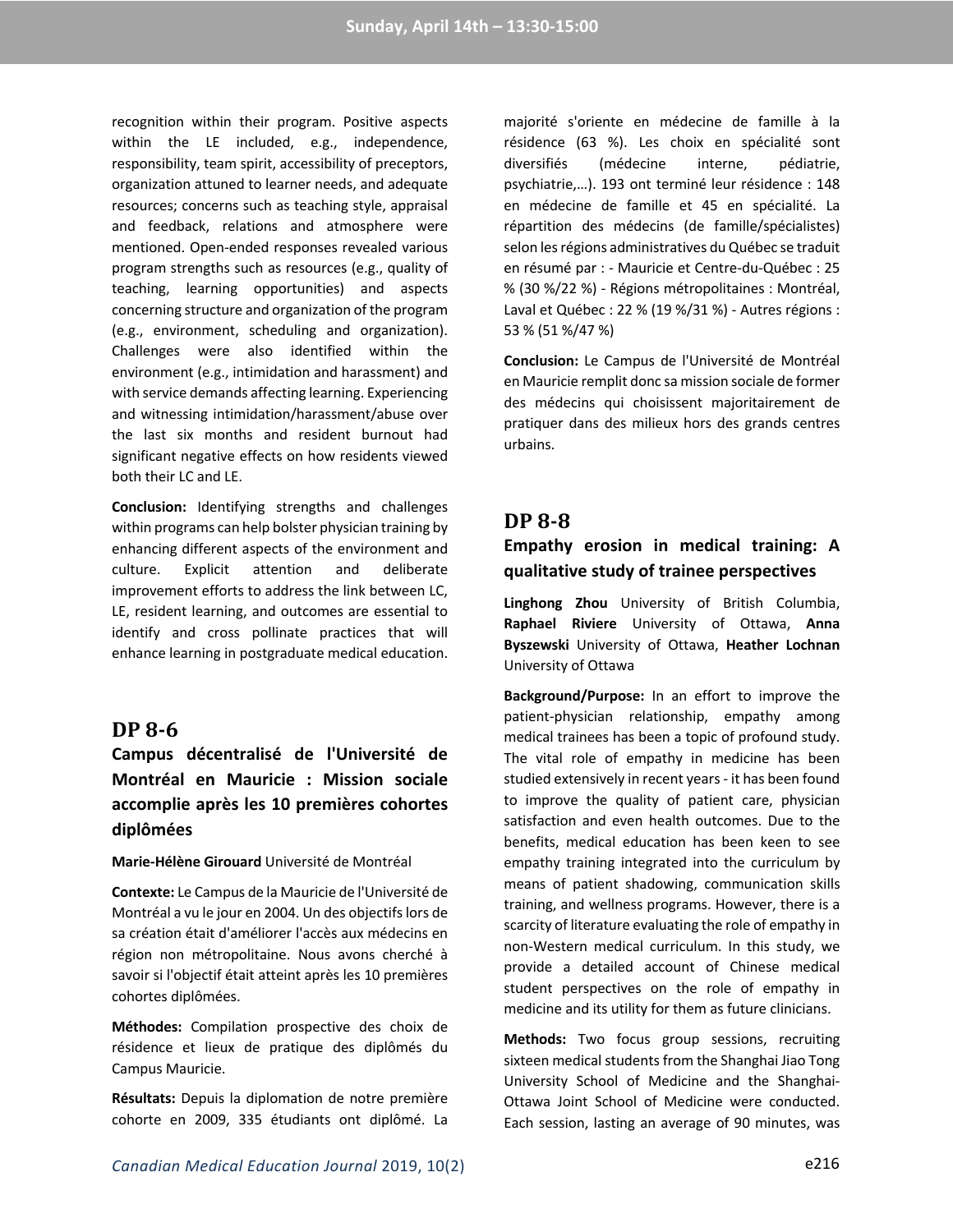recognition within their program. Positive aspects within the LE included, e.g., independence, responsibility, team spirit, accessibility of preceptors, organization attuned to learner needs, and adequate resources; concerns such as teaching style, appraisal and feedback, relations and atmosphere were mentioned. Open-ended responses revealed various program strengths such as resources (e.g., quality of teaching, learning opportunities) and aspects concerning structure and organization of the program (e.g., environment, scheduling and organization). Challenges were also identified within the environment (e.g., intimidation and harassment) and with service demands affecting learning. Experiencing and witnessing intimidation/harassment/abuse over the last six months and resident burnout had significant negative effects on how residents viewed both their LC and LE.

**Conclusion:** Identifying strengths and challenges within programs can help bolster physician training by enhancing different aspects of the environment and culture. Explicit attention and deliberate improvement efforts to address the link between LC, LE, resident learning, and outcomes are essential to identify and cross pollinate practices that will enhance learning in postgraduate medical education.

## DP 8-6

### Campus décentralisé de l'Université de Montréal en Mauricie : Mission sociale accomplie après les 10 premières cohortes diplômées

**Marie-Hélène Girouard** Université de Montréal

**Contexte:** Le Campus de la Mauricie de l'Université de Montréal a vu le jour en 2004. Un des objectifs lors de sa création était d'améliorer l'accès aux médecins en région non métropolitaine. Nous avons cherché à savoir si l'objectif était atteint après les 10 premières cohortes diplômées.

**Méthodes:** Compilation prospective des choix de résidence et lieux de pratique des diplômés du Campus Mauricie.

**Résultats:** Depuis la diplomation de notre première cohorte en 2009, 335 étudiants ont diplômé. La majorité s'oriente en médecine de famille à la résidence (63 %). Les choix en spécialité sont diversifiés (médecine interne, pédiatrie, psychiatrie,…). 193 ont terminé leur résidence : 148 en médecine de famille et 45 en spécialité. La répartition des médecins (de famille/spécialistes) selon les régions administratives du Québec se traduit en résumé par : - Mauricie et Centre-du-Québec : 25 % (30 %/22 %) - Régions métropolitaines : Montréal, Laval et Québec : 22 % (19 %/31 %) - Autres régions : 53 % (51 %/47 %)

**Conclusion:** Le Campus de l'Université de Montréal en Mauricie remplit donc sa mission sociale de former des médecins qui choisissent majoritairement de pratiquer dans des milieux hors des grands centres urbains.

## DP 8-8

### Empathy erosion in medical training: A qualitative study of trainee perspectives

**Linghong Zhou** University of British Columbia, **Raphael Riviere** University of Ottawa, **Anna Byszewski** University of Ottawa, **Heather Lochnan** University of Ottawa

**Background/Purpose:** In an effort to improve the patient-physician relationship, empathy among medical trainees has been a topic of profound study. The vital role of empathy in medicine has been studied extensively in recent years - it has been found to improve the quality of patient care, physician satisfaction and even health outcomes. Due to the benefits, medical education has been keen to see empathy training integrated into the curriculum by means of patient shadowing, communication skills training, and wellness programs. However, there is a scarcity of literature evaluating the role of empathy in non-Western medical curriculum. In this study, we provide a detailed account of Chinese medical student perspectives on the role of empathy in medicine and its utility for them as future clinicians.

**Methods:** Two focus group sessions, recruiting sixteen medical students from the Shanghai Jiao Tong University School of Medicine and the Shanghai-Ottawa Joint School of Medicine were conducted. Each session, lasting an average of 90 minutes, was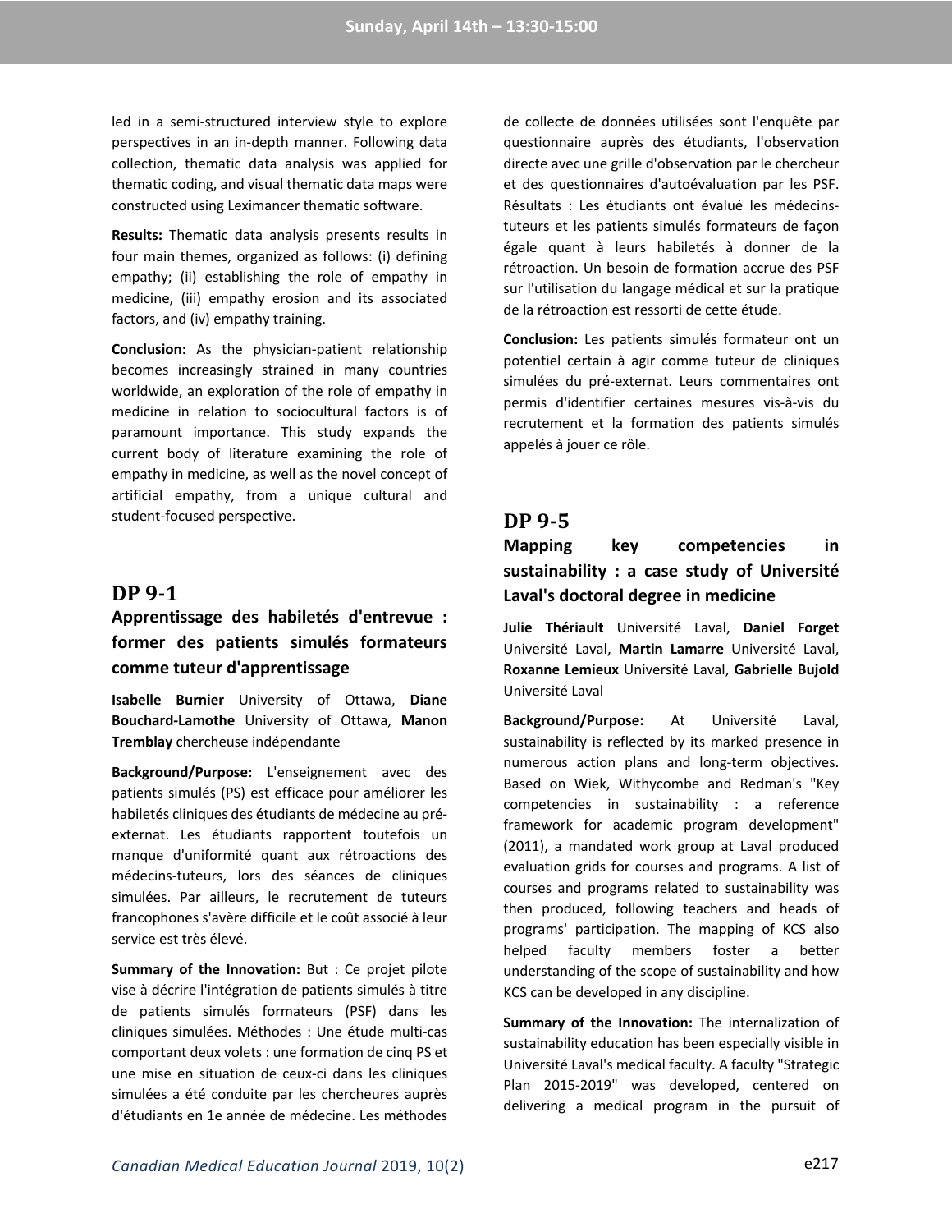led in a semi-structured interview style to explore perspectives in an in-depth manner. Following data collection, thematic data analysis was applied for thematic coding, and visual thematic data maps were constructed using Leximancer thematic software.

**Results:** Thematic data analysis presents results in four main themes, organized as follows: (i) defining empathy; (ii) establishing the role of empathy in medicine, (iii) empathy erosion and its associated factors, and (iv) empathy training.

**Conclusion:** As the physician-patient relationship becomes increasingly strained in many countries worldwide, an exploration of the role of empathy in medicine in relation to sociocultural factors is of paramount importance. This study expands the current body of literature examining the role of empathy in medicine, as well as the novel concept of artificial empathy, from a unique cultural and student-focused perspective.

## DP 9-1

### Apprentissage des habiletés d'entrevue : former des patients simulés formateurs comme tuteur d'apprentissage

**Isabelle Burnier** University of Ottawa, **Diane Bouchard-Lamothe** University of Ottawa, **Manon Tremblay** chercheuse indépendante

**Background/Purpose:** L'enseignement avec des patients simulés (PS) est efficace pour améliorer les habiletés cliniques des étudiants de médecine au pré-externat. Les étudiants rapportent toutefois un manque d'uniformité quant aux rétroactions des médecins-tuteurs, lors des séances de cliniques simulées. Par ailleurs, le recrutement de tuteurs francophones s'avère difficile et le coût associé à leur service est très élevé.

**Summary of the Innovation:** But : Ce projet pilote vise à décrire l'intégration de patients simulés à titre de patients simulés formateurs (PSF) dans les cliniques simulées. Méthodes : Une étude multi-cas comportant deux volets : une formation de cinq PS et une mise en situation de ceux-ci dans les cliniques simulées a été conduite par les chercheures auprès d'étudiants en 1e année de médecine. Les méthodes de collecte de données utilisées sont l'enquête par questionnaire auprès des étudiants, l'observation directe avec une grille d'observation par le chercheur et des questionnaires d'autoévaluation par les PSF. Résultats : Les étudiants ont évalué les médecins-tuteurs et les patients simulés formateurs de façon égale quant à leurs habiletés à donner de la rétroaction. Un besoin de formation accrue des PSF sur l'utilisation du langage médical et sur la pratique de la rétroaction est ressorti de cette étude.

**Conclusion:** Les patients simulés formateur ont un potentiel certain à agir comme tuteur de cliniques simulées du pré-externat. Leurs commentaires ont permis d'identifier certaines mesures vis-à-vis du recrutement et la formation des patients simulés appelés à jouer ce rôle.

## DP 9-5

### Mapping key competencies in sustainability : a case study of Université Laval's doctoral degree in medicine

**Julie Thériault** Université Laval, **Daniel Forget** Université Laval, **Martin Lamarre** Université Laval, **Roxanne Lemieux** Université Laval, **Gabrielle Bujold** Université Laval

**Background/Purpose:** At Université Laval, sustainability is reflected by its marked presence in numerous action plans and long-term objectives. Based on Wiek, Withycombe and Redman's "Key competencies in sustainability : a reference framework for academic program development" (2011), a mandated work group at Laval produced evaluation grids for courses and programs. A list of courses and programs related to sustainability was then produced, following teachers and heads of programs' participation. The mapping of KCS also helped faculty members foster a better understanding of the scope of sustainability and how KCS can be developed in any discipline.

**Summary of the Innovation:** The internalization of sustainability education has been especially visible in Université Laval's medical faculty. A faculty "Strategic Plan 2015-2019" was developed, centered on delivering a medical program in the pursuit of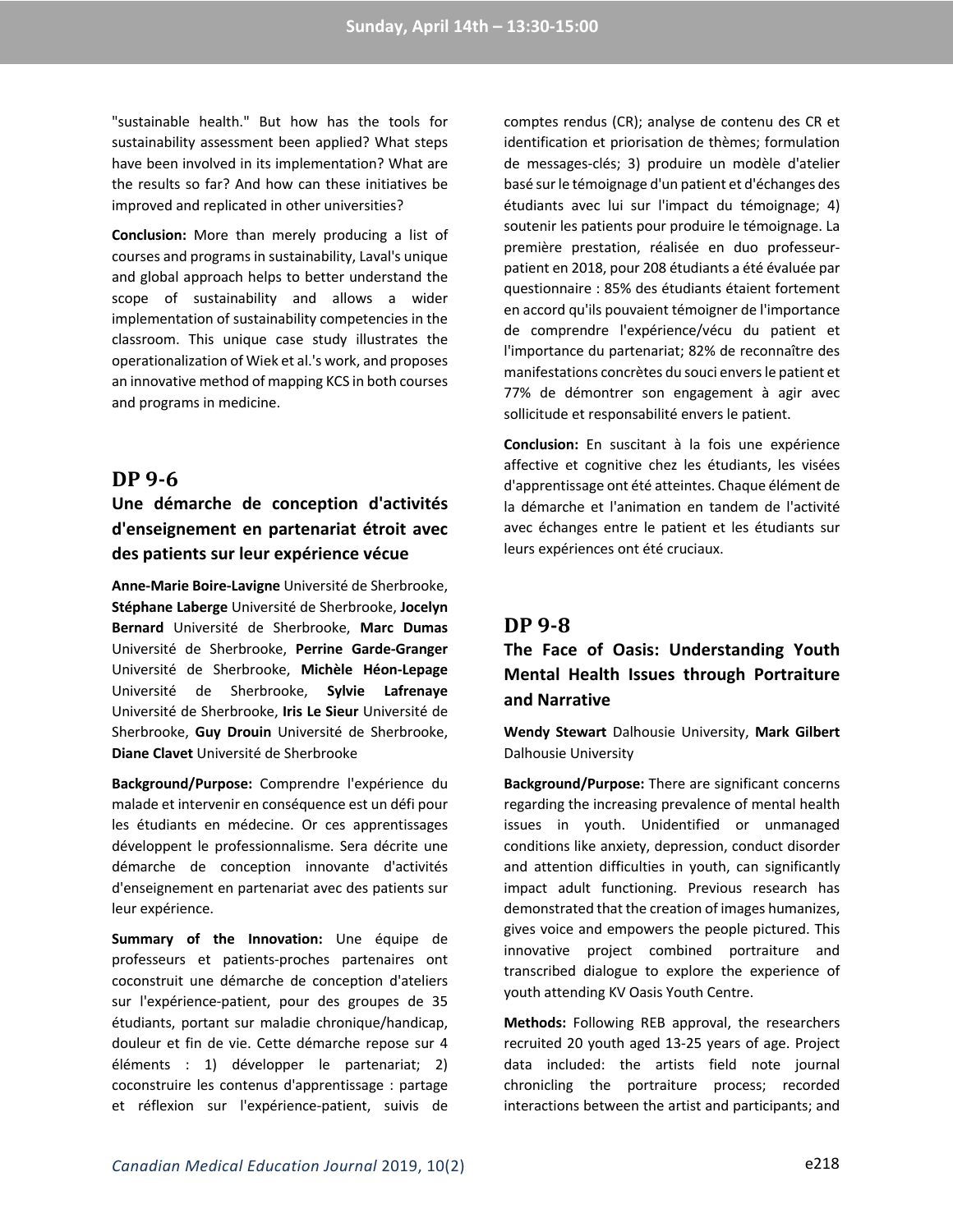"sustainable health." But how has the tools for sustainability assessment been applied? What steps have been involved in its implementation? What are the results so far? And how can these initiatives be improved and replicated in other universities?

**Conclusion:** More than merely producing a list of courses and programs in sustainability, Laval's unique and global approach helps to better understand the scope of sustainability and allows a wider implementation of sustainability competencies in the classroom. This unique case study illustrates the operationalization of Wiek et al.'s work, and proposes an innovative method of mapping KCS in both courses and programs in medicine.

## DP 9-6

### Une démarche de conception d'activités d'enseignement en partenariat étroit avec des patients sur leur expérience vécue

**Anne-Marie Boire-Lavigne** Université de Sherbrooke, **Stéphane Laberge** Université de Sherbrooke, **Jocelyn Bernard** Université de Sherbrooke, **Marc Dumas** Université de Sherbrooke, **Perrine Garde-Granger** Université de Sherbrooke, **Michèle Héon-Lepage** Université de Sherbrooke, **Sylvie Lafrenaye** Université de Sherbrooke, **Iris Le Sieur** Université de Sherbrooke, **Guy Drouin** Université de Sherbrooke, **Diane Clavet** Université de Sherbrooke

**Background/Purpose:** Comprendre l'expérience du malade et intervenir en conséquence est un défi pour les étudiants en médecine. Or ces apprentissages développent le professionnalisme. Sera décrite une démarche de conception innovante d'activités d'enseignement en partenariat avec des patients sur leur expérience.

**Summary of the Innovation:** Une équipe de professeurs et patients-proches partenaires ont coconstruit une démarche de conception d'ateliers sur l'expérience-patient, pour des groupes de 35 étudiants, portant sur maladie chronique/handicap, douleur et fin de vie. Cette démarche repose sur 4 éléments : 1) développer le partenariat; 2) coconstruire les contenus d'apprentissage : partage et réflexion sur l'expérience-patient, suivis de comptes rendus (CR); analyse de contenu des CR et identification et priorisation de thèmes; formulation de messages-clés; 3) produire un modèle d'atelier basé sur le témoignage d'un patient et d'échanges des étudiants avec lui sur l'impact du témoignage; 4) soutenir les patients pour produire le témoignage. La première prestation, réalisée en duo professeur-patient en 2018, pour 208 étudiants a été évaluée par questionnaire : 85% des étudiants étaient fortement en accord qu'ils pouvaient témoigner de l'importance de comprendre l'expérience/vécu du patient et l'importance du partenariat; 82% de reconnaître des manifestations concrètes du souci envers le patient et 77% de démontrer son engagement à agir avec sollicitude et responsabilité envers le patient.

**Conclusion:** En suscitant à la fois une expérience affective et cognitive chez les étudiants, les visées d'apprentissage ont été atteintes. Chaque élément de la démarche et l'animation en tandem de l'activité avec échanges entre le patient et les étudiants sur leurs expériences ont été cruciaux.

## DP 9-8

### The Face of Oasis: Understanding Youth Mental Health Issues through Portraiture and Narrative

**Wendy Stewart** Dalhousie University, **Mark Gilbert** Dalhousie University

**Background/Purpose:** There are significant concerns regarding the increasing prevalence of mental health issues in youth. Unidentified or unmanaged conditions like anxiety, depression, conduct disorder and attention difficulties in youth, can significantly impact adult functioning. Previous research has demonstrated that the creation of images humanizes, gives voice and empowers the people pictured. This innovative project combined portraiture and transcribed dialogue to explore the experience of youth attending KV Oasis Youth Centre.

**Methods:** Following REB approval, the researchers recruited 20 youth aged 13-25 years of age. Project data included: the artists field note journal chronicling the portraiture process; recorded interactions between the artist and participants; and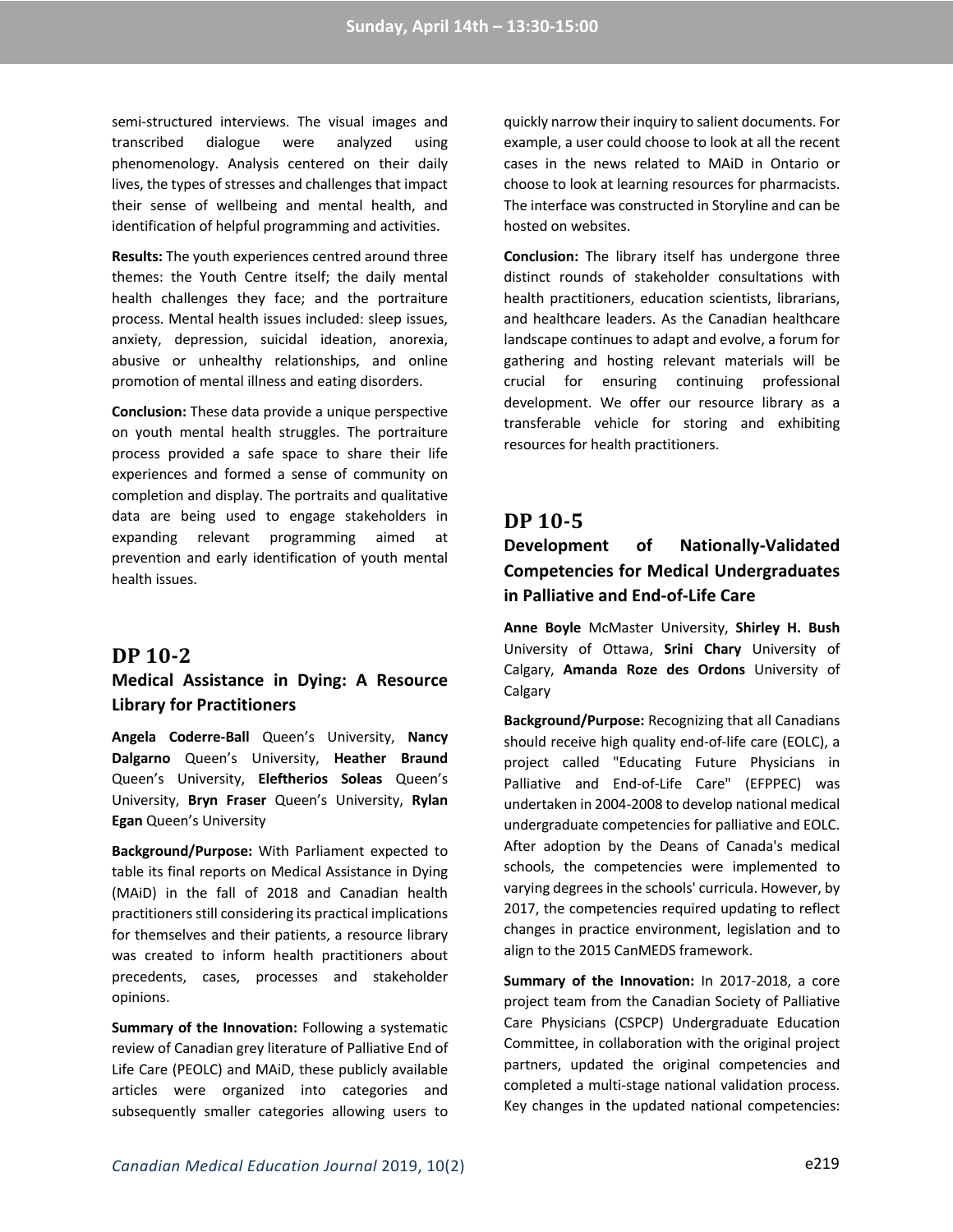semi-structured interviews. The visual images and transcribed dialogue were analyzed using phenomenology. Analysis centered on their daily lives, the types of stresses and challenges that impact their sense of wellbeing and mental health, and identification of helpful programming and activities.

**Results:** The youth experiences centred around three themes: the Youth Centre itself; the daily mental health challenges they face; and the portraiture process. Mental health issues included: sleep issues, anxiety, depression, suicidal ideation, anorexia, abusive or unhealthy relationships, and online promotion of mental illness and eating disorders.

**Conclusion:** These data provide a unique perspective on youth mental health struggles. The portraiture process provided a safe space to share their life experiences and formed a sense of community on completion and display. The portraits and qualitative data are being used to engage stakeholders in expanding relevant programming aimed at prevention and early identification of youth mental health issues.

## DP 10-2

### Medical Assistance in Dying: A Resource Library for Practitioners

**Angela Coderre-Ball** Queen's University, **Nancy Dalgarno** Queen's University, **Heather Braund** Queen's University, **Eleftherios Soleas** Queen's University, **Bryn Fraser** Queen's University, **Rylan Egan** Queen's University

**Background/Purpose:** With Parliament expected to table its final reports on Medical Assistance in Dying (MAiD) in the fall of 2018 and Canadian health practitioners still considering its practical implications for themselves and their patients, a resource library was created to inform health practitioners about precedents, cases, processes and stakeholder opinions.

**Summary of the Innovation:** Following a systematic review of Canadian grey literature of Palliative End of Life Care (PEOLC) and MAiD, these publicly available articles were organized into categories and subsequently smaller categories allowing users to quickly narrow their inquiry to salient documents. For example, a user could choose to look at all the recent cases in the news related to MAiD in Ontario or choose to look at learning resources for pharmacists. The interface was constructed in Storyline and can be hosted on websites.

**Conclusion:** The library itself has undergone three distinct rounds of stakeholder consultations with health practitioners, education scientists, librarians, and healthcare leaders. As the Canadian healthcare landscape continues to adapt and evolve, a forum for gathering and hosting relevant materials will be crucial for ensuring continuing professional development. We offer our resource library as a transferable vehicle for storing and exhibiting resources for health practitioners.

## DP 10-5

### Development of Nationally-Validated Competencies for Medical Undergraduates in Palliative and End-of-Life Care

**Anne Boyle** McMaster University, **Shirley H. Bush** University of Ottawa, **Srini Chary** University of Calgary, **Amanda Roze des Ordons** University of Calgary

**Background/Purpose:** Recognizing that all Canadians should receive high quality end-of-life care (EOLC), a project called "Educating Future Physicians in Palliative and End-of-Life Care" (EFPPEC) was undertaken in 2004-2008 to develop national medical undergraduate competencies for palliative and EOLC. After adoption by the Deans of Canada's medical schools, the competencies were implemented to varying degrees in the schools' curricula. However, by 2017, the competencies required updating to reflect changes in practice environment, legislation and to align to the 2015 CanMEDS framework.

**Summary of the Innovation:** In 2017-2018, a core project team from the Canadian Society of Palliative Care Physicians (CSPCP) Undergraduate Education Committee, in collaboration with the original project partners, updated the original competencies and completed a multi-stage national validation process. Key changes in the updated national competencies: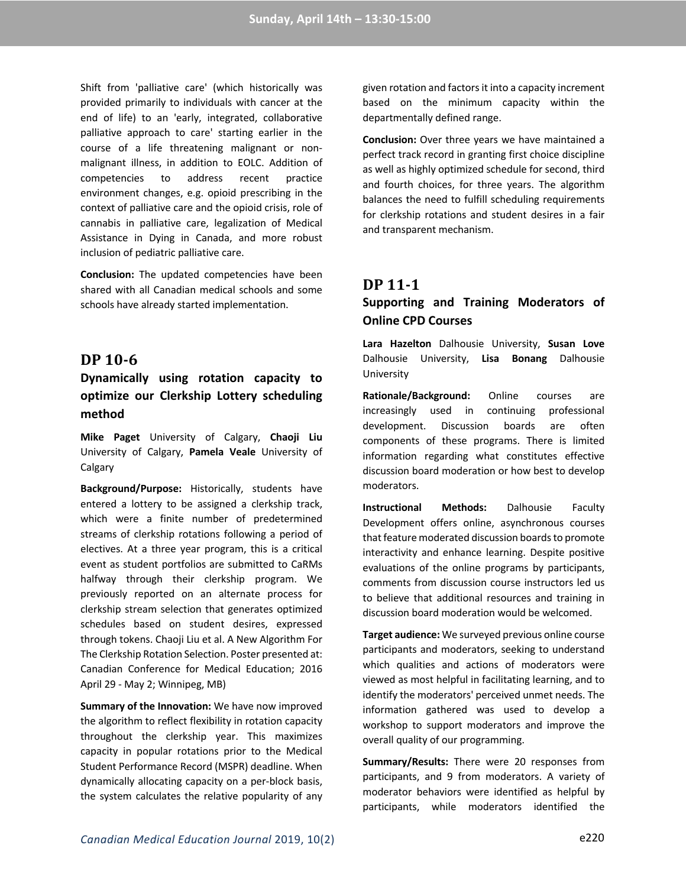Shift from 'palliative care' (which historically was provided primarily to individuals with cancer at the end of life) to an 'early, integrated, collaborative palliative approach to care' starting earlier in the course of a life threatening malignant or non-malignant illness, in addition to EOLC. Addition of competencies to address recent practice environment changes, e.g. opioid prescribing in the context of palliative care and the opioid crisis, role of cannabis in palliative care, legalization of Medical Assistance in Dying in Canada, and more robust inclusion of pediatric palliative care.

**Conclusion:** The updated competencies have been shared with all Canadian medical schools and some schools have already started implementation.

## DP 10-6

### Dynamically using rotation capacity to optimize our Clerkship Lottery scheduling method

**Mike Paget** University of Calgary, **Chaoji Liu** University of Calgary, **Pamela Veale** University of Calgary

**Background/Purpose:** Historically, students have entered a lottery to be assigned a clerkship track, which were a finite number of predetermined streams of clerkship rotations following a period of electives. At a three year program, this is a critical event as student portfolios are submitted to CaRMs halfway through their clerkship program. We previously reported on an alternate process for clerkship stream selection that generates optimized schedules based on student desires, expressed through tokens. Chaoji Liu et al. A New Algorithm For The Clerkship Rotation Selection. Poster presented at: Canadian Conference for Medical Education; 2016 April 29 - May 2; Winnipeg, MB)

**Summary of the Innovation:** We have now improved the algorithm to reflect flexibility in rotation capacity throughout the clerkship year. This maximizes capacity in popular rotations prior to the Medical Student Performance Record (MSPR) deadline. When dynamically allocating capacity on a per-block basis, the system calculates the relative popularity of any given rotation and factors it into a capacity increment based on the minimum capacity within the departmentally defined range.

**Conclusion:** Over three years we have maintained a perfect track record in granting first choice discipline as well as highly optimized schedule for second, third and fourth choices, for three years. The algorithm balances the need to fulfill scheduling requirements for clerkship rotations and student desires in a fair and transparent mechanism.

## DP 11-1

### Supporting and Training Moderators of Online CPD Courses

**Lara Hazelton** Dalhousie University, **Susan Love** Dalhousie University, **Lisa Bonang** Dalhousie University

**Rationale/Background:** Online courses are increasingly used in continuing professional development. Discussion boards are often components of these programs. There is limited information regarding what constitutes effective discussion board moderation or how best to develop moderators.

**Instructional Methods:** Dalhousie Faculty Development offers online, asynchronous courses that feature moderated discussion boards to promote interactivity and enhance learning. Despite positive evaluations of the online programs by participants, comments from discussion course instructors led us to believe that additional resources and training in discussion board moderation would be welcomed.

**Target audience:** We surveyed previous online course participants and moderators, seeking to understand which qualities and actions of moderators were viewed as most helpful in facilitating learning, and to identify the moderators' perceived unmet needs. The information gathered was used to develop a workshop to support moderators and improve the overall quality of our programming.

**Summary/Results:** There were 20 responses from participants, and 9 from moderators. A variety of moderator behaviors were identified as helpful by participants, while moderators identified the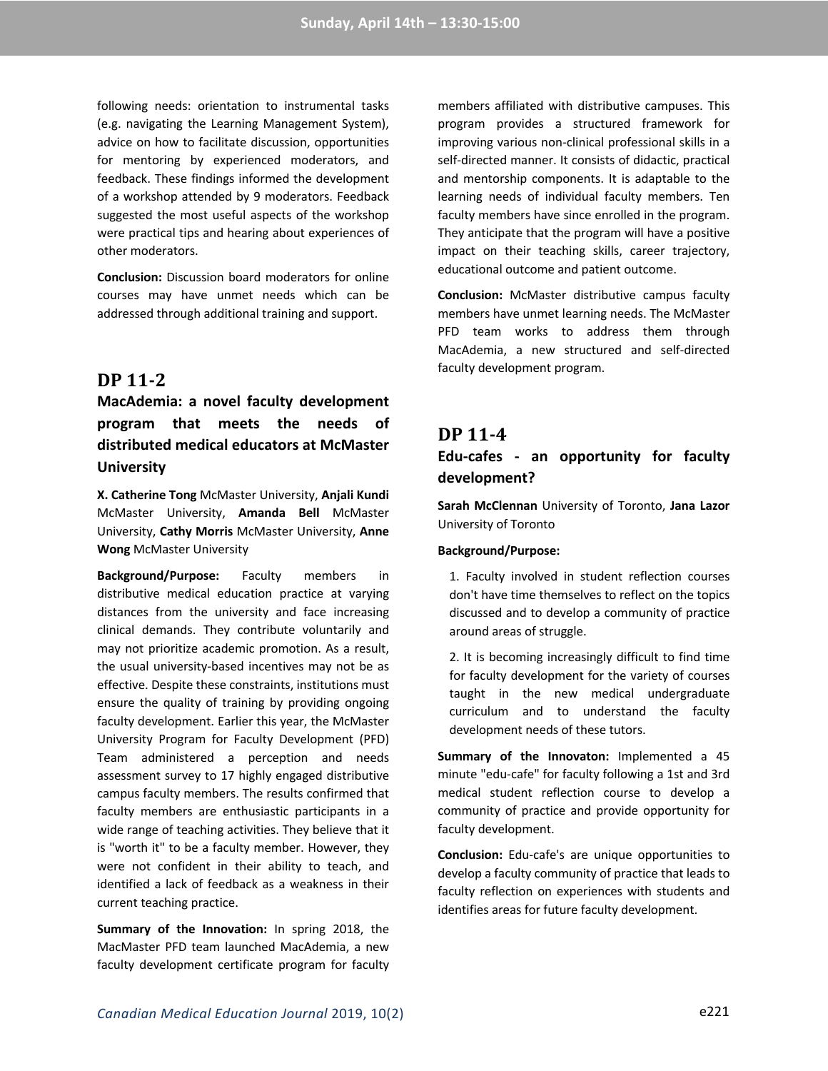following needs: orientation to instrumental tasks (e.g. navigating the Learning Management System), advice on how to facilitate discussion, opportunities for mentoring by experienced moderators, and feedback. These findings informed the development of a workshop attended by 9 moderators. Feedback suggested the most useful aspects of the workshop were practical tips and hearing about experiences of other moderators.

**Conclusion:** Discussion board moderators for online courses may have unmet needs which can be addressed through additional training and support.

## DP 11-2

### MacAdemia: a novel faculty development program that meets the needs of distributed medical educators at McMaster University

**X. Catherine Tong** McMaster University, **Anjali Kundi** McMaster University, **Amanda Bell** McMaster University, **Cathy Morris** McMaster University, **Anne Wong** McMaster University

**Background/Purpose:** Faculty members in distributive medical education practice at varying distances from the university and face increasing clinical demands. They contribute voluntarily and may not prioritize academic promotion. As a result, the usual university-based incentives may not be as effective. Despite these constraints, institutions must ensure the quality of training by providing ongoing faculty development. Earlier this year, the McMaster University Program for Faculty Development (PFD) Team administered a perception and needs assessment survey to 17 highly engaged distributive campus faculty members. The results confirmed that faculty members are enthusiastic participants in a wide range of teaching activities. They believe that it is "worth it" to be a faculty member. However, they were not confident in their ability to teach, and identified a lack of feedback as a weakness in their current teaching practice.

**Summary of the Innovation:** In spring 2018, the MacMaster PFD team launched MacAdemia, a new faculty development certificate program for faculty members affiliated with distributive campuses. This program provides a structured framework for improving various non-clinical professional skills in a self-directed manner. It consists of didactic, practical and mentorship components. It is adaptable to the learning needs of individual faculty members. Ten faculty members have since enrolled in the program. They anticipate that the program will have a positive impact on their teaching skills, career trajectory, educational outcome and patient outcome.

**Conclusion:** McMaster distributive campus faculty members have unmet learning needs. The McMaster PFD team works to address them through MacAdemia, a new structured and self-directed faculty development program.

## DP 11-4

### Edu-cafes - an opportunity for faculty development?

**Sarah McClennan** University of Toronto, **Jana Lazor** University of Toronto

**Background/Purpose:**

1. Faculty involved in student reflection courses don't have time themselves to reflect on the topics discussed and to develop a community of practice around areas of struggle.

2. It is becoming increasingly difficult to find time for faculty development for the variety of courses taught in the new medical undergraduate curriculum and to understand the faculty development needs of these tutors.

**Summary of the Innovaton:** Implemented a 45 minute "edu-cafe" for faculty following a 1st and 3rd medical student reflection course to develop a community of practice and provide opportunity for faculty development.

**Conclusion:** Edu-cafe's are unique opportunities to develop a faculty community of practice that leads to faculty reflection on experiences with students and identifies areas for future faculty development.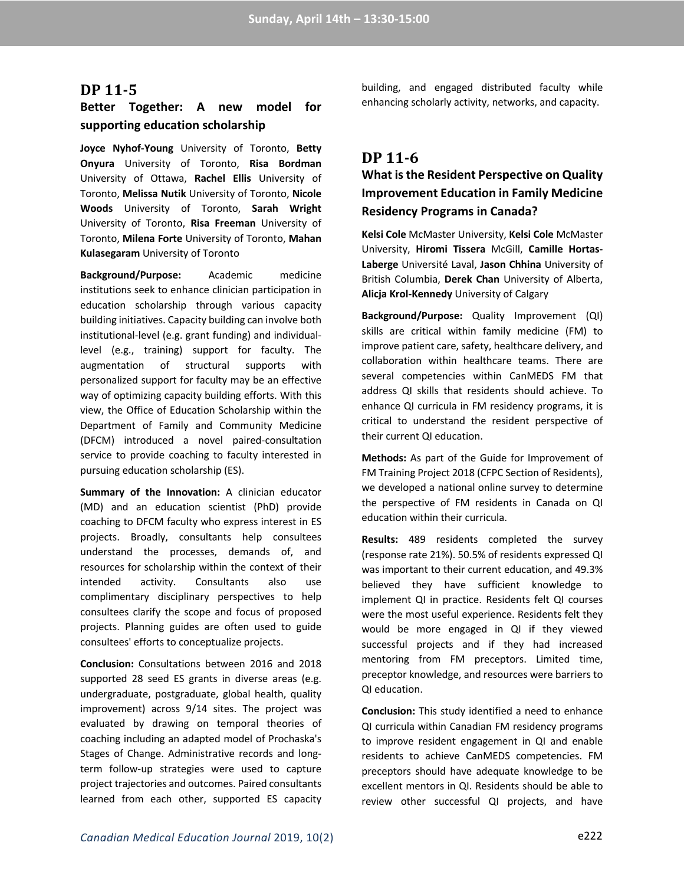## DP 11-5

### Better Together: A new model for supporting education scholarship

**Joyce Nyhof-Young** University of Toronto, **Betty Onyura** University of Toronto, **Risa Bordman** University of Ottawa, **Rachel Ellis** University of Toronto, **Melissa Nutik** University of Toronto, **Nicole Woods** University of Toronto, **Sarah Wright** University of Toronto, **Risa Freeman** University of Toronto, **Milena Forte** University of Toronto, **Mahan Kulasegaram** University of Toronto

**Background/Purpose:** Academic medicine institutions seek to enhance clinician participation in education scholarship through various capacity building initiatives. Capacity building can involve both institutional-level (e.g. grant funding) and individual-level (e.g., training) support for faculty. The augmentation of structural supports with personalized support for faculty may be an effective way of optimizing capacity building efforts. With this view, the Office of Education Scholarship within the Department of Family and Community Medicine (DFCM) introduced a novel paired-consultation service to provide coaching to faculty interested in pursuing education scholarship (ES).

**Summary of the Innovation:** A clinician educator (MD) and an education scientist (PhD) provide coaching to DFCM faculty who express interest in ES projects. Broadly, consultants help consultees understand the processes, demands of, and resources for scholarship within the context of their intended activity. Consultants also use complimentary disciplinary perspectives to help consultees clarify the scope and focus of proposed projects. Planning guides are often used to guide consultees' efforts to conceptualize projects.

**Conclusion:** Consultations between 2016 and 2018 supported 28 seed ES grants in diverse areas (e.g. undergraduate, postgraduate, global health, quality improvement) across 9/14 sites. The project was evaluated by drawing on temporal theories of coaching including an adapted model of Prochaska's Stages of Change. Administrative records and long-term follow-up strategies were used to capture project trajectories and outcomes. Paired consultants learned from each other, supported ES capacity building, and engaged distributed faculty while enhancing scholarly activity, networks, and capacity.

## DP 11-6

### What is the Resident Perspective on Quality Improvement Education in Family Medicine Residency Programs in Canada?

**Kelsi Cole** McMaster University, **Kelsi Cole** McMaster University, **Hiromi Tissera** McGill, **Camille Hortas-Laberge** Université Laval, **Jason Chhina** University of British Columbia, **Derek Chan** University of Alberta, **Alicja Krol-Kennedy** University of Calgary

**Background/Purpose:** Quality Improvement (QI) skills are critical within family medicine (FM) to improve patient care, safety, healthcare delivery, and collaboration within healthcare teams. There are several competencies within CanMEDS FM that address QI skills that residents should achieve. To enhance QI curricula in FM residency programs, it is critical to understand the resident perspective of their current QI education.

**Methods:** As part of the Guide for Improvement of FM Training Project 2018 (CFPC Section of Residents), we developed a national online survey to determine the perspective of FM residents in Canada on QI education within their curricula.

**Results:** 489 residents completed the survey (response rate 21%). 50.5% of residents expressed QI was important to their current education, and 49.3% believed they have sufficient knowledge to implement QI in practice. Residents felt QI courses were the most useful experience. Residents felt they would be more engaged in QI if they viewed successful projects and if they had increased mentoring from FM preceptors. Limited time, preceptor knowledge, and resources were barriers to QI education.

**Conclusion:** This study identified a need to enhance QI curricula within Canadian FM residency programs to improve resident engagement in QI and enable residents to achieve CanMEDS competencies. FM preceptors should have adequate knowledge to be excellent mentors in QI. Residents should be able to review other successful QI projects, and have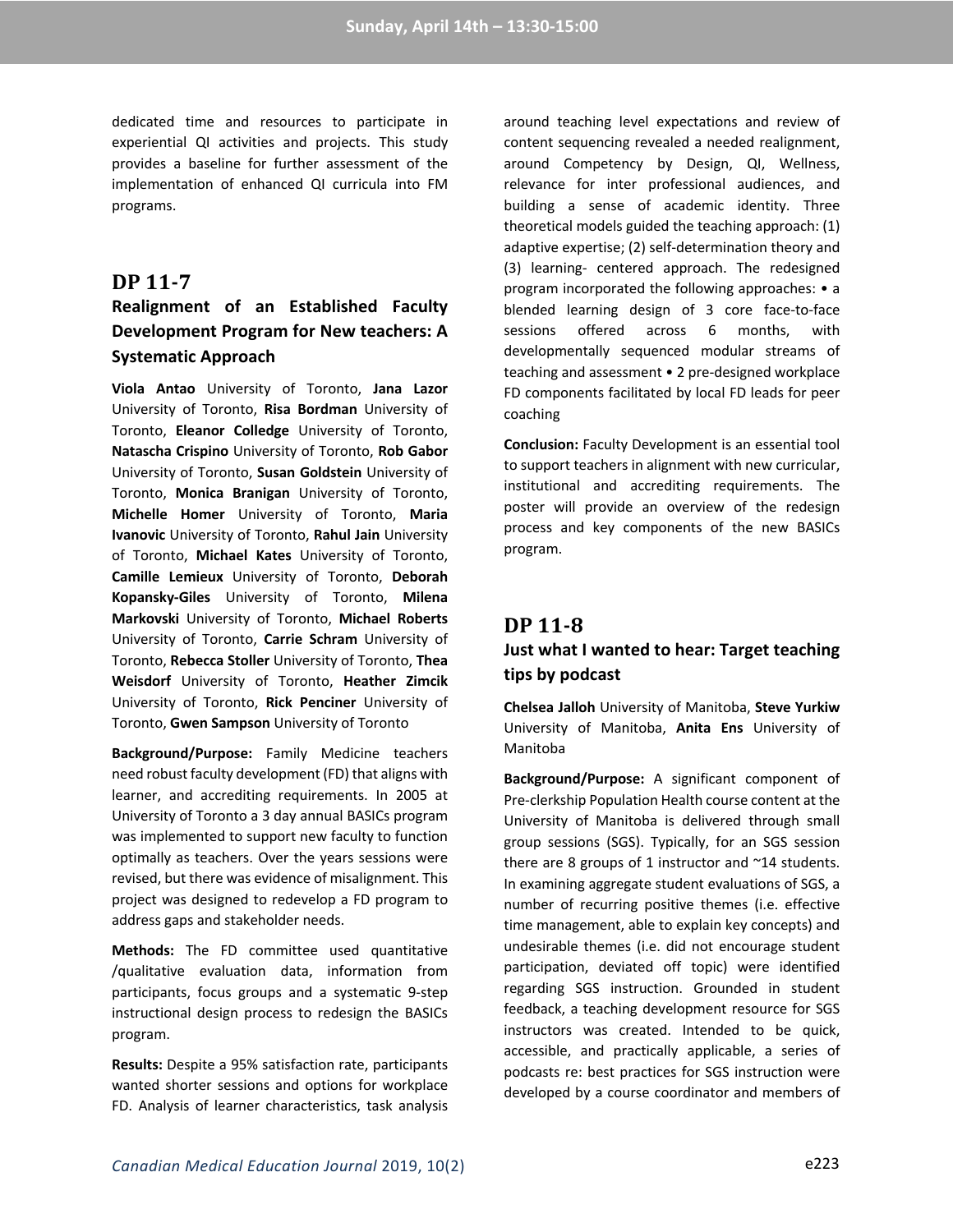dedicated time and resources to participate in experiential QI activities and projects. This study provides a baseline for further assessment of the implementation of enhanced QI curricula into FM programs.

## DP 11-7

### Realignment of an Established Faculty Development Program for New teachers: A Systematic Approach

**Viola Antao** University of Toronto, **Jana Lazor** University of Toronto, **Risa Bordman** University of Toronto, **Eleanor Colledge** University of Toronto, **Natascha Crispino** University of Toronto, **Rob Gabor** University of Toronto, **Susan Goldstein** University of Toronto, **Monica Branigan** University of Toronto, **Michelle Homer** University of Toronto, **Maria Ivanovic** University of Toronto, **Rahul Jain** University of Toronto, **Michael Kates** University of Toronto, **Camille Lemieux** University of Toronto, **Deborah Kopansky-Giles** University of Toronto, **Milena Markovski** University of Toronto, **Michael Roberts** University of Toronto, **Carrie Schram** University of Toronto, **Rebecca Stoller** University of Toronto, **Thea Weisdorf** University of Toronto, **Heather Zimcik** University of Toronto, **Rick Penciner** University of Toronto, **Gwen Sampson** University of Toronto

**Background/Purpose:** Family Medicine teachers need robust faculty development (FD) that aligns with learner, and accrediting requirements. In 2005 at University of Toronto a 3 day annual BASICs program was implemented to support new faculty to function optimally as teachers. Over the years sessions were revised, but there was evidence of misalignment. This project was designed to redevelop a FD program to address gaps and stakeholder needs.

**Methods:** The FD committee used quantitative /qualitative evaluation data, information from participants, focus groups and a systematic 9-step instructional design process to redesign the BASICs program.

**Results:** Despite a 95% satisfaction rate, participants wanted shorter sessions and options for workplace FD. Analysis of learner characteristics, task analysis around teaching level expectations and review of content sequencing revealed a needed realignment, around Competency by Design, QI, Wellness, relevance for inter professional audiences, and building a sense of academic identity. Three theoretical models guided the teaching approach: (1) adaptive expertise; (2) self-determination theory and (3) learning- centered approach. The redesigned program incorporated the following approaches: • a blended learning design of 3 core face-to-face sessions offered across 6 months, with developmentally sequenced modular streams of teaching and assessment • 2 pre-designed workplace FD components facilitated by local FD leads for peer coaching

**Conclusion:** Faculty Development is an essential tool to support teachers in alignment with new curricular, institutional and accrediting requirements. The poster will provide an overview of the redesign process and key components of the new BASICs program.

## DP 11-8

### Just what I wanted to hear: Target teaching tips by podcast

**Chelsea Jalloh** University of Manitoba, **Steve Yurkiw** University of Manitoba, **Anita Ens** University of Manitoba

**Background/Purpose:** A significant component of Pre-clerkship Population Health course content at the University of Manitoba is delivered through small group sessions (SGS). Typically, for an SGS session there are 8 groups of 1 instructor and ~14 students. In examining aggregate student evaluations of SGS, a number of recurring positive themes (i.e. effective time management, able to explain key concepts) and undesirable themes (i.e. did not encourage student participation, deviated off topic) were identified regarding SGS instruction. Grounded in student feedback, a teaching development resource for SGS instructors was created. Intended to be quick, accessible, and practically applicable, a series of podcasts re: best practices for SGS instruction were developed by a course coordinator and members of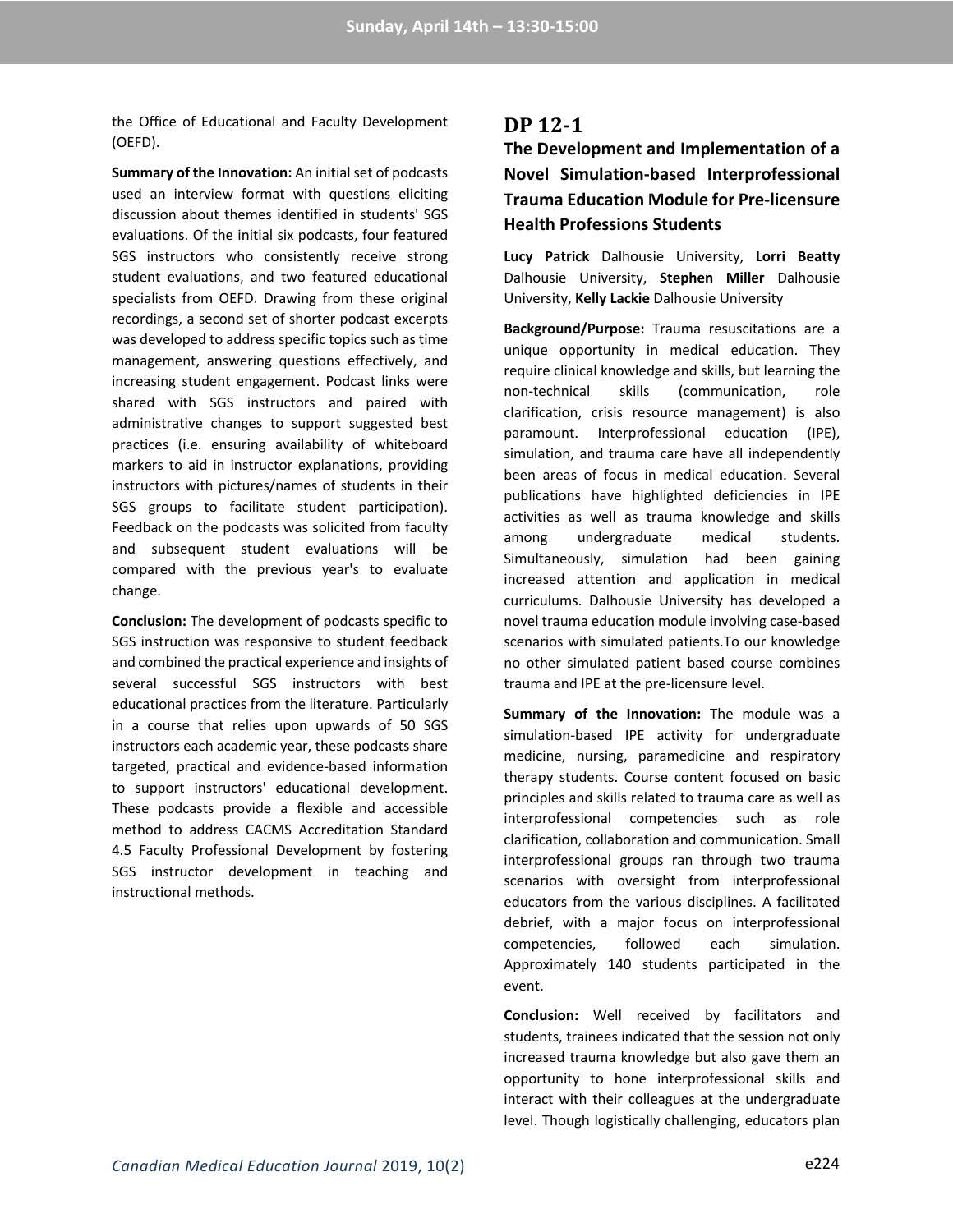the Office of Educational and Faculty Development (OEFD).

**Summary of the Innovation:** An initial set of podcasts used an interview format with questions eliciting discussion about themes identified in students' SGS evaluations. Of the initial six podcasts, four featured SGS instructors who consistently receive strong student evaluations, and two featured educational specialists from OEFD. Drawing from these original recordings, a second set of shorter podcast excerpts was developed to address specific topics such as time management, answering questions effectively, and increasing student engagement. Podcast links were shared with SGS instructors and paired with administrative changes to support suggested best practices (i.e. ensuring availability of whiteboard markers to aid in instructor explanations, providing instructors with pictures/names of students in their SGS groups to facilitate student participation). Feedback on the podcasts was solicited from faculty and subsequent student evaluations will be compared with the previous year's to evaluate change.

**Conclusion:** The development of podcasts specific to SGS instruction was responsive to student feedback and combined the practical experience and insights of several successful SGS instructors with best educational practices from the literature. Particularly in a course that relies upon upwards of 50 SGS instructors each academic year, these podcasts share targeted, practical and evidence-based information to support instructors' educational development. These podcasts provide a flexible and accessible method to address CACMS Accreditation Standard 4.5 Faculty Professional Development by fostering SGS instructor development in teaching and instructional methods.

## DP 12-1

### The Development and Implementation of a Novel Simulation-based Interprofessional Trauma Education Module for Pre-licensure Health Professions Students

**Lucy Patrick** Dalhousie University, **Lorri Beatty** Dalhousie University, **Stephen Miller** Dalhousie University, **Kelly Lackie** Dalhousie University

**Background/Purpose:** Trauma resuscitations are a unique opportunity in medical education. They require clinical knowledge and skills, but learning the non-technical skills (communication, role clarification, crisis resource management) is also paramount. Interprofessional education (IPE), simulation, and trauma care have all independently been areas of focus in medical education. Several publications have highlighted deficiencies in IPE activities as well as trauma knowledge and skills among undergraduate medical students. Simultaneously, simulation had been gaining increased attention and application in medical curriculums. Dalhousie University has developed a novel trauma education module involving case-based scenarios with simulated patients.To our knowledge no other simulated patient based course combines trauma and IPE at the pre-licensure level.

**Summary of the Innovation:** The module was a simulation-based IPE activity for undergraduate medicine, nursing, paramedicine and respiratory therapy students. Course content focused on basic principles and skills related to trauma care as well as interprofessional competencies such as role clarification, collaboration and communication. Small interprofessional groups ran through two trauma scenarios with oversight from interprofessional educators from the various disciplines. A facilitated debrief, with a major focus on interprofessional competencies, followed each simulation. Approximately 140 students participated in the event.

**Conclusion:** Well received by facilitators and students, trainees indicated that the session not only increased trauma knowledge but also gave them an opportunity to hone interprofessional skills and interact with their colleagues at the undergraduate level. Though logistically challenging, educators plan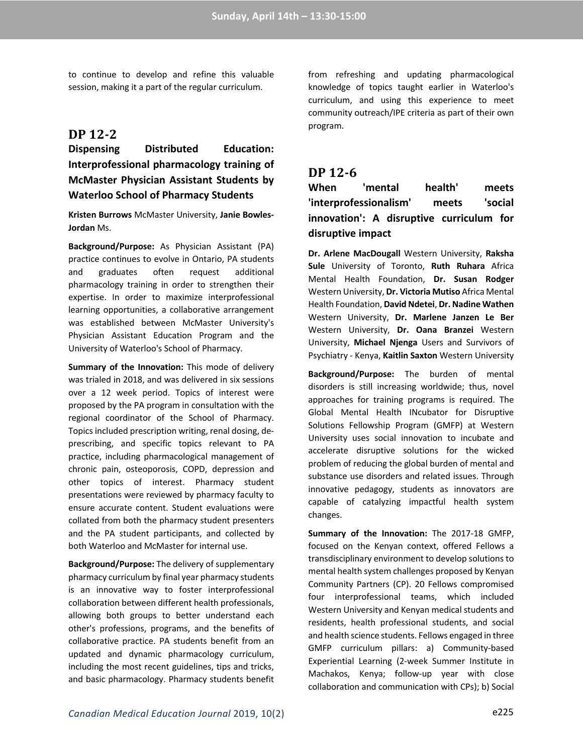to continue to develop and refine this valuable session, making it a part of the regular curriculum.

## DP 12-2

### Dispensing Distributed Education: Interprofessional pharmacology training of McMaster Physician Assistant Students by Waterloo School of Pharmacy Students

**Kristen Burrows** McMaster University, **Janie Bowles-Jordan** Ms.

**Background/Purpose:** As Physician Assistant (PA) practice continues to evolve in Ontario, PA students and graduates often request additional pharmacology training in order to strengthen their expertise. In order to maximize interprofessional learning opportunities, a collaborative arrangement was established between McMaster University's Physician Assistant Education Program and the University of Waterloo's School of Pharmacy.

**Summary of the Innovation:** This mode of delivery was trialed in 2018, and was delivered in six sessions over a 12 week period. Topics of interest were proposed by the PA program in consultation with the regional coordinator of the School of Pharmacy. Topics included prescription writing, renal dosing, de-prescribing, and specific topics relevant to PA practice, including pharmacological management of chronic pain, osteoporosis, COPD, depression and other topics of interest. Pharmacy student presentations were reviewed by pharmacy faculty to ensure accurate content. Student evaluations were collated from both the pharmacy student presenters and the PA student participants, and collected by both Waterloo and McMaster for internal use.

**Background/Purpose:** The delivery of supplementary pharmacy curriculum by final year pharmacy students is an innovative way to foster interprofessional collaboration between different health professionals, allowing both groups to better understand each other's professions, programs, and the benefits of collaborative practice. PA students benefit from an updated and dynamic pharmacology curriculum, including the most recent guidelines, tips and tricks, and basic pharmacology. Pharmacy students benefit from refreshing and updating pharmacological knowledge of topics taught earlier in Waterloo's curriculum, and using this experience to meet community outreach/IPE criteria as part of their own program.

## DP 12-6

### When 'mental health' meets 'interprofessionalism' meets 'social innovation': A disruptive curriculum for disruptive impact

**Dr. Arlene MacDougall** Western University, **Raksha Sule** University of Toronto, **Ruth Ruhara** Africa Mental Health Foundation, **Dr. Susan Rodger** Western University, **Dr. Victoria Mutiso** Africa Mental Health Foundation, **David Ndetei**, **Dr. Nadine Wathen** Western University, **Dr. Marlene Janzen Le Ber** Western University, **Dr. Oana Branzei** Western University, **Michael Njenga** Users and Survivors of Psychiatry - Kenya, **Kaitlin Saxton** Western University

**Background/Purpose:** The burden of mental disorders is still increasing worldwide; thus, novel approaches for training programs is required. The Global Mental Health INcubator for Disruptive Solutions Fellowship Program (GMFP) at Western University uses social innovation to incubate and accelerate disruptive solutions for the wicked problem of reducing the global burden of mental and substance use disorders and related issues. Through innovative pedagogy, students as innovators are capable of catalyzing impactful health system changes.

**Summary of the Innovation:** The 2017-18 GMFP, focused on the Kenyan context, offered Fellows a transdisciplinary environment to develop solutions to mental health system challenges proposed by Kenyan Community Partners (CP). 20 Fellows compromised four interprofessional teams, which included Western University and Kenyan medical students and residents, health professional students, and social and health science students. Fellows engaged in three GMFP curriculum pillars: a) Community-based Experiential Learning (2-week Summer Institute in Machakos, Kenya; follow-up year with close collaboration and communication with CPs); b) Social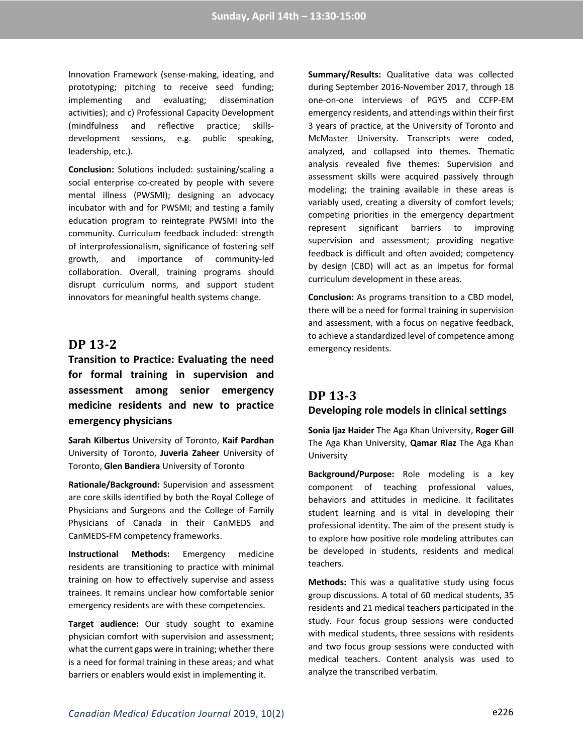Innovation Framework (sense-making, ideating, and prototyping; pitching to receive seed funding; implementing and evaluating; dissemination activities); and c) Professional Capacity Development (mindfulness and reflective practice; skills-development sessions, e.g. public speaking, leadership, etc.).

**Conclusion:** Solutions included: sustaining/scaling a social enterprise co-created by people with severe mental illness (PWSMI); designing an advocacy incubator with and for PWSMI; and testing a family education program to reintegrate PWSMI into the community. Curriculum feedback included: strength of interprofessionalism, significance of fostering self growth, and importance of community-led collaboration. Overall, training programs should disrupt curriculum norms, and support student innovators for meaningful health systems change.

## DP 13-2

### Transition to Practice: Evaluating the need for formal training in supervision and assessment among senior emergency medicine residents and new to practice emergency physicians

**Sarah Kilbertus** University of Toronto, **Kaif Pardhan** University of Toronto, **Juveria Zaheer** University of Toronto, **Glen Bandiera** University of Toronto

**Rationale/Background:** Supervision and assessment are core skills identified by both the Royal College of Physicians and Surgeons and the College of Family Physicians of Canada in their CanMEDS and CanMEDS-FM competency frameworks.

**Instructional Methods:** Emergency medicine residents are transitioning to practice with minimal training on how to effectively supervise and assess trainees. It remains unclear how comfortable senior emergency residents are with these competencies.

**Target audience:** Our study sought to examine physician comfort with supervision and assessment; what the current gaps were in training; whether there is a need for formal training in these areas; and what barriers or enablers would exist in implementing it.

**Summary/Results:** Qualitative data was collected during September 2016-November 2017, through 18 one-on-one interviews of PGY5 and CCFP-EM emergency residents, and attendings within their first 3 years of practice, at the University of Toronto and McMaster University. Transcripts were coded, analyzed, and collapsed into themes. Thematic analysis revealed five themes: Supervision and assessment skills were acquired passively through modeling; the training available in these areas is variably used, creating a diversity of comfort levels; competing priorities in the emergency department represent significant barriers to improving supervision and assessment; providing negative feedback is difficult and often avoided; competency by design (CBD) will act as an impetus for formal curriculum development in these areas.

**Conclusion:** As programs transition to a CBD model, there will be a need for formal training in supervision and assessment, with a focus on negative feedback, to achieve a standardized level of competence among emergency residents.

## DP 13-3

### Developing role models in clinical settings

**Sonia Ijaz Haider** The Aga Khan University, **Roger Gill** The Aga Khan University, **Qamar Riaz** The Aga Khan University

**Background/Purpose:** Role modeling is a key component of teaching professional values, behaviors and attitudes in medicine. It facilitates student learning and is vital in developing their professional identity. The aim of the present study is to explore how positive role modeling attributes can be developed in students, residents and medical teachers.

**Methods:** This was a qualitative study using focus group discussions. A total of 60 medical students, 35 residents and 21 medical teachers participated in the study. Four focus group sessions were conducted with medical students, three sessions with residents and two focus group sessions were conducted with medical teachers. Content analysis was used to analyze the transcribed verbatim.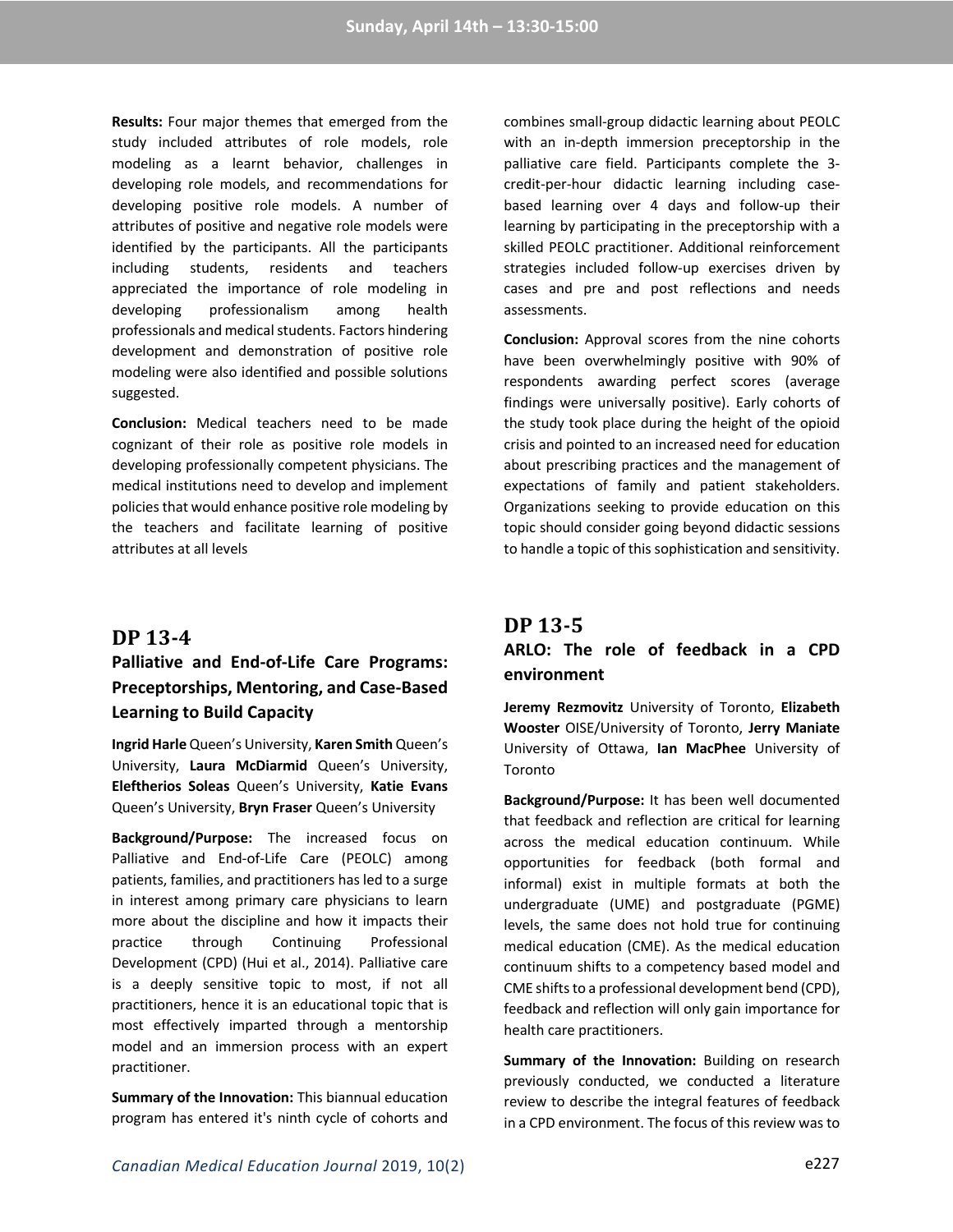**Results:** Four major themes that emerged from the study included attributes of role models, role modeling as a learnt behavior, challenges in developing role models, and recommendations for developing positive role models. A number of attributes of positive and negative role models were identified by the participants. All the participants including students, residents and teachers appreciated the importance of role modeling in developing professionalism among health professionals and medical students. Factors hindering development and demonstration of positive role modeling were also identified and possible solutions suggested.

**Conclusion:** Medical teachers need to be made cognizant of their role as positive role models in developing professionally competent physicians. The medical institutions need to develop and implement policies that would enhance positive role modeling by the teachers and facilitate learning of positive attributes at all levels

## DP 13-4

### Palliative and End-of-Life Care Programs: Preceptorships, Mentoring, and Case-Based Learning to Build Capacity

**Ingrid Harle** Queen's University, **Karen Smith** Queen's University, **Laura McDiarmid** Queen's University, **Eleftherios Soleas** Queen's University, **Katie Evans** Queen's University, **Bryn Fraser** Queen's University

**Background/Purpose:** The increased focus on Palliative and End-of-Life Care (PEOLC) among patients, families, and practitioners has led to a surge in interest among primary care physicians to learn more about the discipline and how it impacts their practice through Continuing Professional Development (CPD) (Hui et al., 2014). Palliative care is a deeply sensitive topic to most, if not all practitioners, hence it is an educational topic that is most effectively imparted through a mentorship model and an immersion process with an expert practitioner.

**Summary of the Innovation:** This biannual education program has entered it's ninth cycle of cohorts and combines small-group didactic learning about PEOLC with an in-depth immersion preceptorship in the palliative care field. Participants complete the 3-credit-per-hour didactic learning including case-based learning over 4 days and follow-up their learning by participating in the preceptorship with a skilled PEOLC practitioner. Additional reinforcement strategies included follow-up exercises driven by cases and pre and post reflections and needs assessments.

**Conclusion:** Approval scores from the nine cohorts have been overwhelmingly positive with 90% of respondents awarding perfect scores (average findings were universally positive). Early cohorts of the study took place during the height of the opioid crisis and pointed to an increased need for education about prescribing practices and the management of expectations of family and patient stakeholders. Organizations seeking to provide education on this topic should consider going beyond didactic sessions to handle a topic of this sophistication and sensitivity.

## DP 13-5

### ARLO: The role of feedback in a CPD environment

**Jeremy Rezmovitz** University of Toronto, **Elizabeth Wooster** OISE/University of Toronto, **Jerry Maniate** University of Ottawa, **Ian MacPhee** University of Toronto

**Background/Purpose:** It has been well documented that feedback and reflection are critical for learning across the medical education continuum. While opportunities for feedback (both formal and informal) exist in multiple formats at both the undergraduate (UME) and postgraduate (PGME) levels, the same does not hold true for continuing medical education (CME). As the medical education continuum shifts to a competency based model and CME shifts to a professional development bend (CPD), feedback and reflection will only gain importance for health care practitioners.

**Summary of the Innovation:** Building on research previously conducted, we conducted a literature review to describe the integral features of feedback in a CPD environment. The focus of this review was to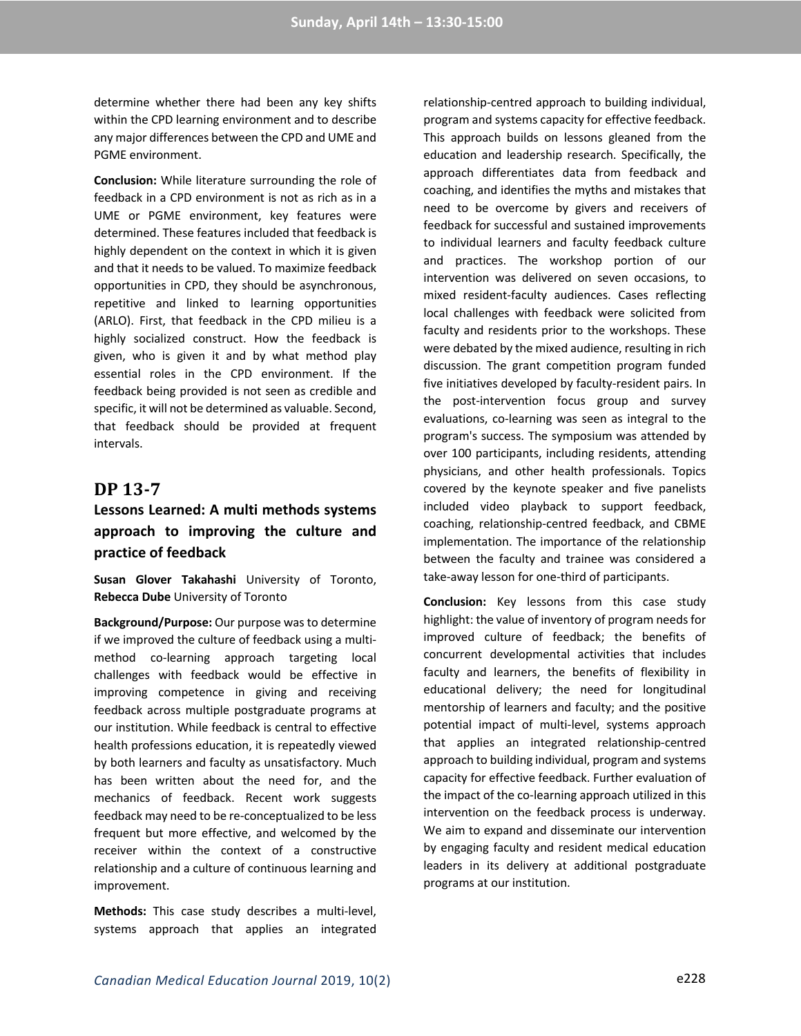determine whether there had been any key shifts within the CPD learning environment and to describe any major differences between the CPD and UME and PGME environment.

**Conclusion:** While literature surrounding the role of feedback in a CPD environment is not as rich as in a UME or PGME environment, key features were determined. These features included that feedback is highly dependent on the context in which it is given and that it needs to be valued. To maximize feedback opportunities in CPD, they should be asynchronous, repetitive and linked to learning opportunities (ARLO). First, that feedback in the CPD milieu is a highly socialized construct. How the feedback is given, who is given it and by what method play essential roles in the CPD environment. If the feedback being provided is not seen as credible and specific, it will not be determined as valuable. Second, that feedback should be provided at frequent intervals.

## DP 13-7

### Lessons Learned: A multi methods systems approach to improving the culture and practice of feedback

**Susan Glover Takahashi** University of Toronto, **Rebecca Dube** University of Toronto

**Background/Purpose:** Our purpose was to determine if we improved the culture of feedback using a multi-method co-learning approach targeting local challenges with feedback would be effective in improving competence in giving and receiving feedback across multiple postgraduate programs at our institution. While feedback is central to effective health professions education, it is repeatedly viewed by both learners and faculty as unsatisfactory. Much has been written about the need for, and the mechanics of feedback. Recent work suggests feedback may need to be re-conceptualized to be less frequent but more effective, and welcomed by the receiver within the context of a constructive relationship and a culture of continuous learning and improvement.

**Methods:** This case study describes a multi-level, systems approach that applies an integrated relationship-centred approach to building individual, program and systems capacity for effective feedback. This approach builds on lessons gleaned from the education and leadership research. Specifically, the approach differentiates data from feedback and coaching, and identifies the myths and mistakes that need to be overcome by givers and receivers of feedback for successful and sustained improvements to individual learners and faculty feedback culture and practices. The workshop portion of our intervention was delivered on seven occasions, to mixed resident-faculty audiences. Cases reflecting local challenges with feedback were solicited from faculty and residents prior to the workshops. These were debated by the mixed audience, resulting in rich discussion. The grant competition program funded five initiatives developed by faculty-resident pairs. In the post-intervention focus group and survey evaluations, co-learning was seen as integral to the program's success. The symposium was attended by over 100 participants, including residents, attending physicians, and other health professionals. Topics covered by the keynote speaker and five panelists included video playback to support feedback, coaching, relationship-centred feedback, and CBME implementation. The importance of the relationship between the faculty and trainee was considered a take-away lesson for one-third of participants.

**Conclusion:** Key lessons from this case study highlight: the value of inventory of program needs for improved culture of feedback; the benefits of concurrent developmental activities that includes faculty and learners, the benefits of flexibility in educational delivery; the need for longitudinal mentorship of learners and faculty; and the positive potential impact of multi-level, systems approach that applies an integrated relationship-centred approach to building individual, program and systems capacity for effective feedback. Further evaluation of the impact of the co-learning approach utilized in this intervention on the feedback process is underway. We aim to expand and disseminate our intervention by engaging faculty and resident medical education leaders in its delivery at additional postgraduate programs at our institution.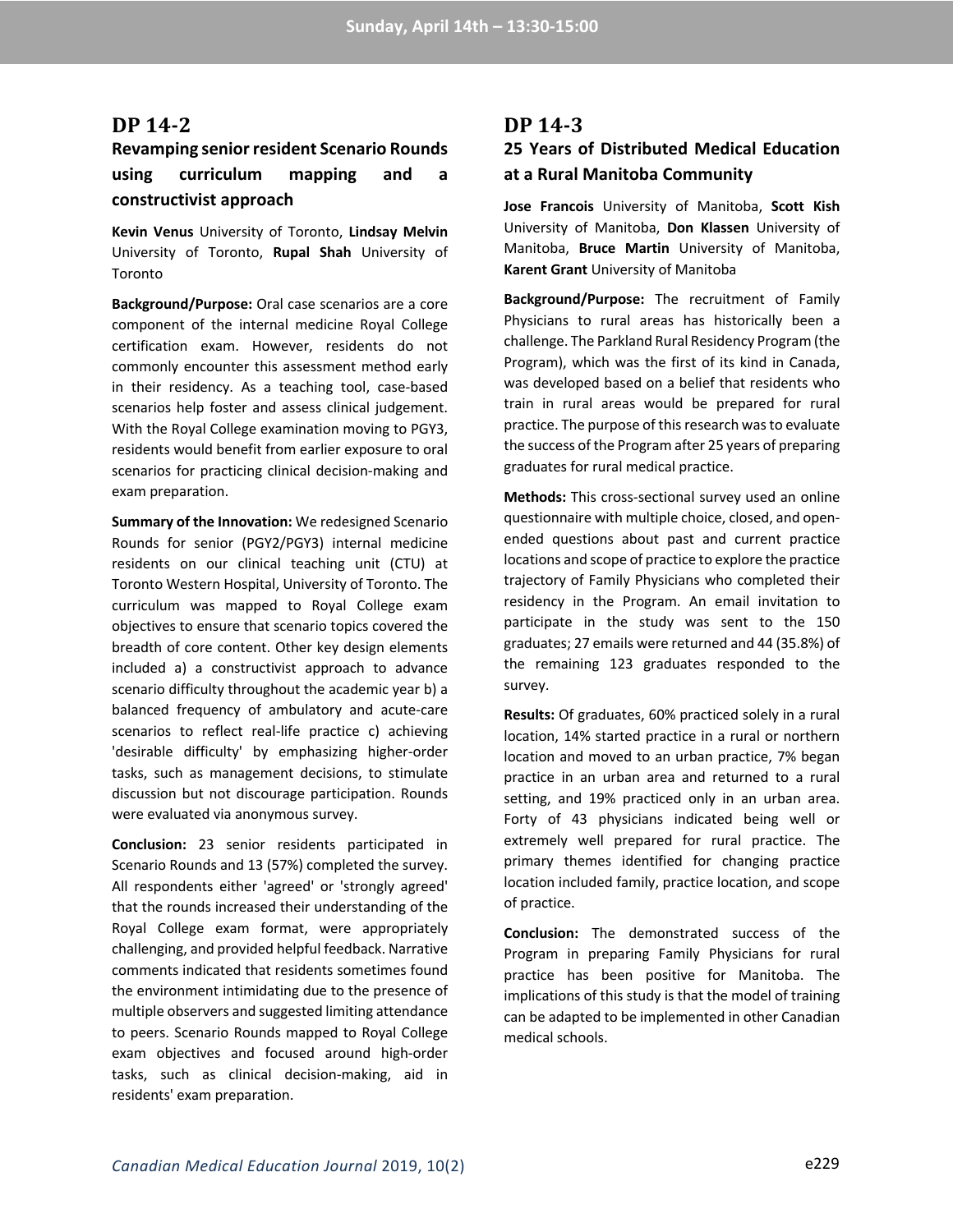## DP 14-2

### Revamping senior resident Scenario Rounds using curriculum mapping and a constructivist approach

**Kevin Venus** University of Toronto, **Lindsay Melvin** University of Toronto, **Rupal Shah** University of Toronto

**Background/Purpose:** Oral case scenarios are a core component of the internal medicine Royal College certification exam. However, residents do not commonly encounter this assessment method early in their residency. As a teaching tool, case-based scenarios help foster and assess clinical judgement. With the Royal College examination moving to PGY3, residents would benefit from earlier exposure to oral scenarios for practicing clinical decision-making and exam preparation.

**Summary of the Innovation:** We redesigned Scenario Rounds for senior (PGY2/PGY3) internal medicine residents on our clinical teaching unit (CTU) at Toronto Western Hospital, University of Toronto. The curriculum was mapped to Royal College exam objectives to ensure that scenario topics covered the breadth of core content. Other key design elements included a) a constructivist approach to advance scenario difficulty throughout the academic year b) a balanced frequency of ambulatory and acute-care scenarios to reflect real-life practice c) achieving 'desirable difficulty' by emphasizing higher-order tasks, such as management decisions, to stimulate discussion but not discourage participation. Rounds were evaluated via anonymous survey.

**Conclusion:** 23 senior residents participated in Scenario Rounds and 13 (57%) completed the survey. All respondents either 'agreed' or 'strongly agreed' that the rounds increased their understanding of the Royal College exam format, were appropriately challenging, and provided helpful feedback. Narrative comments indicated that residents sometimes found the environment intimidating due to the presence of multiple observers and suggested limiting attendance to peers. Scenario Rounds mapped to Royal College exam objectives and focused around high-order tasks, such as clinical decision-making, aid in residents' exam preparation.

## DP 14-3

### 25 Years of Distributed Medical Education at a Rural Manitoba Community

**Jose Francois** University of Manitoba, **Scott Kish** University of Manitoba, **Don Klassen** University of Manitoba, **Bruce Martin** University of Manitoba, **Karent Grant** University of Manitoba

**Background/Purpose:** The recruitment of Family Physicians to rural areas has historically been a challenge. The Parkland Rural Residency Program (the Program), which was the first of its kind in Canada, was developed based on a belief that residents who train in rural areas would be prepared for rural practice. The purpose of this research was to evaluate the success of the Program after 25 years of preparing graduates for rural medical practice.

**Methods:** This cross-sectional survey used an online questionnaire with multiple choice, closed, and open-ended questions about past and current practice locations and scope of practice to explore the practice trajectory of Family Physicians who completed their residency in the Program. An email invitation to participate in the study was sent to the 150 graduates; 27 emails were returned and 44 (35.8%) of the remaining 123 graduates responded to the survey.

**Results:** Of graduates, 60% practiced solely in a rural location, 14% started practice in a rural or northern location and moved to an urban practice, 7% began practice in an urban area and returned to a rural setting, and 19% practiced only in an urban area. Forty of 43 physicians indicated being well or extremely well prepared for rural practice. The primary themes identified for changing practice location included family, practice location, and scope of practice.

**Conclusion:** The demonstrated success of the Program in preparing Family Physicians for rural practice has been positive for Manitoba. The implications of this study is that the model of training can be adapted to be implemented in other Canadian medical schools.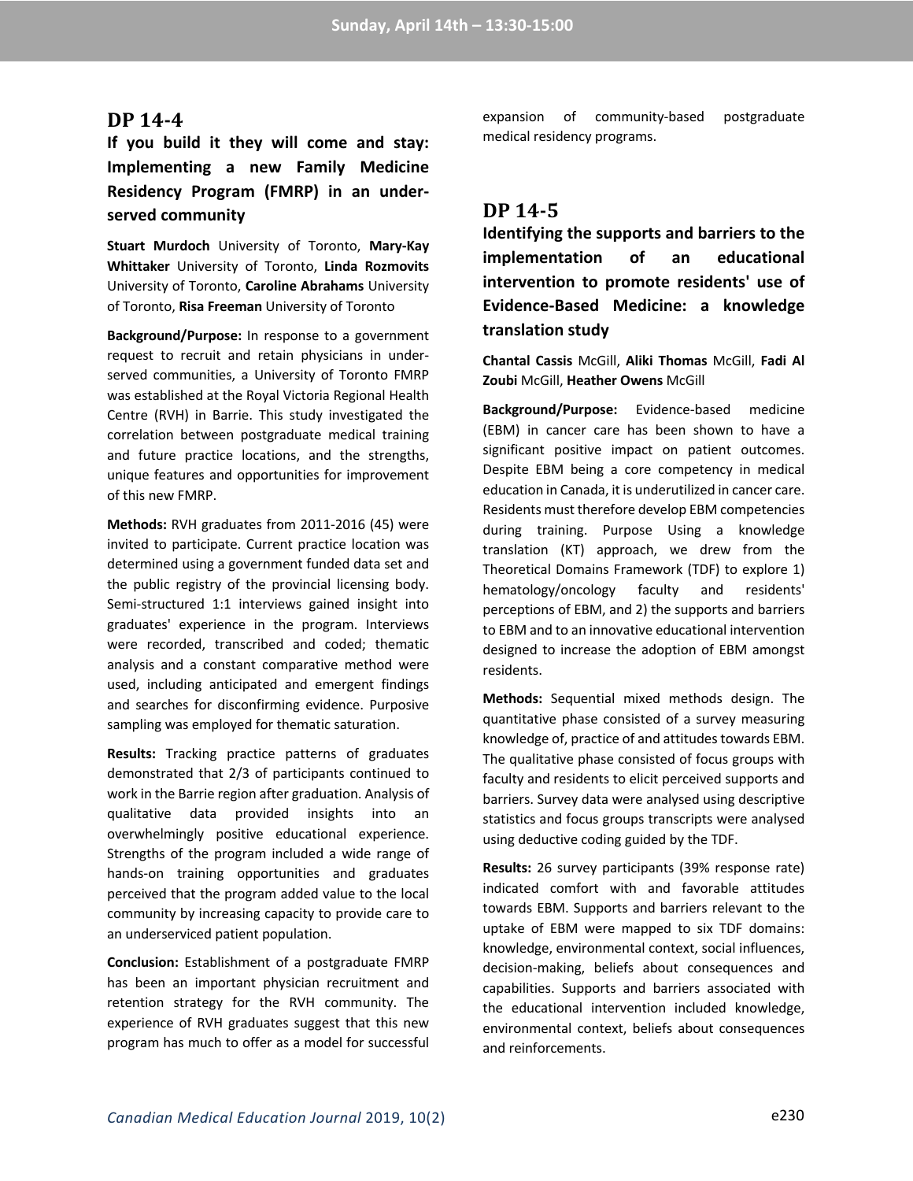## DP 14-4

### If you build it they will come and stay: Implementing a new Family Medicine Residency Program (FMRP) in an under-served community

**Stuart Murdoch** University of Toronto, **Mary-Kay Whittaker** University of Toronto, **Linda Rozmovits** University of Toronto, **Caroline Abrahams** University of Toronto, **Risa Freeman** University of Toronto

**Background/Purpose:** In response to a government request to recruit and retain physicians in under-served communities, a University of Toronto FMRP was established at the Royal Victoria Regional Health Centre (RVH) in Barrie. This study investigated the correlation between postgraduate medical training and future practice locations, and the strengths, unique features and opportunities for improvement of this new FMRP.

**Methods:** RVH graduates from 2011-2016 (45) were invited to participate. Current practice location was determined using a government funded data set and the public registry of the provincial licensing body. Semi-structured 1:1 interviews gained insight into graduates' experience in the program. Interviews were recorded, transcribed and coded; thematic analysis and a constant comparative method were used, including anticipated and emergent findings and searches for disconfirming evidence. Purposive sampling was employed for thematic saturation.

**Results:** Tracking practice patterns of graduates demonstrated that 2/3 of participants continued to work in the Barrie region after graduation. Analysis of qualitative data provided insights into an overwhelmingly positive educational experience. Strengths of the program included a wide range of hands-on training opportunities and graduates perceived that the program added value to the local community by increasing capacity to provide care to an underserviced patient population.

**Conclusion:** Establishment of a postgraduate FMRP has been an important physician recruitment and retention strategy for the RVH community. The experience of RVH graduates suggest that this new program has much to offer as a model for successful expansion of community-based postgraduate medical residency programs.

## DP 14-5

### Identifying the supports and barriers to the implementation of an educational intervention to promote residents' use of Evidence-Based Medicine: a knowledge translation study

**Chantal Cassis** McGill, **Aliki Thomas** McGill, **Fadi Al Zoubi** McGill, **Heather Owens** McGill

**Background/Purpose:** Evidence-based medicine (EBM) in cancer care has been shown to have a significant positive impact on patient outcomes. Despite EBM being a core competency in medical education in Canada, it is underutilized in cancer care. Residents must therefore develop EBM competencies during training. Purpose Using a knowledge translation (KT) approach, we drew from the Theoretical Domains Framework (TDF) to explore 1) hematology/oncology faculty and residents' perceptions of EBM, and 2) the supports and barriers to EBM and to an innovative educational intervention designed to increase the adoption of EBM amongst residents.

**Methods:** Sequential mixed methods design. The quantitative phase consisted of a survey measuring knowledge of, practice of and attitudes towards EBM. The qualitative phase consisted of focus groups with faculty and residents to elicit perceived supports and barriers. Survey data were analysed using descriptive statistics and focus groups transcripts were analysed using deductive coding guided by the TDF.

**Results:** 26 survey participants (39% response rate) indicated comfort with and favorable attitudes towards EBM. Supports and barriers relevant to the uptake of EBM were mapped to six TDF domains: knowledge, environmental context, social influences, decision-making, beliefs about consequences and capabilities. Supports and barriers associated with the educational intervention included knowledge, environmental context, beliefs about consequences and reinforcements.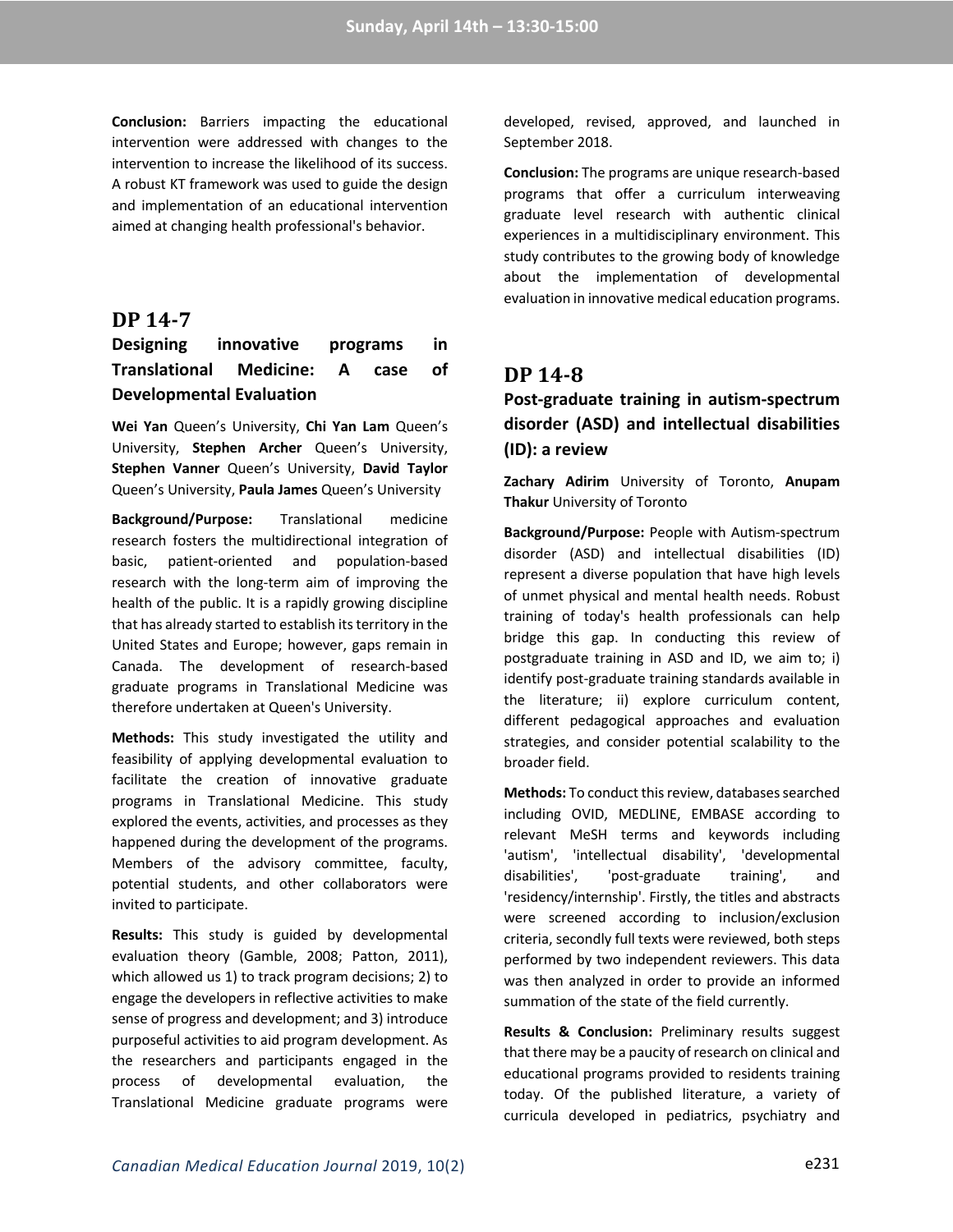**Conclusion:** Barriers impacting the educational intervention were addressed with changes to the intervention to increase the likelihood of its success. A robust KT framework was used to guide the design and implementation of an educational intervention aimed at changing health professional's behavior.

## DP 14-7

### Designing innovative programs in Translational Medicine: A case of Developmental Evaluation

**Wei Yan** Queen's University, **Chi Yan Lam** Queen's University, **Stephen Archer** Queen's University, **Stephen Vanner** Queen's University, **David Taylor** Queen's University, **Paula James** Queen's University

**Background/Purpose:** Translational medicine research fosters the multidirectional integration of basic, patient-oriented and population-based research with the long-term aim of improving the health of the public. It is a rapidly growing discipline that has already started to establish its territory in the United States and Europe; however, gaps remain in Canada. The development of research-based graduate programs in Translational Medicine was therefore undertaken at Queen's University.

**Methods:** This study investigated the utility and feasibility of applying developmental evaluation to facilitate the creation of innovative graduate programs in Translational Medicine. This study explored the events, activities, and processes as they happened during the development of the programs. Members of the advisory committee, faculty, potential students, and other collaborators were invited to participate.

**Results:** This study is guided by developmental evaluation theory (Gamble, 2008; Patton, 2011), which allowed us 1) to track program decisions; 2) to engage the developers in reflective activities to make sense of progress and development; and 3) introduce purposeful activities to aid program development. As the researchers and participants engaged in the process of developmental evaluation, the Translational Medicine graduate programs were developed, revised, approved, and launched in September 2018.

**Conclusion:** The programs are unique research-based programs that offer a curriculum interweaving graduate level research with authentic clinical experiences in a multidisciplinary environment. This study contributes to the growing body of knowledge about the implementation of developmental evaluation in innovative medical education programs.

## DP 14-8

### Post-graduate training in autism-spectrum disorder (ASD) and intellectual disabilities (ID): a review

**Zachary Adirim** University of Toronto, **Anupam Thakur** University of Toronto

**Background/Purpose:** People with Autism-spectrum disorder (ASD) and intellectual disabilities (ID) represent a diverse population that have high levels of unmet physical and mental health needs. Robust training of today's health professionals can help bridge this gap. In conducting this review of postgraduate training in ASD and ID, we aim to; i) identify post-graduate training standards available in the literature; ii) explore curriculum content, different pedagogical approaches and evaluation strategies, and consider potential scalability to the broader field.

**Methods:** To conduct this review, databases searched including OVID, MEDLINE, EMBASE according to relevant MeSH terms and keywords including 'autism', 'intellectual disability', 'developmental disabilities', 'post-graduate training', and 'residency/internship'. Firstly, the titles and abstracts were screened according to inclusion/exclusion criteria, secondly full texts were reviewed, both steps performed by two independent reviewers. This data was then analyzed in order to provide an informed summation of the state of the field currently.

**Results & Conclusion:** Preliminary results suggest that there may be a paucity of research on clinical and educational programs provided to residents training today. Of the published literature, a variety of curricula developed in pediatrics, psychiatry and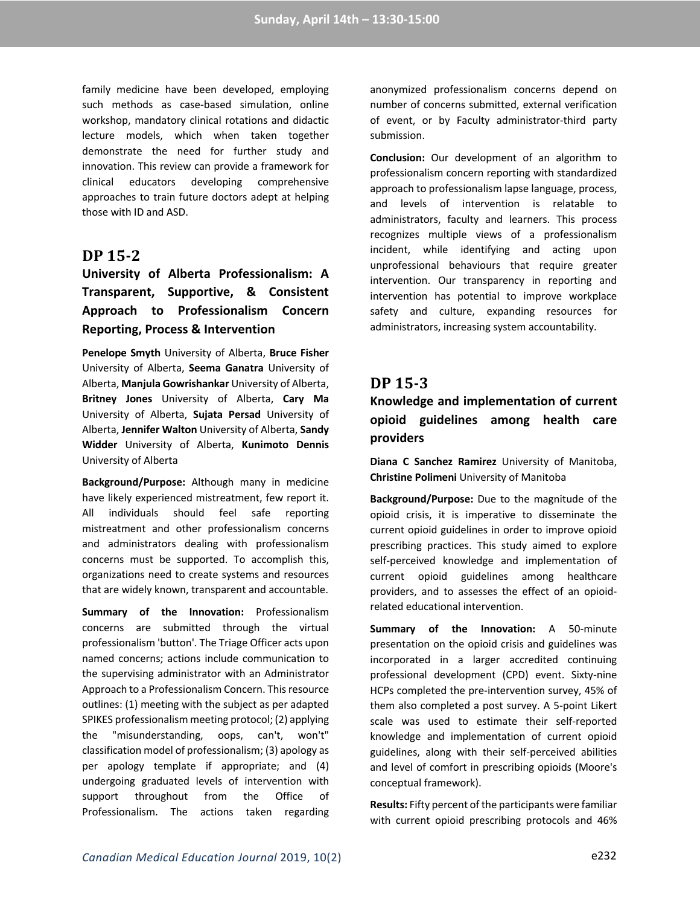family medicine have been developed, employing such methods as case-based simulation, online workshop, mandatory clinical rotations and didactic lecture models, which when taken together demonstrate the need for further study and innovation. This review can provide a framework for clinical educators developing comprehensive approaches to train future doctors adept at helping those with ID and ASD.

## DP 15-2

### University of Alberta Professionalism: A Transparent, Supportive, & Consistent Approach to Professionalism Concern Reporting, Process & Intervention

**Penelope Smyth** University of Alberta, **Bruce Fisher** University of Alberta, **Seema Ganatra** University of Alberta, **Manjula Gowrishankar** University of Alberta, **Britney Jones** University of Alberta, **Cary Ma** University of Alberta, **Sujata Persad** University of Alberta, **Jennifer Walton** University of Alberta, **Sandy Widder** University of Alberta, **Kunimoto Dennis** University of Alberta

**Background/Purpose:** Although many in medicine have likely experienced mistreatment, few report it. All individuals should feel safe reporting mistreatment and other professionalism concerns and administrators dealing with professionalism concerns must be supported. To accomplish this, organizations need to create systems and resources that are widely known, transparent and accountable.

**Summary of the Innovation:** Professionalism concerns are submitted through the virtual professionalism 'button'. The Triage Officer acts upon named concerns; actions include communication to the supervising administrator with an Administrator Approach to a Professionalism Concern. This resource outlines: (1) meeting with the subject as per adapted SPIKES professionalism meeting protocol; (2) applying the "misunderstanding, oops, can't, won't" classification model of professionalism; (3) apology as per apology template if appropriate; and (4) undergoing graduated levels of intervention with support throughout from the Office of Professionalism. The actions taken regarding anonymized professionalism concerns depend on number of concerns submitted, external verification of event, or by Faculty administrator-third party submission.

**Conclusion:** Our development of an algorithm to professionalism concern reporting with standardized approach to professionalism lapse language, process, and levels of intervention is relatable to administrators, faculty and learners. This process recognizes multiple views of a professionalism incident, while identifying and acting upon unprofessional behaviours that require greater intervention. Our transparency in reporting and intervention has potential to improve workplace safety and culture, expanding resources for administrators, increasing system accountability.

## DP 15-3

### Knowledge and implementation of current opioid guidelines among health care providers

**Diana C Sanchez Ramirez** University of Manitoba, **Christine Polimeni** University of Manitoba

**Background/Purpose:** Due to the magnitude of the opioid crisis, it is imperative to disseminate the current opioid guidelines in order to improve opioid prescribing practices. This study aimed to explore self-perceived knowledge and implementation of current opioid guidelines among healthcare providers, and to assesses the effect of an opioid-related educational intervention.

**Summary of the Innovation:** A 50-minute presentation on the opioid crisis and guidelines was incorporated in a larger accredited continuing professional development (CPD) event. Sixty-nine HCPs completed the pre-intervention survey, 45% of them also completed a post survey. A 5-point Likert scale was used to estimate their self-reported knowledge and implementation of current opioid guidelines, along with their self-perceived abilities and level of comfort in prescribing opioids (Moore's conceptual framework).

**Results:** Fifty percent of the participants were familiar with current opioid prescribing protocols and 46%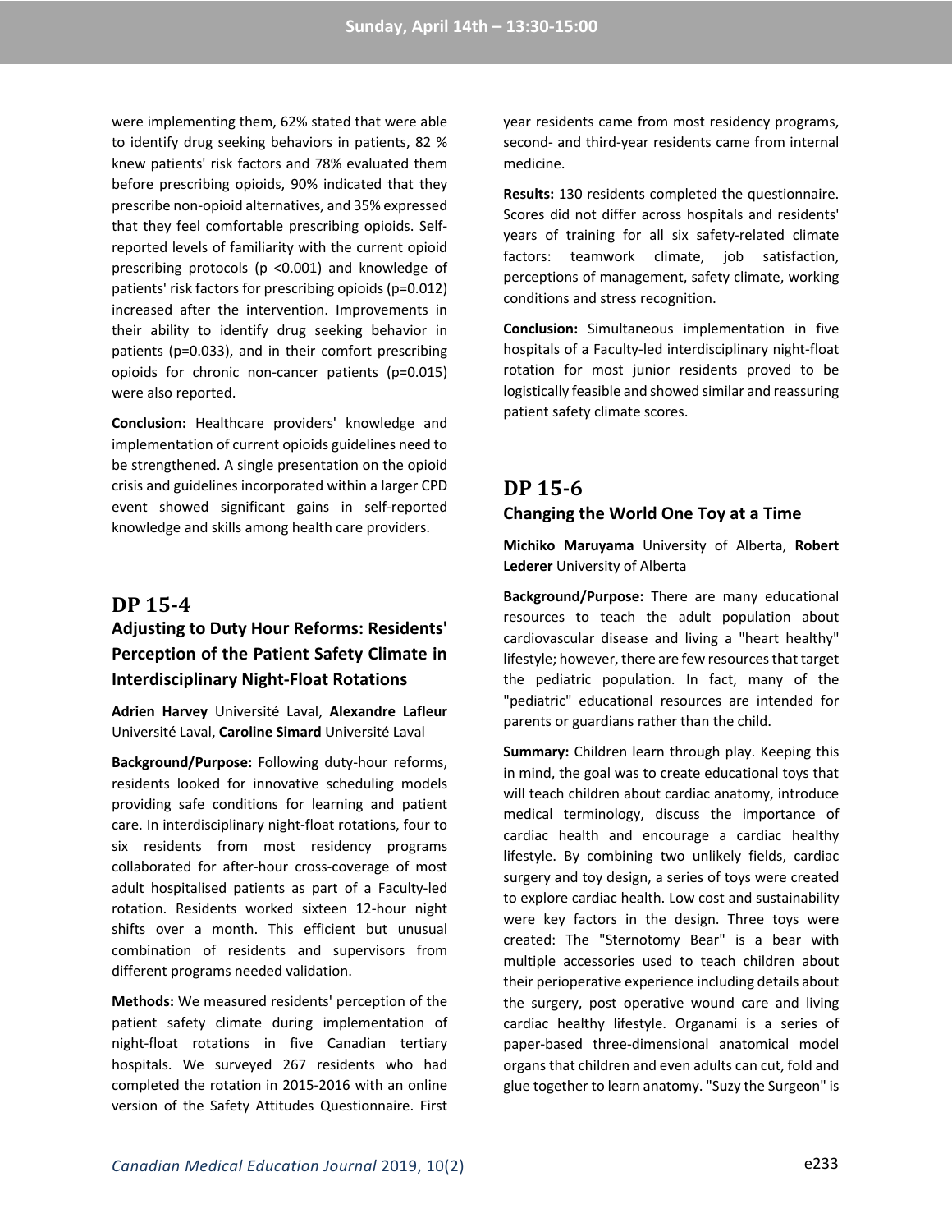were implementing them, 62% stated that were able to identify drug seeking behaviors in patients, 82 % knew patients' risk factors and 78% evaluated them before prescribing opioids, 90% indicated that they prescribe non-opioid alternatives, and 35% expressed that they feel comfortable prescribing opioids. Self-reported levels of familiarity with the current opioid prescribing protocols ($p < 0.001$) and knowledge of patients' risk factors for prescribing opioids ($p=0.012$) increased after the intervention. Improvements in their ability to identify drug seeking behavior in patients ($p=0.033$), and in their comfort prescribing opioids for chronic non-cancer patients ($p=0.015$) were also reported.

**Conclusion:** Healthcare providers' knowledge and implementation of current opioids guidelines need to be strengthened. A single presentation on the opioid crisis and guidelines incorporated within a larger CPD event showed significant gains in self-reported knowledge and skills among health care providers.

## DP 15-4

### Adjusting to Duty Hour Reforms: Residents' Perception of the Patient Safety Climate in Interdisciplinary Night-Float Rotations

**Adrien Harvey** Université Laval, **Alexandre Lafleur** Université Laval, **Caroline Simard** Université Laval

**Background/Purpose:** Following duty-hour reforms, residents looked for innovative scheduling models providing safe conditions for learning and patient care. In interdisciplinary night-float rotations, four to six residents from most residency programs collaborated for after-hour cross-coverage of most adult hospitalised patients as part of a Faculty-led rotation. Residents worked sixteen 12-hour night shifts over a month. This efficient but unusual combination of residents and supervisors from different programs needed validation.

**Methods:** We measured residents' perception of the patient safety climate during implementation of night-float rotations in five Canadian tertiary hospitals. We surveyed 267 residents who had completed the rotation in 2015-2016 with an online version of the Safety Attitudes Questionnaire. First year residents came from most residency programs, second- and third-year residents came from internal medicine.

**Results:** 130 residents completed the questionnaire. Scores did not differ across hospitals and residents' years of training for all six safety-related climate factors: teamwork climate, job satisfaction, perceptions of management, safety climate, working conditions and stress recognition.

**Conclusion:** Simultaneous implementation in five hospitals of a Faculty-led interdisciplinary night-float rotation for most junior residents proved to be logistically feasible and showed similar and reassuring patient safety climate scores.

## DP 15-6

### Changing the World One Toy at a Time

**Michiko Maruyama** University of Alberta, **Robert Lederer** University of Alberta

**Background/Purpose:** There are many educational resources to teach the adult population about cardiovascular disease and living a "heart healthy" lifestyle; however, there are few resources that target the pediatric population. In fact, many of the "pediatric" educational resources are intended for parents or guardians rather than the child.

**Summary:** Children learn through play. Keeping this in mind, the goal was to create educational toys that will teach children about cardiac anatomy, introduce medical terminology, discuss the importance of cardiac health and encourage a cardiac healthy lifestyle. By combining two unlikely fields, cardiac surgery and toy design, a series of toys were created to explore cardiac health. Low cost and sustainability were key factors in the design. Three toys were created: The "Sternotomy Bear" is a bear with multiple accessories used to teach children about their perioperative experience including details about the surgery, post operative wound care and living cardiac healthy lifestyle. Organami is a series of paper-based three-dimensional anatomical model organs that children and even adults can cut, fold and glue together to learn anatomy. "Suzy the Surgeon" is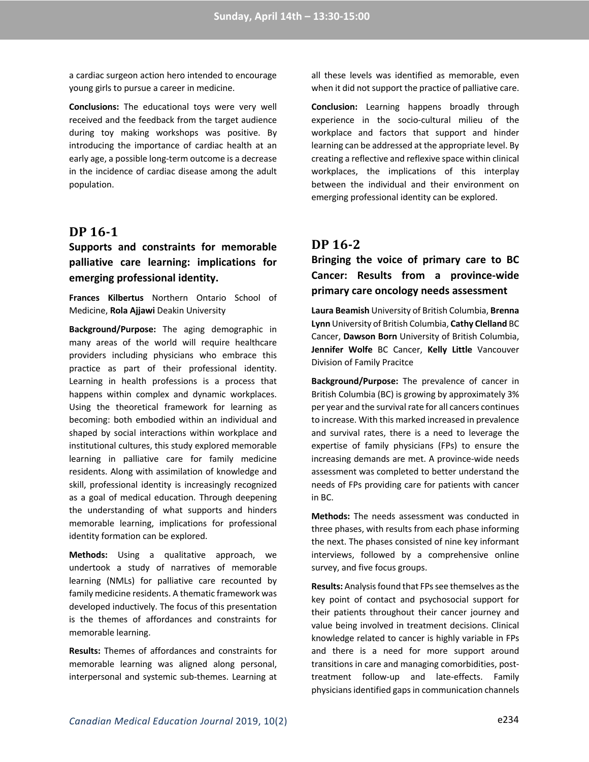a cardiac surgeon action hero intended to encourage young girls to pursue a career in medicine.

**Conclusions:** The educational toys were very well received and the feedback from the target audience during toy making workshops was positive. By introducing the importance of cardiac health at an early age, a possible long-term outcome is a decrease in the incidence of cardiac disease among the adult population.

## DP 16-1

### Supports and constraints for memorable palliative care learning: implications for emerging professional identity.

**Frances Kilbertus** Northern Ontario School of Medicine, **Rola Ajjawi** Deakin University

**Background/Purpose:** The aging demographic in many areas of the world will require healthcare providers including physicians who embrace this practice as part of their professional identity. Learning in health professions is a process that happens within complex and dynamic workplaces. Using the theoretical framework for learning as becoming: both embodied within an individual and shaped by social interactions within workplace and institutional cultures, this study explored memorable learning in palliative care for family medicine residents. Along with assimilation of knowledge and skill, professional identity is increasingly recognized as a goal of medical education. Through deepening the understanding of what supports and hinders memorable learning, implications for professional identity formation can be explored.

**Methods:** Using a qualitative approach, we undertook a study of narratives of memorable learning (NMLs) for palliative care recounted by family medicine residents. A thematic framework was developed inductively. The focus of this presentation is the themes of affordances and constraints for memorable learning.

**Results:** Themes of affordances and constraints for memorable learning was aligned along personal, interpersonal and systemic sub-themes. Learning at all these levels was identified as memorable, even when it did not support the practice of palliative care.

**Conclusion:** Learning happens broadly through experience in the socio-cultural milieu of the workplace and factors that support and hinder learning can be addressed at the appropriate level. By creating a reflective and reflexive space within clinical workplaces, the implications of this interplay between the individual and their environment on emerging professional identity can be explored.

## DP 16-2

### Bringing the voice of primary care to BC Cancer: Results from a province-wide primary care oncology needs assessment

**Laura Beamish** University of British Columbia, **Brenna Lynn** University of British Columbia, **Cathy Clelland** BC Cancer, **Dawson Born** University of British Columbia, **Jennifer Wolfe** BC Cancer, **Kelly Little** Vancouver Division of Family Pracitce

**Background/Purpose:** The prevalence of cancer in British Columbia (BC) is growing by approximately 3% per year and the survival rate for all cancers continues to increase. With this marked increased in prevalence and survival rates, there is a need to leverage the expertise of family physicians (FPs) to ensure the increasing demands are met. A province-wide needs assessment was completed to better understand the needs of FPs providing care for patients with cancer in BC.

**Methods:** The needs assessment was conducted in three phases, with results from each phase informing the next. The phases consisted of nine key informant interviews, followed by a comprehensive online survey, and five focus groups.

**Results:** Analysis found that FPs see themselves as the key point of contact and psychosocial support for their patients throughout their cancer journey and value being involved in treatment decisions. Clinical knowledge related to cancer is highly variable in FPs and there is a need for more support around transitions in care and managing comorbidities, post-treatment follow-up and late-effects. Family physicians identified gaps in communication channels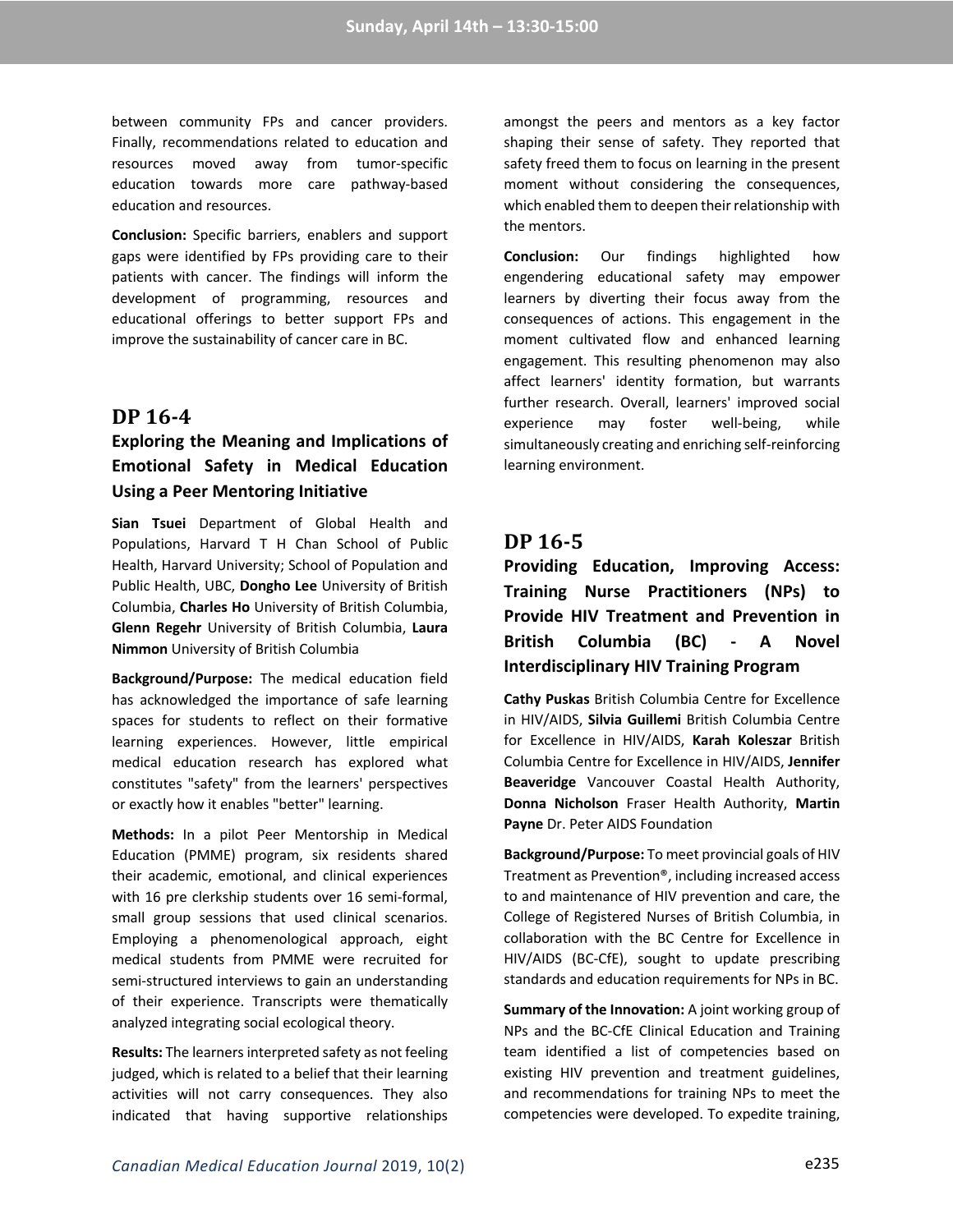between community FPs and cancer providers. Finally, recommendations related to education and resources moved away from tumor-specific education towards more care pathway-based education and resources.

**Conclusion:** Specific barriers, enablers and support gaps were identified by FPs providing care to their patients with cancer. The findings will inform the development of programming, resources and educational offerings to better support FPs and improve the sustainability of cancer care in BC.

## DP 16-4

### Exploring the Meaning and Implications of Emotional Safety in Medical Education Using a Peer Mentoring Initiative

**Sian Tsuei** Department of Global Health and Populations, Harvard T H Chan School of Public Health, Harvard University; School of Population and Public Health, UBC, **Dongho Lee** University of British Columbia, **Charles Ho** University of British Columbia, **Glenn Regehr** University of British Columbia, **Laura Nimmon** University of British Columbia

**Background/Purpose:** The medical education field has acknowledged the importance of safe learning spaces for students to reflect on their formative learning experiences. However, little empirical medical education research has explored what constitutes "safety" from the learners' perspectives or exactly how it enables "better" learning.

**Methods:** In a pilot Peer Mentorship in Medical Education (PMME) program, six residents shared their academic, emotional, and clinical experiences with 16 pre clerkship students over 16 semi-formal, small group sessions that used clinical scenarios. Employing a phenomenological approach, eight medical students from PMME were recruited for semi-structured interviews to gain an understanding of their experience. Transcripts were thematically analyzed integrating social ecological theory.

**Results:** The learners interpreted safety as not feeling judged, which is related to a belief that their learning activities will not carry consequences. They also indicated that having supportive relationships amongst the peers and mentors as a key factor shaping their sense of safety. They reported that safety freed them to focus on learning in the present moment without considering the consequences, which enabled them to deepen their relationship with the mentors.

**Conclusion:** Our findings highlighted how engendering educational safety may empower learners by diverting their focus away from the consequences of actions. This engagement in the moment cultivated flow and enhanced learning engagement. This resulting phenomenon may also affect learners' identity formation, but warrants further research. Overall, learners' improved social experience may foster well-being, while simultaneously creating and enriching self-reinforcing learning environment.

## DP 16-5

### Providing Education, Improving Access: Training Nurse Practitioners (NPs) to Provide HIV Treatment and Prevention in British Columbia (BC) - A Novel Interdisciplinary HIV Training Program

**Cathy Puskas** British Columbia Centre for Excellence in HIV/AIDS, **Silvia Guillemi** British Columbia Centre for Excellence in HIV/AIDS, **Karah Koleszar** British Columbia Centre for Excellence in HIV/AIDS, **Jennifer Beaveridge** Vancouver Coastal Health Authority, **Donna Nicholson** Fraser Health Authority, **Martin Payne** Dr. Peter AIDS Foundation

**Background/Purpose:** To meet provincial goals of HIV Treatment as Prevention®, including increased access to and maintenance of HIV prevention and care, the College of Registered Nurses of British Columbia, in collaboration with the BC Centre for Excellence in HIV/AIDS (BC-CfE), sought to update prescribing standards and education requirements for NPs in BC.

**Summary of the Innovation:** A joint working group of NPs and the BC-CfE Clinical Education and Training team identified a list of competencies based on existing HIV prevention and treatment guidelines, and recommendations for training NPs to meet the competencies were developed. To expedite training,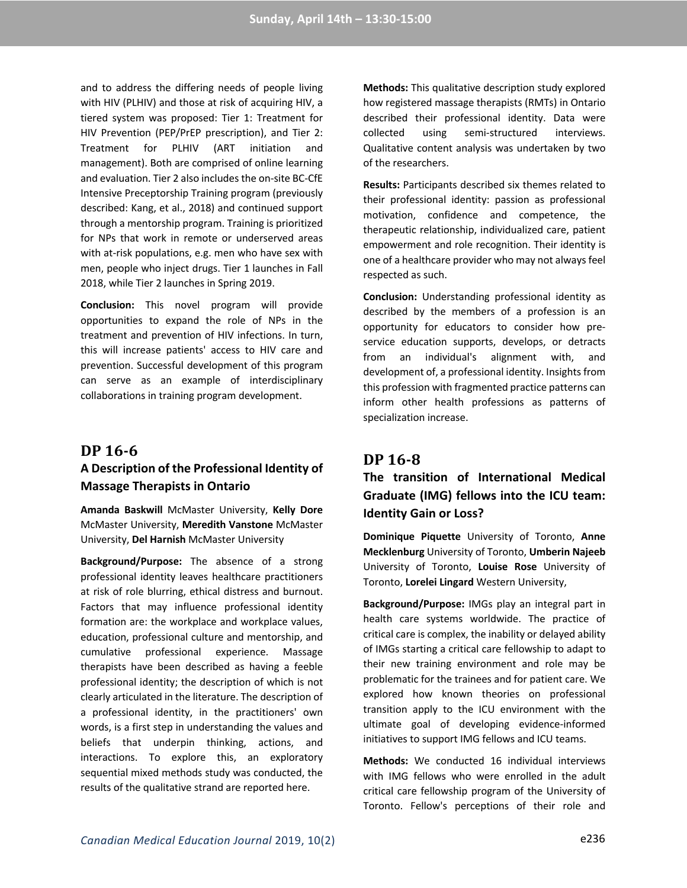and to address the differing needs of people living with HIV (PLHIV) and those at risk of acquiring HIV, a tiered system was proposed: Tier 1: Treatment for HIV Prevention (PEP/PrEP prescription), and Tier 2: Treatment for PLHIV (ART initiation and management). Both are comprised of online learning and evaluation. Tier 2 also includes the on-site BC-CfE Intensive Preceptorship Training program (previously described: Kang, et al., 2018) and continued support through a mentorship program. Training is prioritized for NPs that work in remote or underserved areas with at-risk populations, e.g. men who have sex with men, people who inject drugs. Tier 1 launches in Fall 2018, while Tier 2 launches in Spring 2019.

**Conclusion:** This novel program will provide opportunities to expand the role of NPs in the treatment and prevention of HIV infections. In turn, this will increase patients' access to HIV care and prevention. Successful development of this program can serve as an example of interdisciplinary collaborations in training program development.

## DP 16-6

### A Description of the Professional Identity of Massage Therapists in Ontario

**Amanda Baskwill** McMaster University, **Kelly Dore** McMaster University, **Meredith Vanstone** McMaster University, **Del Harnish** McMaster University

**Background/Purpose:** The absence of a strong professional identity leaves healthcare practitioners at risk of role blurring, ethical distress and burnout. Factors that may influence professional identity formation are: the workplace and workplace values, education, professional culture and mentorship, and cumulative professional experience. Massage therapists have been described as having a feeble professional identity; the description of which is not clearly articulated in the literature. The description of a professional identity, in the practitioners' own words, is a first step in understanding the values and beliefs that underpin thinking, actions, and interactions. To explore this, an exploratory sequential mixed methods study was conducted, the results of the qualitative strand are reported here.

**Methods:** This qualitative description study explored how registered massage therapists (RMTs) in Ontario described their professional identity. Data were collected using semi-structured interviews. Qualitative content analysis was undertaken by two of the researchers.

**Results:** Participants described six themes related to their professional identity: passion as professional motivation, confidence and competence, the therapeutic relationship, individualized care, patient empowerment and role recognition. Their identity is one of a healthcare provider who may not always feel respected as such.

**Conclusion:** Understanding professional identity as described by the members of a profession is an opportunity for educators to consider how pre-service education supports, develops, or detracts from an individual's alignment with, and development of, a professional identity. Insights from this profession with fragmented practice patterns can inform other health professions as patterns of specialization increase.

## DP 16-8

### The transition of International Medical Graduate (IMG) fellows into the ICU team: Identity Gain or Loss?

**Dominique Piquette** University of Toronto, **Anne Mecklenburg** University of Toronto, **Umberin Najeeb** University of Toronto, **Louise Rose** University of Toronto, **Lorelei Lingard** Western University,

**Background/Purpose:** IMGs play an integral part in health care systems worldwide. The practice of critical care is complex, the inability or delayed ability of IMGs starting a critical care fellowship to adapt to their new training environment and role may be problematic for the trainees and for patient care. We explored how known theories on professional transition apply to the ICU environment with the ultimate goal of developing evidence-informed initiatives to support IMG fellows and ICU teams.

**Methods:** We conducted 16 individual interviews with IMG fellows who were enrolled in the adult critical care fellowship program of the University of Toronto. Fellow's perceptions of their role and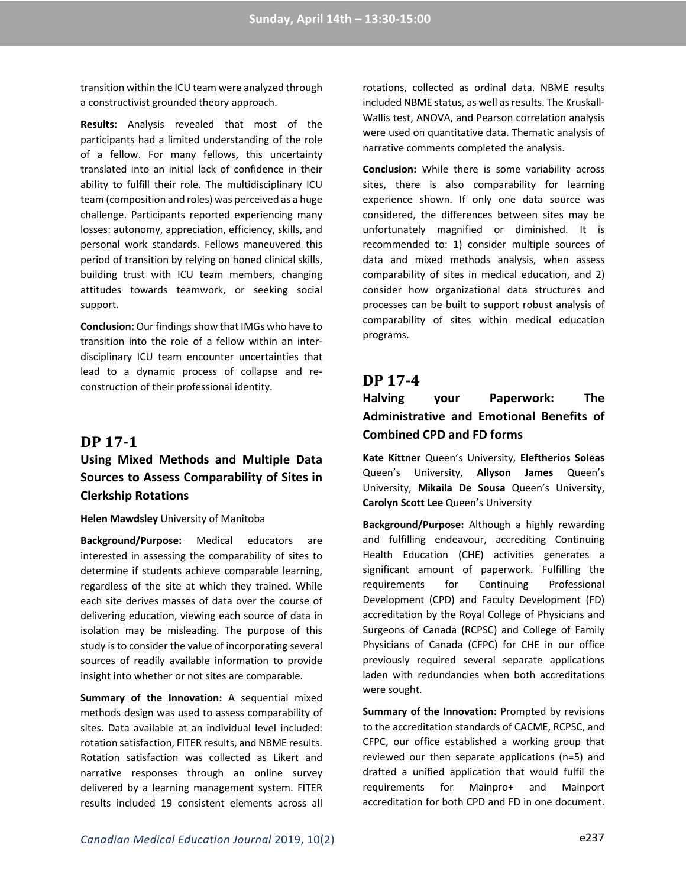transition within the ICU team were analyzed through a constructivist grounded theory approach.

**Results:** Analysis revealed that most of the participants had a limited understanding of the role of a fellow. For many fellows, this uncertainty translated into an initial lack of confidence in their ability to fulfill their role. The multidisciplinary ICU team (composition and roles) was perceived as a huge challenge. Participants reported experiencing many losses: autonomy, appreciation, efficiency, skills, and personal work standards. Fellows maneuvered this period of transition by relying on honed clinical skills, building trust with ICU team members, changing attitudes towards teamwork, or seeking social support.

**Conclusion:** Our findings show that IMGs who have to transition into the role of a fellow within an inter-disciplinary ICU team encounter uncertainties that lead to a dynamic process of collapse and re-construction of their professional identity.

## DP 17-1

### Using Mixed Methods and Multiple Data Sources to Assess Comparability of Sites in Clerkship Rotations

**Helen Mawdsley** University of Manitoba

**Background/Purpose:** Medical educators are interested in assessing the comparability of sites to determine if students achieve comparable learning, regardless of the site at which they trained. While each site derives masses of data over the course of delivering education, viewing each source of data in isolation may be misleading. The purpose of this study is to consider the value of incorporating several sources of readily available information to provide insight into whether or not sites are comparable.

**Summary of the Innovation:** A sequential mixed methods design was used to assess comparability of sites. Data available at an individual level included: rotation satisfaction, FITER results, and NBME results. Rotation satisfaction was collected as Likert and narrative responses through an online survey delivered by a learning management system. FITER results included 19 consistent elements across all rotations, collected as ordinal data. NBME results included NBME status, as well as results. The Kruskall-Wallis test, ANOVA, and Pearson correlation analysis were used on quantitative data. Thematic analysis of narrative comments completed the analysis.

**Conclusion:** While there is some variability across sites, there is also comparability for learning experience shown. If only one data source was considered, the differences between sites may be unfortunately magnified or diminished. It is recommended to: 1) consider multiple sources of data and mixed methods analysis, when assess comparability of sites in medical education, and 2) consider how organizational data structures and processes can be built to support robust analysis of comparability of sites within medical education programs.

## DP 17-4

### Halving your Paperwork: The Administrative and Emotional Benefits of Combined CPD and FD forms

**Kate Kittner** Queen's University, **Eleftherios Soleas** Queen's University, **Allyson James** Queen's University, **Mikaila De Sousa** Queen's University, **Carolyn Scott Lee** Queen's University

**Background/Purpose:** Although a highly rewarding and fulfilling endeavour, accrediting Continuing Health Education (CHE) activities generates a significant amount of paperwork. Fulfilling the requirements for Continuing Professional Development (CPD) and Faculty Development (FD) accreditation by the Royal College of Physicians and Surgeons of Canada (RCPSC) and College of Family Physicians of Canada (CFPC) for CHE in our office previously required several separate applications laden with redundancies when both accreditations were sought.

**Summary of the Innovation:** Prompted by revisions to the accreditation standards of CACME, RCPSC, and CFPC, our office established a working group that reviewed our then separate applications (n=5) and drafted a unified application that would fulfil the requirements for Mainpro+ and Mainport accreditation for both CPD and FD in one document.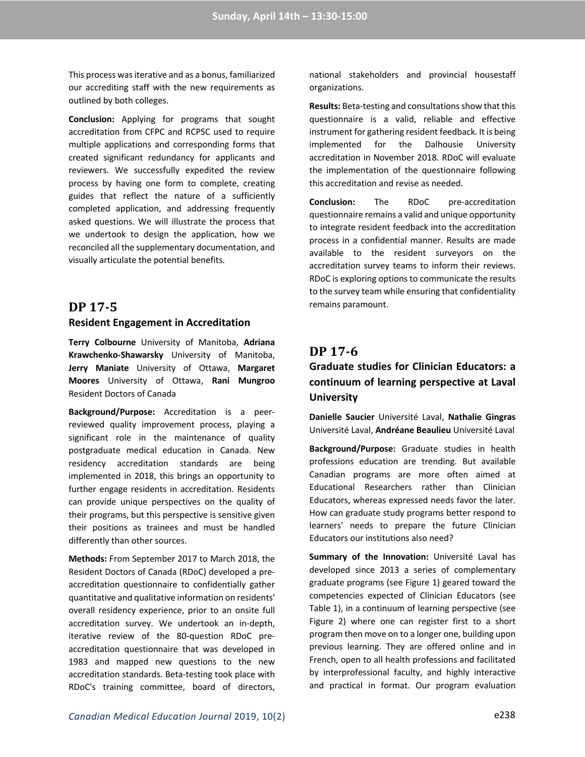This process was iterative and as a bonus, familiarized our accrediting staff with the new requirements as outlined by both colleges.

**Conclusion:** Applying for programs that sought accreditation from CFPC and RCPSC used to require multiple applications and corresponding forms that created significant redundancy for applicants and reviewers. We successfully expedited the review process by having one form to complete, creating guides that reflect the nature of a sufficiently completed application, and addressing frequently asked questions. We will illustrate the process that we undertook to design the application, how we reconciled all the supplementary documentation, and visually articulate the potential benefits.

## DP 17-5

### Resident Engagement in Accreditation

**Terry Colbourne** University of Manitoba, **Adriana Krawchenko-Shawarsky** University of Manitoba, **Jerry Maniate** University of Ottawa, **Margaret Moores** University of Ottawa, **Rani Mungroo** Resident Doctors of Canada

**Background/Purpose:** Accreditation is a peer-reviewed quality improvement process, playing a significant role in the maintenance of quality postgraduate medical education in Canada. New residency accreditation standards are being implemented in 2018, this brings an opportunity to further engage residents in accreditation. Residents can provide unique perspectives on the quality of their programs, but this perspective is sensitive given their positions as trainees and must be handled differently than other sources.

**Methods:** From September 2017 to March 2018, the Resident Doctors of Canada (RDoC) developed a pre-accreditation questionnaire to confidentially gather quantitative and qualitative information on residents' overall residency experience, prior to an onsite full accreditation survey. We undertook an in-depth, iterative review of the 80-question RDoC pre-accreditation questionnaire that was developed in 1983 and mapped new questions to the new accreditation standards. Beta-testing took place with RDoC's training committee, board of directors, national stakeholders and provincial housestaff organizations.

**Results:** Beta-testing and consultations show that this questionnaire is a valid, reliable and effective instrument for gathering resident feedback. It is being implemented for the Dalhousie University accreditation in November 2018. RDoC will evaluate the implementation of the questionnaire following this accreditation and revise as needed.

**Conclusion:** The RDoC pre-accreditation questionnaire remains a valid and unique opportunity to integrate resident feedback into the accreditation process in a confidential manner. Results are made available to the resident surveyors on the accreditation survey teams to inform their reviews. RDoC is exploring options to communicate the results to the survey team while ensuring that confidentiality remains paramount.

## DP 17-6

### Graduate studies for Clinician Educators: a continuum of learning perspective at Laval University

**Danielle Saucier** Université Laval, **Nathalie Gingras** Université Laval, **Andréane Beaulieu** Université Laval

**Background/Purpose:** Graduate studies in health professions education are trending. But available Canadian programs are more often aimed at Educational Researchers rather than Clinician Educators, whereas expressed needs favor the later. How can graduate study programs better respond to learners' needs to prepare the future Clinician Educators our institutions also need?

**Summary of the Innovation:** Université Laval has developed since 2013 a series of complementary graduate programs (see Figure 1) geared toward the competencies expected of Clinician Educators (see Table 1), in a continuum of learning perspective (see Figure 2) where one can register first to a short program then move on to a longer one, building upon previous learning. They are offered online and in French, open to all health professions and facilitated by interprofessional faculty, and highly interactive and practical in format. Our program evaluation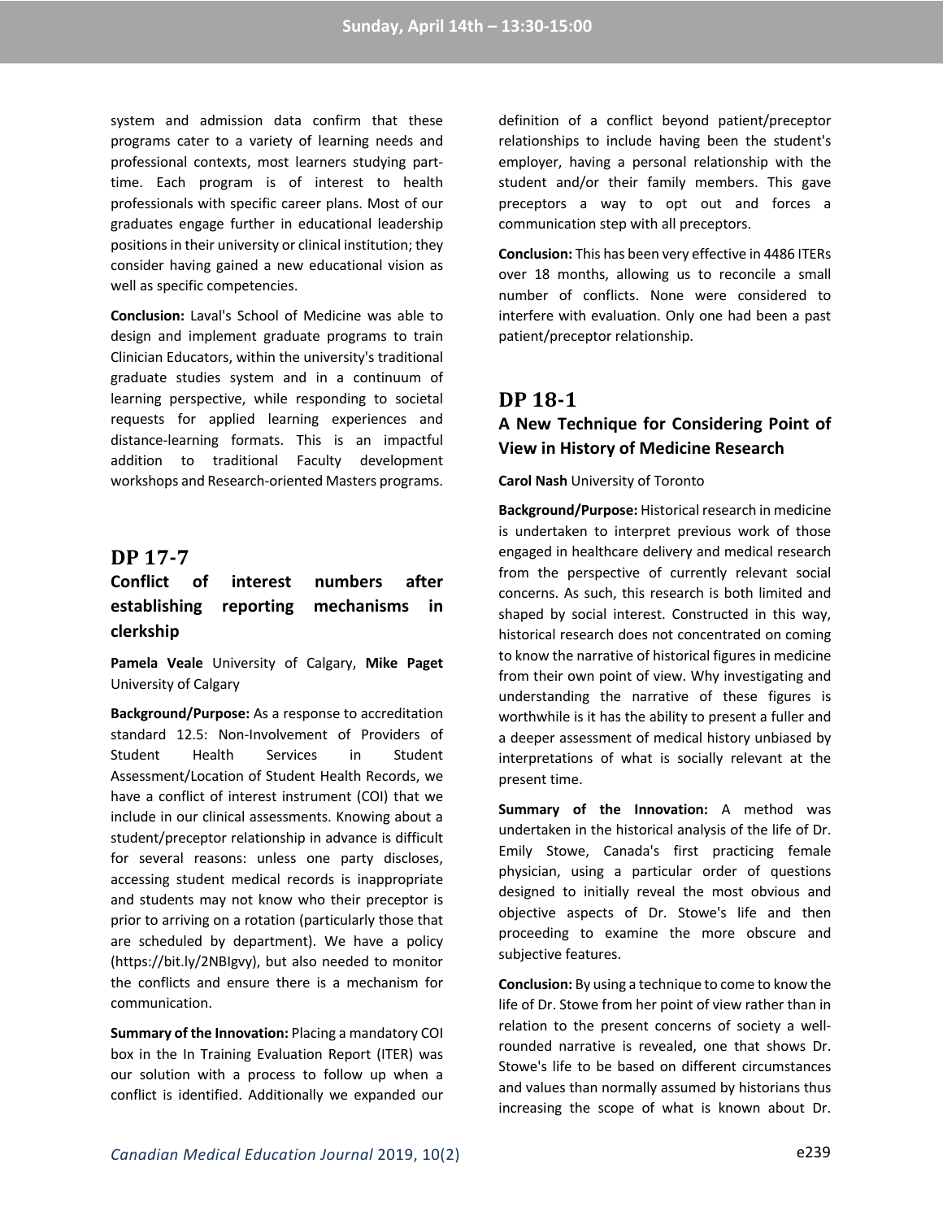system and admission data confirm that these programs cater to a variety of learning needs and professional contexts, most learners studying part-time. Each program is of interest to health professionals with specific career plans. Most of our graduates engage further in educational leadership positions in their university or clinical institution; they consider having gained a new educational vision as well as specific competencies.

**Conclusion:** Laval's School of Medicine was able to design and implement graduate programs to train Clinician Educators, within the university's traditional graduate studies system and in a continuum of learning perspective, while responding to societal requests for applied learning experiences and distance-learning formats. This is an impactful addition to traditional Faculty development workshops and Research-oriented Masters programs.

## DP 17-7

### Conflict of interest numbers after establishing reporting mechanisms in clerkship

**Pamela Veale** University of Calgary, **Mike Paget** University of Calgary

**Background/Purpose:** As a response to accreditation standard 12.5: Non-Involvement of Providers of Student Health Services in Student Assessment/Location of Student Health Records, we have a conflict of interest instrument (COI) that we include in our clinical assessments. Knowing about a student/preceptor relationship in advance is difficult for several reasons: unless one party discloses, accessing student medical records is inappropriate and students may not know who their preceptor is prior to arriving on a rotation (particularly those that are scheduled by department). We have a policy (https://bit.ly/2NBIgvy), but also needed to monitor the conflicts and ensure there is a mechanism for communication.

**Summary of the Innovation:** Placing a mandatory COI box in the In Training Evaluation Report (ITER) was our solution with a process to follow up when a conflict is identified. Additionally we expanded our definition of a conflict beyond patient/preceptor relationships to include having been the student's employer, having a personal relationship with the student and/or their family members. This gave preceptors a way to opt out and forces a communication step with all preceptors.

**Conclusion:** This has been very effective in 4486 ITERs over 18 months, allowing us to reconcile a small number of conflicts. None were considered to interfere with evaluation. Only one had been a past patient/preceptor relationship.

## DP 18-1

### A New Technique for Considering Point of View in History of Medicine Research

**Carol Nash** University of Toronto

**Background/Purpose:** Historical research in medicine is undertaken to interpret previous work of those engaged in healthcare delivery and medical research from the perspective of currently relevant social concerns. As such, this research is both limited and shaped by social interest. Constructed in this way, historical research does not concentrated on coming to know the narrative of historical figures in medicine from their own point of view. Why investigating and understanding the narrative of these figures is worthwhile is it has the ability to present a fuller and a deeper assessment of medical history unbiased by interpretations of what is socially relevant at the present time.

**Summary of the Innovation:** A method was undertaken in the historical analysis of the life of Dr. Emily Stowe, Canada's first practicing female physician, using a particular order of questions designed to initially reveal the most obvious and objective aspects of Dr. Stowe's life and then proceeding to examine the more obscure and subjective features.

**Conclusion:** By using a technique to come to know the life of Dr. Stowe from her point of view rather than in relation to the present concerns of society a well-rounded narrative is revealed, one that shows Dr. Stowe's life to be based on different circumstances and values than normally assumed by historians thus increasing the scope of what is known about Dr.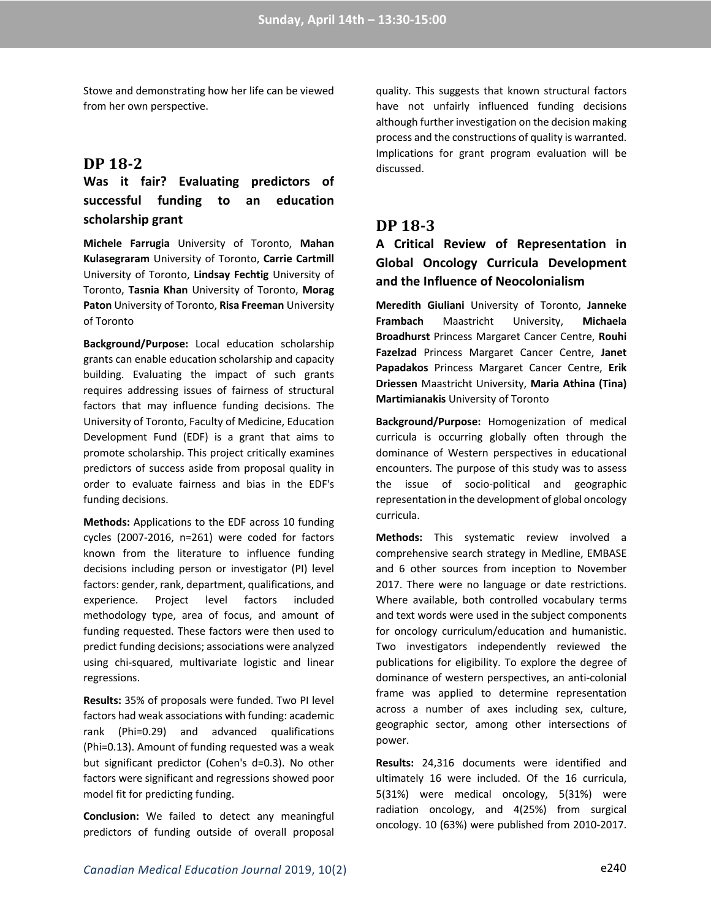Stowe and demonstrating how her life can be viewed from her own perspective.

## DP 18-2

### Was it fair? Evaluating predictors of successful funding to an education scholarship grant

**Michele Farrugia** University of Toronto, **Mahan Kulasegraram** University of Toronto, **Carrie Cartmill** University of Toronto, **Lindsay Fechtig** University of Toronto, **Tasnia Khan** University of Toronto, **Morag Paton** University of Toronto, **Risa Freeman** University of Toronto

**Background/Purpose:** Local education scholarship grants can enable education scholarship and capacity building. Evaluating the impact of such grants requires addressing issues of fairness of structural factors that may influence funding decisions. The University of Toronto, Faculty of Medicine, Education Development Fund (EDF) is a grant that aims to promote scholarship. This project critically examines predictors of success aside from proposal quality in order to evaluate fairness and bias in the EDF's funding decisions.

**Methods:** Applications to the EDF across 10 funding cycles (2007-2016, n=261) were coded for factors known from the literature to influence funding decisions including person or investigator (PI) level factors: gender, rank, department, qualifications, and experience. Project level factors included methodology type, area of focus, and amount of funding requested. These factors were then used to predict funding decisions; associations were analyzed using chi-squared, multivariate logistic and linear regressions.

**Results:** 35% of proposals were funded. Two PI level factors had weak associations with funding: academic rank (Phi=0.29) and advanced qualifications (Phi=0.13). Amount of funding requested was a weak but significant predictor (Cohen's d=0.3). No other factors were significant and regressions showed poor model fit for predicting funding.

**Conclusion:** We failed to detect any meaningful predictors of funding outside of overall proposal quality. This suggests that known structural factors have not unfairly influenced funding decisions although further investigation on the decision making process and the constructions of quality is warranted. Implications for grant program evaluation will be discussed.

## DP 18-3

### A Critical Review of Representation in Global Oncology Curricula Development and the Influence of Neocolonialism

**Meredith Giuliani** University of Toronto, **Janneke Frambach** Maastricht University, **Michaela Broadhurst** Princess Margaret Cancer Centre, **Rouhi Fazelzad** Princess Margaret Cancer Centre, **Janet Papadakos** Princess Margaret Cancer Centre, **Erik Driessen** Maastricht University, **Maria Athina (Tina) Martimianakis** University of Toronto

**Background/Purpose:** Homogenization of medical curricula is occurring globally often through the dominance of Western perspectives in educational encounters. The purpose of this study was to assess the issue of socio-political and geographic representation in the development of global oncology curricula.

**Methods:** This systematic review involved a comprehensive search strategy in Medline, EMBASE and 6 other sources from inception to November 2017. There were no language or date restrictions. Where available, both controlled vocabulary terms and text words were used in the subject components for oncology curriculum/education and humanistic. Two investigators independently reviewed the publications for eligibility. To explore the degree of dominance of western perspectives, an anti-colonial frame was applied to determine representation across a number of axes including sex, culture, geographic sector, among other intersections of power.

**Results:** 24,316 documents were identified and ultimately 16 were included. Of the 16 curricula, 5(31%) were medical oncology, 5(31%) were radiation oncology, and 4(25%) from surgical oncology. 10 (63%) were published from 2010-2017.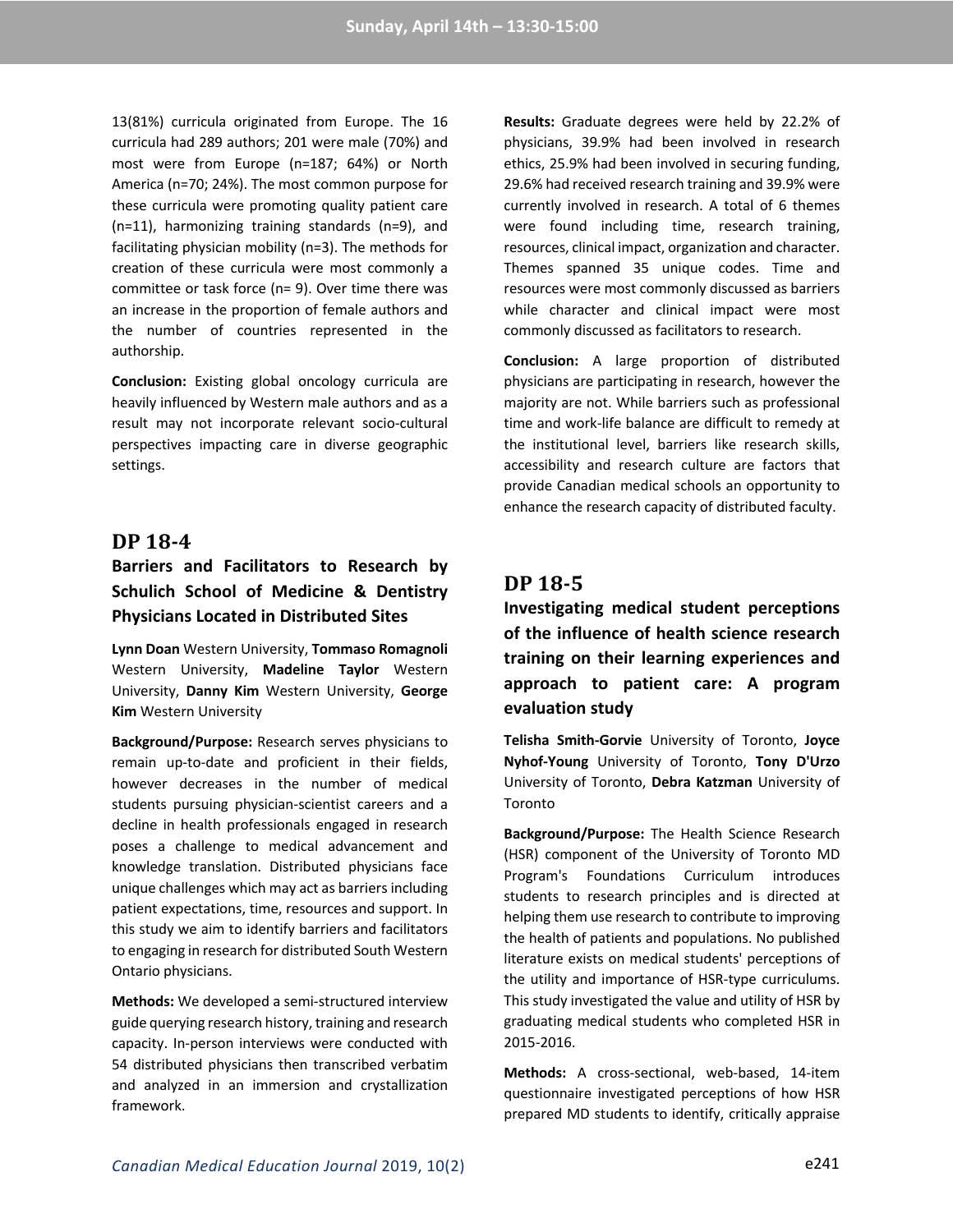13(81%) curricula originated from Europe. The 16 curricula had 289 authors; 201 were male (70%) and most were from Europe (n=187; 64%) or North America (n=70; 24%). The most common purpose for these curricula were promoting quality patient care (n=11), harmonizing training standards (n=9), and facilitating physician mobility (n=3). The methods for creation of these curricula were most commonly a committee or task force (n= 9). Over time there was an increase in the proportion of female authors and the number of countries represented in the authorship.

**Conclusion:** Existing global oncology curricula are heavily influenced by Western male authors and as a result may not incorporate relevant socio-cultural perspectives impacting care in diverse geographic settings.

## DP 18-4

### Barriers and Facilitators to Research by Schulich School of Medicine & Dentistry Physicians Located in Distributed Sites

**Lynn Doan** Western University, **Tommaso Romagnoli** Western University, **Madeline Taylor** Western University, **Danny Kim** Western University, **George Kim** Western University

**Background/Purpose:** Research serves physicians to remain up-to-date and proficient in their fields, however decreases in the number of medical students pursuing physician-scientist careers and a decline in health professionals engaged in research poses a challenge to medical advancement and knowledge translation. Distributed physicians face unique challenges which may act as barriers including patient expectations, time, resources and support. In this study we aim to identify barriers and facilitators to engaging in research for distributed South Western Ontario physicians.

**Methods:** We developed a semi-structured interview guide querying research history, training and research capacity. In-person interviews were conducted with 54 distributed physicians then transcribed verbatim and analyzed in an immersion and crystallization framework.

**Results:** Graduate degrees were held by 22.2% of physicians, 39.9% had been involved in research ethics, 25.9% had been involved in securing funding, 29.6% had received research training and 39.9% were currently involved in research. A total of 6 themes were found including time, research training, resources, clinical impact, organization and character. Themes spanned 35 unique codes. Time and resources were most commonly discussed as barriers while character and clinical impact were most commonly discussed as facilitators to research.

**Conclusion:** A large proportion of distributed physicians are participating in research, however the majority are not. While barriers such as professional time and work-life balance are difficult to remedy at the institutional level, barriers like research skills, accessibility and research culture are factors that provide Canadian medical schools an opportunity to enhance the research capacity of distributed faculty.

## DP 18-5

### Investigating medical student perceptions of the influence of health science research training on their learning experiences and approach to patient care: A program evaluation study

**Telisha Smith-Gorvie** University of Toronto, **Joyce Nyhof-Young** University of Toronto, **Tony D'Urzo** University of Toronto, **Debra Katzman** University of Toronto

**Background/Purpose:** The Health Science Research (HSR) component of the University of Toronto MD Program's Foundations Curriculum introduces students to research principles and is directed at helping them use research to contribute to improving the health of patients and populations. No published literature exists on medical students' perceptions of the utility and importance of HSR-type curriculums. This study investigated the value and utility of HSR by graduating medical students who completed HSR in 2015-2016.

**Methods:** A cross-sectional, web-based, 14-item questionnaire investigated perceptions of how HSR prepared MD students to identify, critically appraise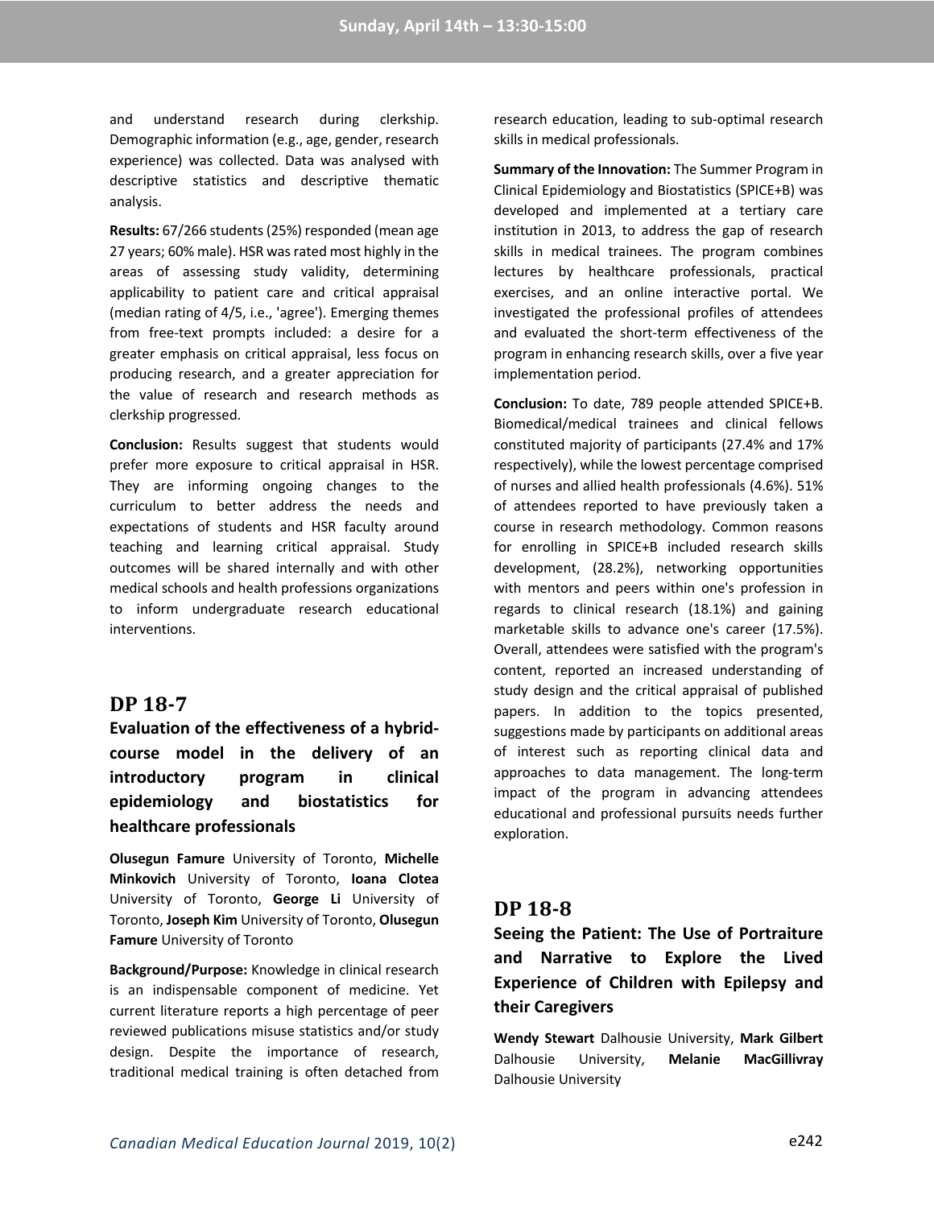and understand research during clerkship. Demographic information (e.g., age, gender, research experience) was collected. Data was analysed with descriptive statistics and descriptive thematic analysis.

**Results:** 67/266 students (25%) responded (mean age 27 years; 60% male). HSR was rated most highly in the areas of assessing study validity, determining applicability to patient care and critical appraisal (median rating of 4/5, i.e., 'agree'). Emerging themes from free-text prompts included: a desire for a greater emphasis on critical appraisal, less focus on producing research, and a greater appreciation for the value of research and research methods as clerkship progressed.

**Conclusion:** Results suggest that students would prefer more exposure to critical appraisal in HSR. They are informing ongoing changes to the curriculum to better address the needs and expectations of students and HSR faculty around teaching and learning critical appraisal. Study outcomes will be shared internally and with other medical schools and health professions organizations to inform undergraduate research educational interventions.

## DP 18-7

### Evaluation of the effectiveness of a hybrid-course model in the delivery of an introductory program in clinical epidemiology and biostatistics for healthcare professionals

**Olusegun Famure** University of Toronto, **Michelle Minkovich** University of Toronto, **Ioana Clotea** University of Toronto, **George Li** University of Toronto, **Joseph Kim** University of Toronto, **Olusegun Famure** University of Toronto

**Background/Purpose:** Knowledge in clinical research is an indispensable component of medicine. Yet current literature reports a high percentage of peer reviewed publications misuse statistics and/or study design. Despite the importance of research, traditional medical training is often detached from research education, leading to sub-optimal research skills in medical professionals.

**Summary of the Innovation:** The Summer Program in Clinical Epidemiology and Biostatistics (SPICE+B) was developed and implemented at a tertiary care institution in 2013, to address the gap of research skills in medical trainees. The program combines lectures by healthcare professionals, practical exercises, and an online interactive portal. We investigated the professional profiles of attendees and evaluated the short-term effectiveness of the program in enhancing research skills, over a five year implementation period.

**Conclusion:** To date, 789 people attended SPICE+B. Biomedical/medical trainees and clinical fellows constituted majority of participants (27.4% and 17% respectively), while the lowest percentage comprised of nurses and allied health professionals (4.6%). 51% of attendees reported to have previously taken a course in research methodology. Common reasons for enrolling in SPICE+B included research skills development, (28.2%), networking opportunities with mentors and peers within one's profession in regards to clinical research (18.1%) and gaining marketable skills to advance one's career (17.5%). Overall, attendees were satisfied with the program's content, reported an increased understanding of study design and the critical appraisal of published papers. In addition to the topics presented, suggestions made by participants on additional areas of interest such as reporting clinical data and approaches to data management. The long-term impact of the program in advancing attendees educational and professional pursuits needs further exploration.

## DP 18-8

### Seeing the Patient: The Use of Portraiture and Narrative to Explore the Lived Experience of Children with Epilepsy and their Caregivers

**Wendy Stewart** Dalhousie University, **Mark Gilbert** Dalhousie University, **Melanie MacGillivray** Dalhousie University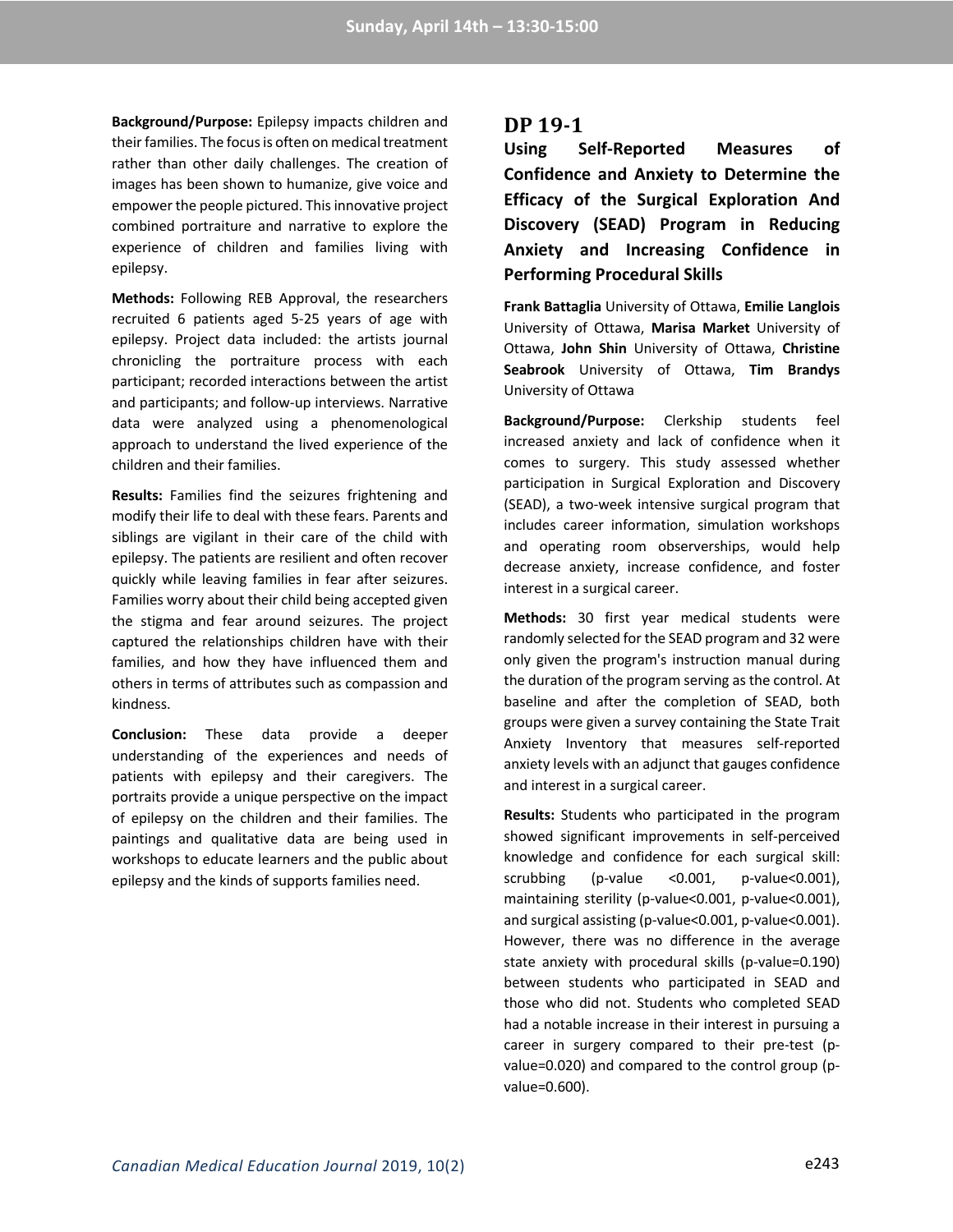**Background/Purpose:** Epilepsy impacts children and their families. The focus is often on medical treatment rather than other daily challenges. The creation of images has been shown to humanize, give voice and empower the people pictured. This innovative project combined portraiture and narrative to explore the experience of children and families living with epilepsy.

**Methods:** Following REB Approval, the researchers recruited 6 patients aged 5-25 years of age with epilepsy. Project data included: the artists journal chronicling the portraiture process with each participant; recorded interactions between the artist and participants; and follow-up interviews. Narrative data were analyzed using a phenomenological approach to understand the lived experience of the children and their families.

**Results:** Families find the seizures frightening and modify their life to deal with these fears. Parents and siblings are vigilant in their care of the child with epilepsy. The patients are resilient and often recover quickly while leaving families in fear after seizures. Families worry about their child being accepted given the stigma and fear around seizures. The project captured the relationships children have with their families, and how they have influenced them and others in terms of attributes such as compassion and kindness.

**Conclusion:** These data provide a deeper understanding of the experiences and needs of patients with epilepsy and their caregivers. The portraits provide a unique perspective on the impact of epilepsy on the children and their families. The paintings and qualitative data are being used in workshops to educate learners and the public about epilepsy and the kinds of supports families need.

# DP 19-1

## Using Self-Reported Measures of Confidence and Anxiety to Determine the Efficacy of the Surgical Exploration And Discovery (SEAD) Program in Reducing Anxiety and Increasing Confidence in Performing Procedural Skills

**Frank Battaglia** University of Ottawa, **Emilie Langlois** University of Ottawa, **Marisa Market** University of Ottawa, **John Shin** University of Ottawa, **Christine Seabrook** University of Ottawa, **Tim Brandys** University of Ottawa

**Background/Purpose:** Clerkship students feel increased anxiety and lack of confidence when it comes to surgery. This study assessed whether participation in Surgical Exploration and Discovery (SEAD), a two-week intensive surgical program that includes career information, simulation workshops and operating room observerships, would help decrease anxiety, increase confidence, and foster interest in a surgical career.

**Methods:** 30 first year medical students were randomly selected for the SEAD program and 32 were only given the program's instruction manual during the duration of the program serving as the control. At baseline and after the completion of SEAD, both groups were given a survey containing the State Trait Anxiety Inventory that measures self-reported anxiety levels with an adjunct that gauges confidence and interest in a surgical career.

**Results:** Students who participated in the program showed significant improvements in self-perceived knowledge and confidence for each surgical skill: scrubbing (p-value <0.001, p-value<0.001), maintaining sterility (p-value<0.001, p-value<0.001), and surgical assisting (p-value<0.001, p-value<0.001). However, there was no difference in the average state anxiety with procedural skills (p-value=0.190) between students who participated in SEAD and those who did not. Students who completed SEAD had a notable increase in their interest in pursuing a career in surgery compared to their pre-test (p-value=0.020) and compared to the control group (p-value=0.600).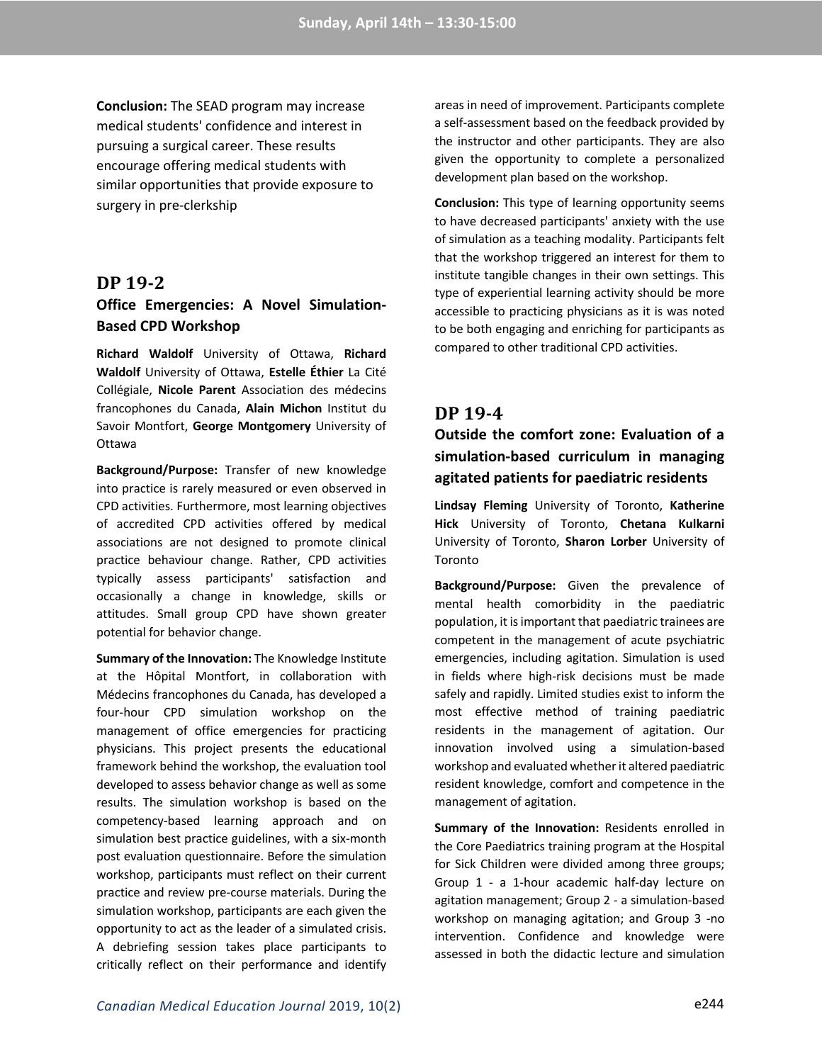**Conclusion:** The SEAD program may increase medical students' confidence and interest in pursuing a surgical career. These results encourage offering medical students with similar opportunities that provide exposure to surgery in pre-clerkship

## DP 19-2

### Office Emergencies: A Novel Simulation-Based CPD Workshop

**Richard Waldolf** University of Ottawa, **Richard Waldolf** University of Ottawa, **Estelle Éthier** La Cité Collégiale, **Nicole Parent** Association des médecins francophones du Canada, **Alain Michon** Institut du Savoir Montfort, **George Montgomery** University of Ottawa

**Background/Purpose:** Transfer of new knowledge into practice is rarely measured or even observed in CPD activities. Furthermore, most learning objectives of accredited CPD activities offered by medical associations are not designed to promote clinical practice behaviour change. Rather, CPD activities typically assess participants' satisfaction and occasionally a change in knowledge, skills or attitudes. Small group CPD have shown greater potential for behavior change.

**Summary of the Innovation:** The Knowledge Institute at the Hôpital Montfort, in collaboration with Médecins francophones du Canada, has developed a four-hour CPD simulation workshop on the management of office emergencies for practicing physicians. This project presents the educational framework behind the workshop, the evaluation tool developed to assess behavior change as well as some results. The simulation workshop is based on the competency-based learning approach and on simulation best practice guidelines, with a six-month post evaluation questionnaire. Before the simulation workshop, participants must reflect on their current practice and review pre-course materials. During the simulation workshop, participants are each given the opportunity to act as the leader of a simulated crisis. A debriefing session takes place participants to critically reflect on their performance and identify areas in need of improvement. Participants complete a self-assessment based on the feedback provided by the instructor and other participants. They are also given the opportunity to complete a personalized development plan based on the workshop.

**Conclusion:** This type of learning opportunity seems to have decreased participants' anxiety with the use of simulation as a teaching modality. Participants felt that the workshop triggered an interest for them to institute tangible changes in their own settings. This type of experiential learning activity should be more accessible to practicing physicians as it is was noted to be both engaging and enriching for participants as compared to other traditional CPD activities.

## DP 19-4

### Outside the comfort zone: Evaluation of a simulation-based curriculum in managing agitated patients for paediatric residents

**Lindsay Fleming** University of Toronto, **Katherine Hick** University of Toronto, **Chetana Kulkarni** University of Toronto, **Sharon Lorber** University of Toronto

**Background/Purpose:** Given the prevalence of mental health comorbidity in the paediatric population, it is important that paediatric trainees are competent in the management of acute psychiatric emergencies, including agitation. Simulation is used in fields where high-risk decisions must be made safely and rapidly. Limited studies exist to inform the most effective method of training paediatric residents in the management of agitation. Our innovation involved using a simulation-based workshop and evaluated whether it altered paediatric resident knowledge, comfort and competence in the management of agitation.

**Summary of the Innovation:** Residents enrolled in the Core Paediatrics training program at the Hospital for Sick Children were divided among three groups; Group 1 - a 1-hour academic half-day lecture on agitation management; Group 2 - a simulation-based workshop on managing agitation; and Group 3 -no intervention. Confidence and knowledge were assessed in both the didactic lecture and simulation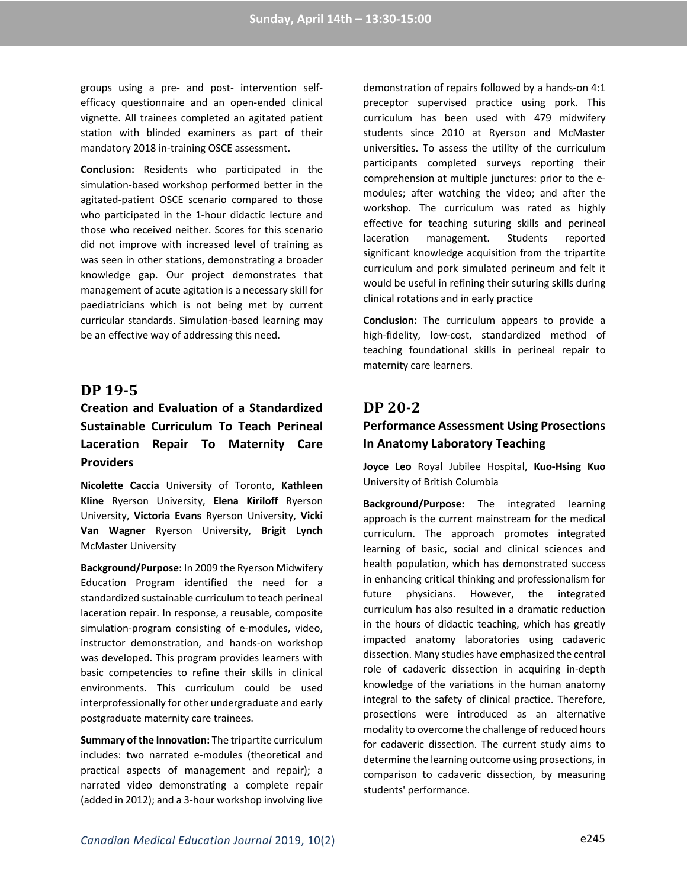groups using a pre- and post- intervention self-efficacy questionnaire and an open-ended clinical vignette. All trainees completed an agitated patient station with blinded examiners as part of their mandatory 2018 in-training OSCE assessment.

**Conclusion:** Residents who participated in the simulation-based workshop performed better in the agitated-patient OSCE scenario compared to those who participated in the 1-hour didactic lecture and those who received neither. Scores for this scenario did not improve with increased level of training as was seen in other stations, demonstrating a broader knowledge gap. Our project demonstrates that management of acute agitation is a necessary skill for paediatricians which is not being met by current curricular standards. Simulation-based learning may be an effective way of addressing this need.

## DP 19-5

### Creation and Evaluation of a Standardized Sustainable Curriculum To Teach Perineal Laceration Repair To Maternity Care Providers

**Nicolette Caccia** University of Toronto, **Kathleen Kline** Ryerson University, **Elena Kiriloff** Ryerson University, **Victoria Evans** Ryerson University, **Vicki Van Wagner** Ryerson University, **Brigit Lynch** McMaster University

**Background/Purpose:** In 2009 the Ryerson Midwifery Education Program identified the need for a standardized sustainable curriculum to teach perineal laceration repair. In response, a reusable, composite simulation-program consisting of e-modules, video, instructor demonstration, and hands-on workshop was developed. This program provides learners with basic competencies to refine their skills in clinical environments. This curriculum could be used interprofessionally for other undergraduate and early postgraduate maternity care trainees.

**Summary of the Innovation:** The tripartite curriculum includes: two narrated e-modules (theoretical and practical aspects of management and repair); a narrated video demonstrating a complete repair (added in 2012); and a 3-hour workshop involving live demonstration of repairs followed by a hands-on 4:1 preceptor supervised practice using pork. This curriculum has been used with 479 midwifery students since 2010 at Ryerson and McMaster universities. To assess the utility of the curriculum participants completed surveys reporting their comprehension at multiple junctures: prior to the e-modules; after watching the video; and after the workshop. The curriculum was rated as highly effective for teaching suturing skills and perineal laceration management. Students reported significant knowledge acquisition from the tripartite curriculum and pork simulated perineum and felt it would be useful in refining their suturing skills during clinical rotations and in early practice

**Conclusion:** The curriculum appears to provide a high-fidelity, low-cost, standardized method of teaching foundational skills in perineal repair to maternity care learners.

## DP 20-2

### Performance Assessment Using Prosections In Anatomy Laboratory Teaching

**Joyce Leo** Royal Jubilee Hospital, **Kuo-Hsing Kuo** University of British Columbia

**Background/Purpose:** The integrated learning approach is the current mainstream for the medical curriculum. The approach promotes integrated learning of basic, social and clinical sciences and health population, which has demonstrated success in enhancing critical thinking and professionalism for future physicians. However, the integrated curriculum has also resulted in a dramatic reduction in the hours of didactic teaching, which has greatly impacted anatomy laboratories using cadaveric dissection. Many studies have emphasized the central role of cadaveric dissection in acquiring in-depth knowledge of the variations in the human anatomy integral to the safety of clinical practice. Therefore, prosections were introduced as an alternative modality to overcome the challenge of reduced hours for cadaveric dissection. The current study aims to determine the learning outcome using prosections, in comparison to cadaveric dissection, by measuring students' performance.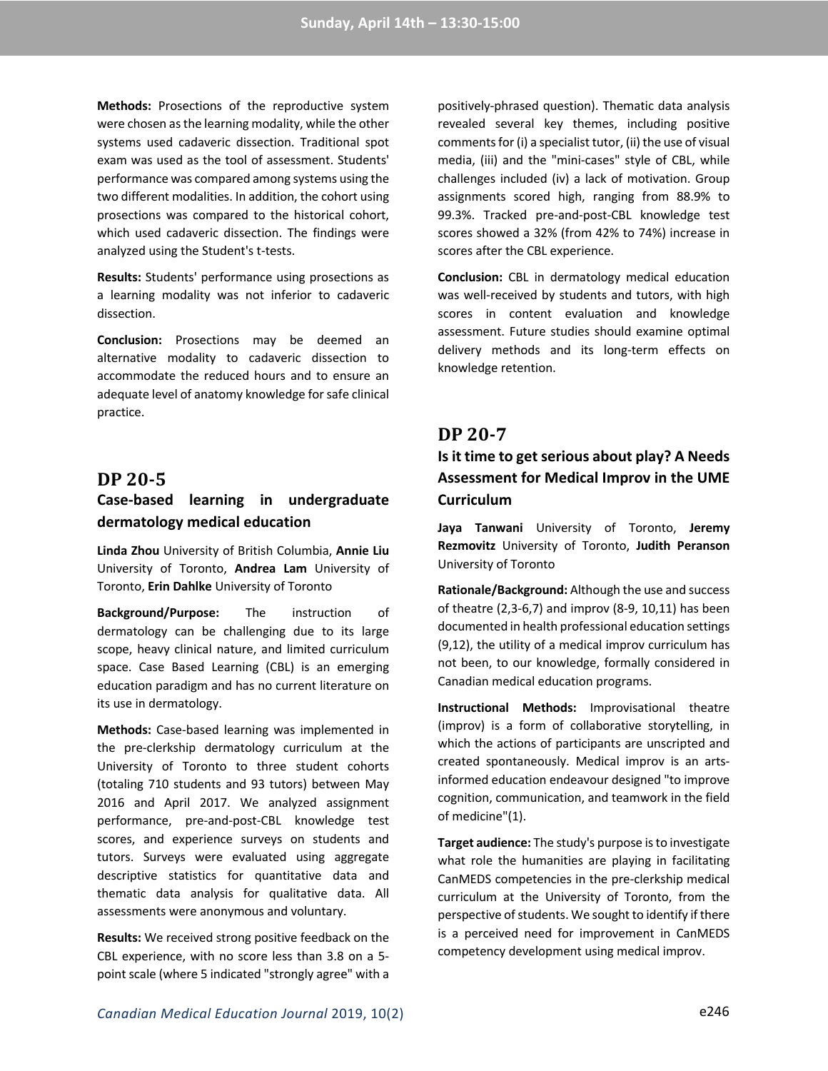**Methods:** Prosections of the reproductive system were chosen as the learning modality, while the other systems used cadaveric dissection. Traditional spot exam was used as the tool of assessment. Students' performance was compared among systems using the two different modalities. In addition, the cohort using prosections was compared to the historical cohort, which used cadaveric dissection. The findings were analyzed using the Student's t-tests.

**Results:** Students' performance using prosections as a learning modality was not inferior to cadaveric dissection.

**Conclusion:** Prosections may be deemed an alternative modality to cadaveric dissection to accommodate the reduced hours and to ensure an adequate level of anatomy knowledge for safe clinical practice.

## DP 20-5

### Case-based learning in undergraduate dermatology medical education

**Linda Zhou** University of British Columbia, **Annie Liu** University of Toronto, **Andrea Lam** University of Toronto, **Erin Dahlke** University of Toronto

**Background/Purpose:** The instruction of dermatology can be challenging due to its large scope, heavy clinical nature, and limited curriculum space. Case Based Learning (CBL) is an emerging education paradigm and has no current literature on its use in dermatology.

**Methods:** Case-based learning was implemented in the pre-clerkship dermatology curriculum at the University of Toronto to three student cohorts (totaling 710 students and 93 tutors) between May 2016 and April 2017. We analyzed assignment performance, pre-and-post-CBL knowledge test scores, and experience surveys on students and tutors. Surveys were evaluated using aggregate descriptive statistics for quantitative data and thematic data analysis for qualitative data. All assessments were anonymous and voluntary.

**Results:** We received strong positive feedback on the CBL experience, with no score less than 3.8 on a 5-point scale (where 5 indicated "strongly agree" with a positively-phrased question). Thematic data analysis revealed several key themes, including positive comments for (i) a specialist tutor, (ii) the use of visual media, (iii) and the "mini-cases" style of CBL, while challenges included (iv) a lack of motivation. Group assignments scored high, ranging from 88.9% to 99.3%. Tracked pre-and-post-CBL knowledge test scores showed a 32% (from 42% to 74%) increase in scores after the CBL experience.

**Conclusion:** CBL in dermatology medical education was well-received by students and tutors, with high scores in content evaluation and knowledge assessment. Future studies should examine optimal delivery methods and its long-term effects on knowledge retention.

## DP 20-7

### Is it time to get serious about play? A Needs Assessment for Medical Improv in the UME Curriculum

**Jaya Tanwani** University of Toronto, **Jeremy Rezmovitz** University of Toronto, **Judith Peranson** University of Toronto

**Rationale/Background:** Although the use and success of theatre (2,3-6,7) and improv (8-9, 10,11) has been documented in health professional education settings (9,12), the utility of a medical improv curriculum has not been, to our knowledge, formally considered in Canadian medical education programs.

**Instructional Methods:** Improvisational theatre (improv) is a form of collaborative storytelling, in which the actions of participants are unscripted and created spontaneously. Medical improv is an arts-informed education endeavour designed "to improve cognition, communication, and teamwork in the field of medicine"(1).

**Target audience:** The study's purpose is to investigate what role the humanities are playing in facilitating CanMEDS competencies in the pre-clerkship medical curriculum at the University of Toronto, from the perspective of students. We sought to identify if there is a perceived need for improvement in CanMEDS competency development using medical improv.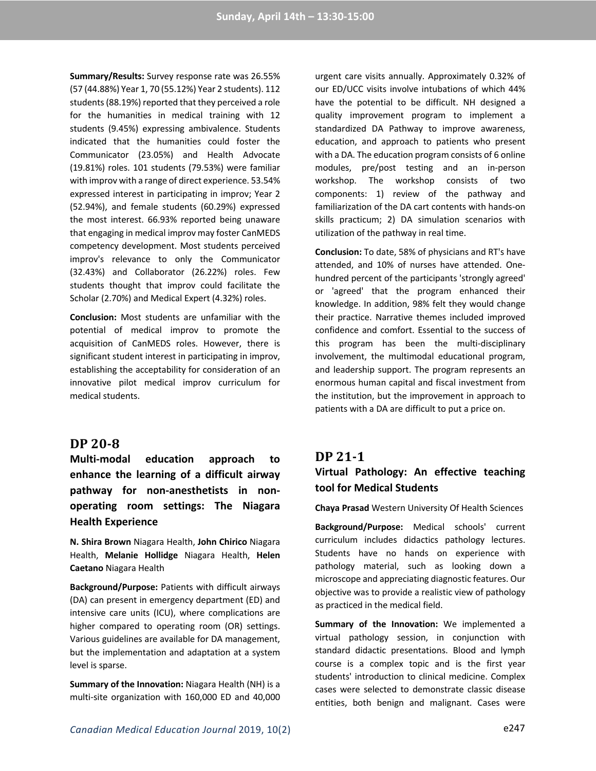**Summary/Results:** Survey response rate was 26.55% (57 (44.88%) Year 1, 70 (55.12%) Year 2 students). 112 students (88.19%) reported that they perceived a role for the humanities in medical training with 12 students (9.45%) expressing ambivalence. Students indicated that the humanities could foster the Communicator (23.05%) and Health Advocate (19.81%) roles. 101 students (79.53%) were familiar with improv with a range of direct experience. 53.54% expressed interest in participating in improv; Year 2 (52.94%), and female students (60.29%) expressed the most interest. 66.93% reported being unaware that engaging in medical improv may foster CanMEDS competency development. Most students perceived improv's relevance to only the Communicator (32.43%) and Collaborator (26.22%) roles. Few students thought that improv could facilitate the Scholar (2.70%) and Medical Expert (4.32%) roles.

**Conclusion:** Most students are unfamiliar with the potential of medical improv to promote the acquisition of CanMEDS roles. However, there is significant student interest in participating in improv, establishing the acceptability for consideration of an innovative pilot medical improv curriculum for medical students.

## DP 20-8

### Multi-modal education approach to enhance the learning of a difficult airway pathway for non-anesthetists in non-operating room settings: The Niagara Health Experience

**N. Shira Brown** Niagara Health, **John Chirico** Niagara Health, **Melanie Hollidge** Niagara Health, **Helen Caetano** Niagara Health

**Background/Purpose:** Patients with difficult airways (DA) can present in emergency department (ED) and intensive care units (ICU), where complications are higher compared to operating room (OR) settings. Various guidelines are available for DA management, but the implementation and adaptation at a system level is sparse.

**Summary of the Innovation:** Niagara Health (NH) is a multi-site organization with 160,000 ED and 40,000 urgent care visits annually. Approximately 0.32% of our ED/UCC visits involve intubations of which 44% have the potential to be difficult. NH designed a quality improvement program to implement a standardized DA Pathway to improve awareness, education, and approach to patients who present with a DA. The education program consists of 6 online modules, pre/post testing and an in-person workshop. The workshop consists of two components: 1) review of the pathway and familiarization of the DA cart contents with hands-on skills practicum; 2) DA simulation scenarios with utilization of the pathway in real time.

**Conclusion:** To date, 58% of physicians and RT's have attended, and 10% of nurses have attended. One-hundred percent of the participants 'strongly agreed' or 'agreed' that the program enhanced their knowledge. In addition, 98% felt they would change their practice. Narrative themes included improved confidence and comfort. Essential to the success of this program has been the multi-disciplinary involvement, the multimodal educational program, and leadership support. The program represents an enormous human capital and fiscal investment from the institution, but the improvement in approach to patients with a DA are difficult to put a price on.

## DP 21-1

### Virtual Pathology: An effective teaching tool for Medical Students

**Chaya Prasad** Western University Of Health Sciences

**Background/Purpose:** Medical schools' current curriculum includes didactics pathology lectures. Students have no hands on experience with pathology material, such as looking down a microscope and appreciating diagnostic features. Our objective was to provide a realistic view of pathology as practiced in the medical field.

**Summary of the Innovation:** We implemented a virtual pathology session, in conjunction with standard didactic presentations. Blood and lymph course is a complex topic and is the first year students' introduction to clinical medicine. Complex cases were selected to demonstrate classic disease entities, both benign and malignant. Cases were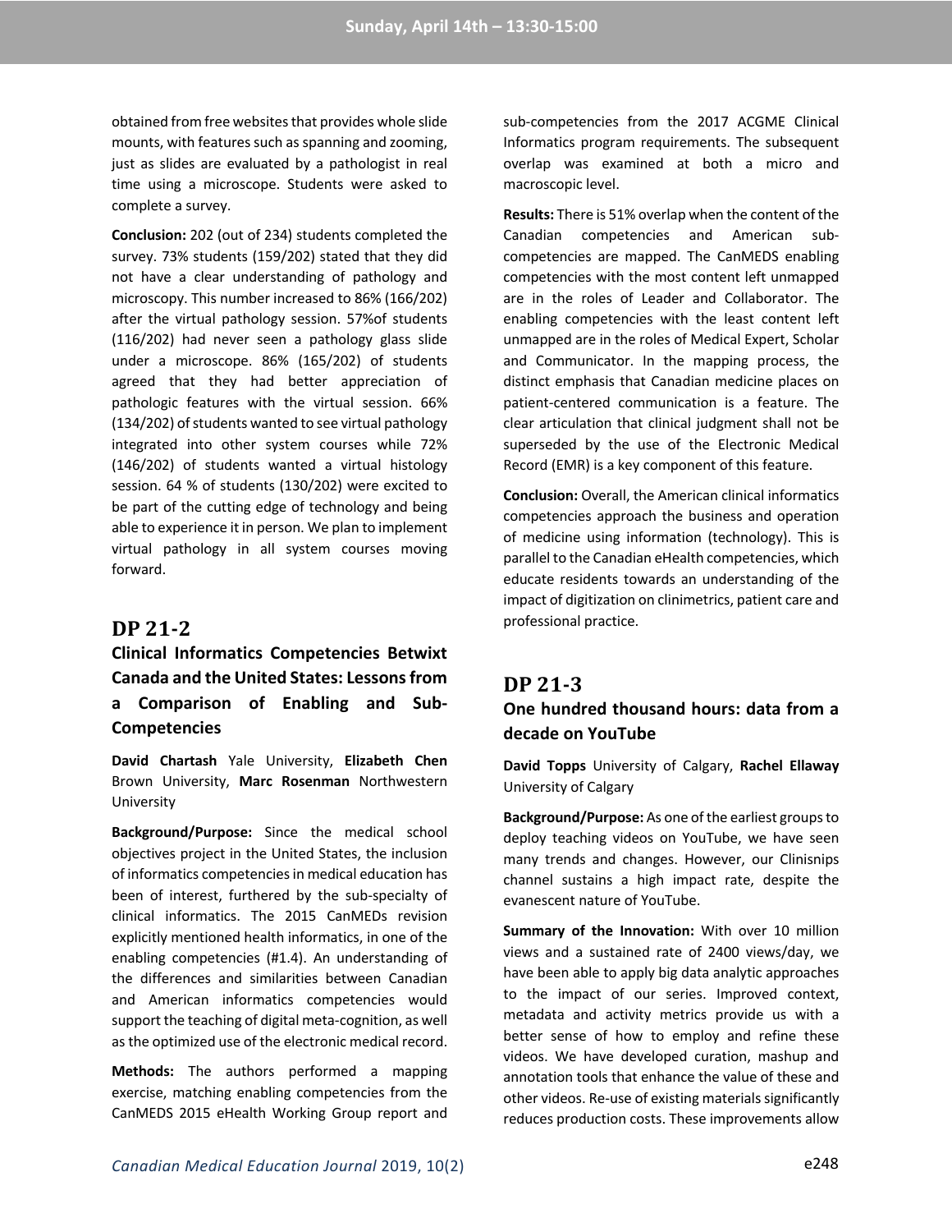obtained from free websites that provides whole slide mounts, with features such as spanning and zooming, just as slides are evaluated by a pathologist in real time using a microscope. Students were asked to complete a survey.

**Conclusion:** 202 (out of 234) students completed the survey. 73% students (159/202) stated that they did not have a clear understanding of pathology and microscopy. This number increased to 86% (166/202) after the virtual pathology session. 57%of students (116/202) had never seen a pathology glass slide under a microscope. 86% (165/202) of students agreed that they had better appreciation of pathologic features with the virtual session. 66% (134/202) of students wanted to see virtual pathology integrated into other system courses while 72% (146/202) of students wanted a virtual histology session. 64 % of students (130/202) were excited to be part of the cutting edge of technology and being able to experience it in person. We plan to implement virtual pathology in all system courses moving forward.

## DP 21-2

### Clinical Informatics Competencies Betwixt Canada and the United States: Lessons from a Comparison of Enabling and Sub-Competencies

**David Chartash** Yale University, **Elizabeth Chen** Brown University, **Marc Rosenman** Northwestern University

**Background/Purpose:** Since the medical school objectives project in the United States, the inclusion of informatics competencies in medical education has been of interest, furthered by the sub-specialty of clinical informatics. The 2015 CanMEDs revision explicitly mentioned health informatics, in one of the enabling competencies (#1.4). An understanding of the differences and similarities between Canadian and American informatics competencies would support the teaching of digital meta-cognition, as well as the optimized use of the electronic medical record.

**Methods:** The authors performed a mapping exercise, matching enabling competencies from the CanMEDS 2015 eHealth Working Group report and sub-competencies from the 2017 ACGME Clinical Informatics program requirements. The subsequent overlap was examined at both a micro and macroscopic level.

**Results:** There is 51% overlap when the content of the Canadian competencies and American sub-competencies are mapped. The CanMEDS enabling competencies with the most content left unmapped are in the roles of Leader and Collaborator. The enabling competencies with the least content left unmapped are in the roles of Medical Expert, Scholar and Communicator. In the mapping process, the distinct emphasis that Canadian medicine places on patient-centered communication is a feature. The clear articulation that clinical judgment shall not be superseded by the use of the Electronic Medical Record (EMR) is a key component of this feature.

**Conclusion:** Overall, the American clinical informatics competencies approach the business and operation of medicine using information (technology). This is parallel to the Canadian eHealth competencies, which educate residents towards an understanding of the impact of digitization on clinimetrics, patient care and professional practice.

## DP 21-3

### One hundred thousand hours: data from a decade on YouTube

**David Topps** University of Calgary, **Rachel Ellaway** University of Calgary

**Background/Purpose:** As one of the earliest groups to deploy teaching videos on YouTube, we have seen many trends and changes. However, our Clinisnips channel sustains a high impact rate, despite the evanescent nature of YouTube.

**Summary of the Innovation:** With over 10 million views and a sustained rate of 2400 views/day, we have been able to apply big data analytic approaches to the impact of our series. Improved context, metadata and activity metrics provide us with a better sense of how to employ and refine these videos. We have developed curation, mashup and annotation tools that enhance the value of these and other videos. Re-use of existing materials significantly reduces production costs. These improvements allow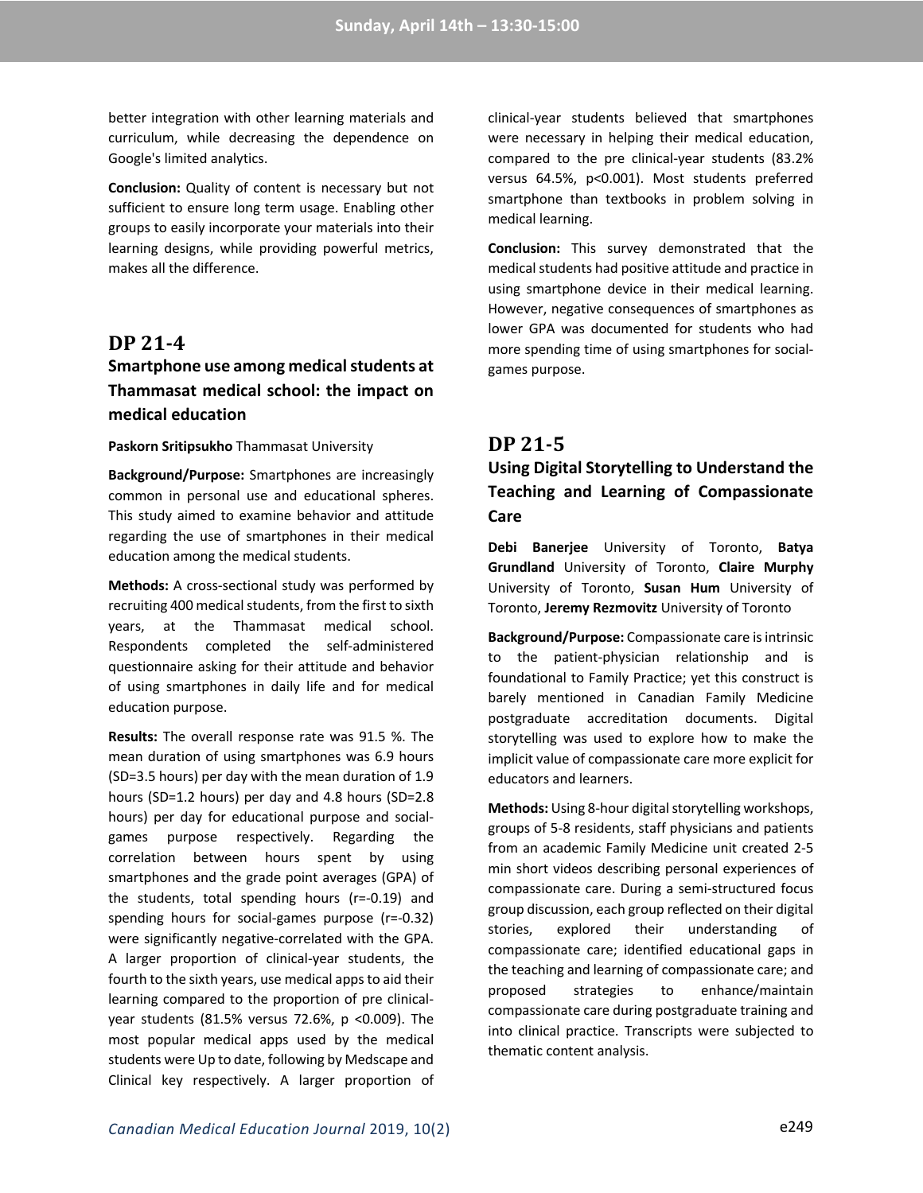better integration with other learning materials and curriculum, while decreasing the dependence on Google's limited analytics.

**Conclusion:** Quality of content is necessary but not sufficient to ensure long term usage. Enabling other groups to easily incorporate your materials into their learning designs, while providing powerful metrics, makes all the difference.

## DP 21-4

### Smartphone use among medical students at Thammasat medical school: the impact on medical education

**Paskorn Sritipsukho** Thammasat University

**Background/Purpose:** Smartphones are increasingly common in personal use and educational spheres. This study aimed to examine behavior and attitude regarding the use of smartphones in their medical education among the medical students.

**Methods:** A cross-sectional study was performed by recruiting 400 medical students, from the first to sixth years, at the Thammasat medical school. Respondents completed the self-administered questionnaire asking for their attitude and behavior of using smartphones in daily life and for medical education purpose.

**Results:** The overall response rate was 91.5 %. The mean duration of using smartphones was 6.9 hours (SD=3.5 hours) per day with the mean duration of 1.9 hours (SD=1.2 hours) per day and 4.8 hours (SD=2.8 hours) per day for educational purpose and social-games purpose respectively. Regarding the correlation between hours spent by using smartphones and the grade point averages (GPA) of the students, total spending hours ($r=-0.19$) and spending hours for social-games purpose ($r=-0.32$) were significantly negative-correlated with the GPA. A larger proportion of clinical-year students, the fourth to the sixth years, use medical apps to aid their learning compared to the proportion of pre clinical-year students (81.5% versus 72.6%, $p <0.009$). The most popular medical apps used by the medical students were Up to date, following by Medscape and Clinical key respectively. A larger proportion of clinical-year students believed that smartphones were necessary in helping their medical education, compared to the pre clinical-year students (83.2% versus 64.5%, $p<0.001$). Most students preferred smartphone than textbooks in problem solving in medical learning.

**Conclusion:** This survey demonstrated that the medical students had positive attitude and practice in using smartphone device in their medical learning. However, negative consequences of smartphones as lower GPA was documented for students who had more spending time of using smartphones for social-games purpose.

## DP 21-5

### Using Digital Storytelling to Understand the Teaching and Learning of Compassionate Care

**Debi Banerjee** University of Toronto, **Batya Grundland** University of Toronto, **Claire Murphy** University of Toronto, **Susan Hum** University of Toronto, **Jeremy Rezmovitz** University of Toronto

**Background/Purpose:** Compassionate care is intrinsic to the patient-physician relationship and is foundational to Family Practice; yet this construct is barely mentioned in Canadian Family Medicine postgraduate accreditation documents. Digital storytelling was used to explore how to make the implicit value of compassionate care more explicit for educators and learners.

**Methods:** Using 8-hour digital storytelling workshops, groups of 5-8 residents, staff physicians and patients from an academic Family Medicine unit created 2-5 min short videos describing personal experiences of compassionate care. During a semi-structured focus group discussion, each group reflected on their digital stories, explored their understanding of compassionate care; identified educational gaps in the teaching and learning of compassionate care; and proposed strategies to enhance/maintain compassionate care during postgraduate training and into clinical practice. Transcripts were subjected to thematic content analysis.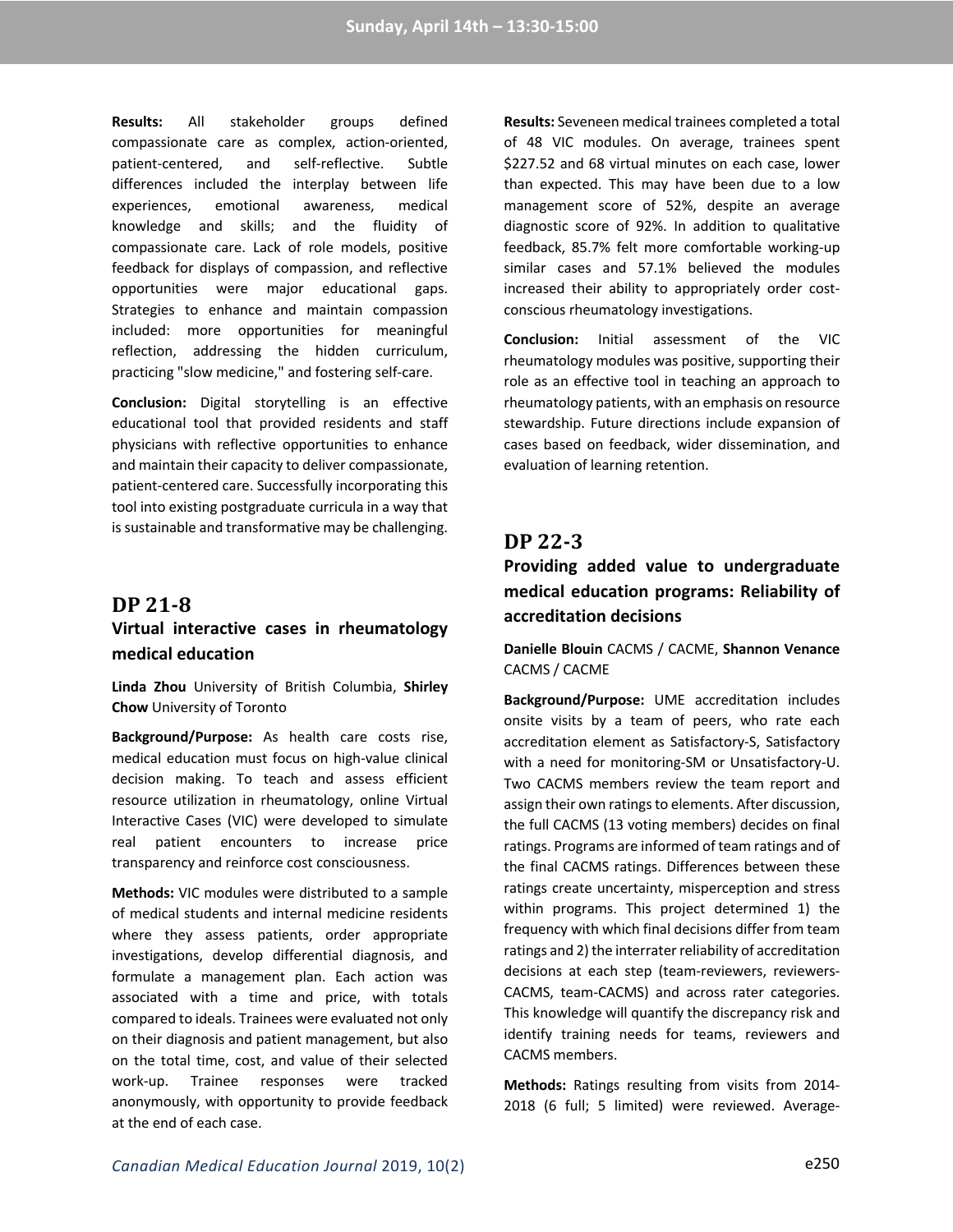**Results:** All stakeholder groups defined compassionate care as complex, action-oriented, patient-centered, and self-reflective. Subtle differences included the interplay between life experiences, emotional awareness, medical knowledge and skills; and the fluidity of compassionate care. Lack of role models, positive feedback for displays of compassion, and reflective opportunities were major educational gaps. Strategies to enhance and maintain compassion included: more opportunities for meaningful reflection, addressing the hidden curriculum, practicing "slow medicine," and fostering self-care.

**Conclusion:** Digital storytelling is an effective educational tool that provided residents and staff physicians with reflective opportunities to enhance and maintain their capacity to deliver compassionate, patient-centered care. Successfully incorporating this tool into existing postgraduate curricula in a way that is sustainable and transformative may be challenging.

## DP 21-8

### Virtual interactive cases in rheumatology medical education

**Linda Zhou** University of British Columbia, **Shirley Chow** University of Toronto

**Background/Purpose:** As health care costs rise, medical education must focus on high-value clinical decision making. To teach and assess efficient resource utilization in rheumatology, online Virtual Interactive Cases (VIC) were developed to simulate real patient encounters to increase price transparency and reinforce cost consciousness.

**Methods:** VIC modules were distributed to a sample of medical students and internal medicine residents where they assess patients, order appropriate investigations, develop differential diagnosis, and formulate a management plan. Each action was associated with a time and price, with totals compared to ideals. Trainees were evaluated not only on their diagnosis and patient management, but also on the total time, cost, and value of their selected work-up. Trainee responses were tracked anonymously, with opportunity to provide feedback at the end of each case.

**Results:** Seveneen medical trainees completed a total of 48 VIC modules. On average, trainees spent $227.52 and 68 virtual minutes on each case, lower than expected. This may have been due to a low management score of 52%, despite an average diagnostic score of 92%. In addition to qualitative feedback, 85.7% felt more comfortable working-up similar cases and 57.1% believed the modules increased their ability to appropriately order cost-conscious rheumatology investigations.

**Conclusion:** Initial assessment of the VIC rheumatology modules was positive, supporting their role as an effective tool in teaching an approach to rheumatology patients, with an emphasis on resource stewardship. Future directions include expansion of cases based on feedback, wider dissemination, and evaluation of learning retention.

## DP 22-3

### Providing added value to undergraduate medical education programs: Reliability of accreditation decisions

**Danielle Blouin** CACMS / CACME, **Shannon Venance** CACMS / CACME

**Background/Purpose:** UME accreditation includes onsite visits by a team of peers, who rate each accreditation element as Satisfactory-S, Satisfactory with a need for monitoring-SM or Unsatisfactory-U. Two CACMS members review the team report and assign their own ratings to elements. After discussion, the full CACMS (13 voting members) decides on final ratings. Programs are informed of team ratings and of the final CACMS ratings. Differences between these ratings create uncertainty, misperception and stress within programs. This project determined 1) the frequency with which final decisions differ from team ratings and 2) the interrater reliability of accreditation decisions at each step (team-reviewers, reviewers-CACMS, team-CACMS) and across rater categories. This knowledge will quantify the discrepancy risk and identify training needs for teams, reviewers and CACMS members.

**Methods:** Ratings resulting from visits from 2014-2018 (6 full; 5 limited) were reviewed. Average-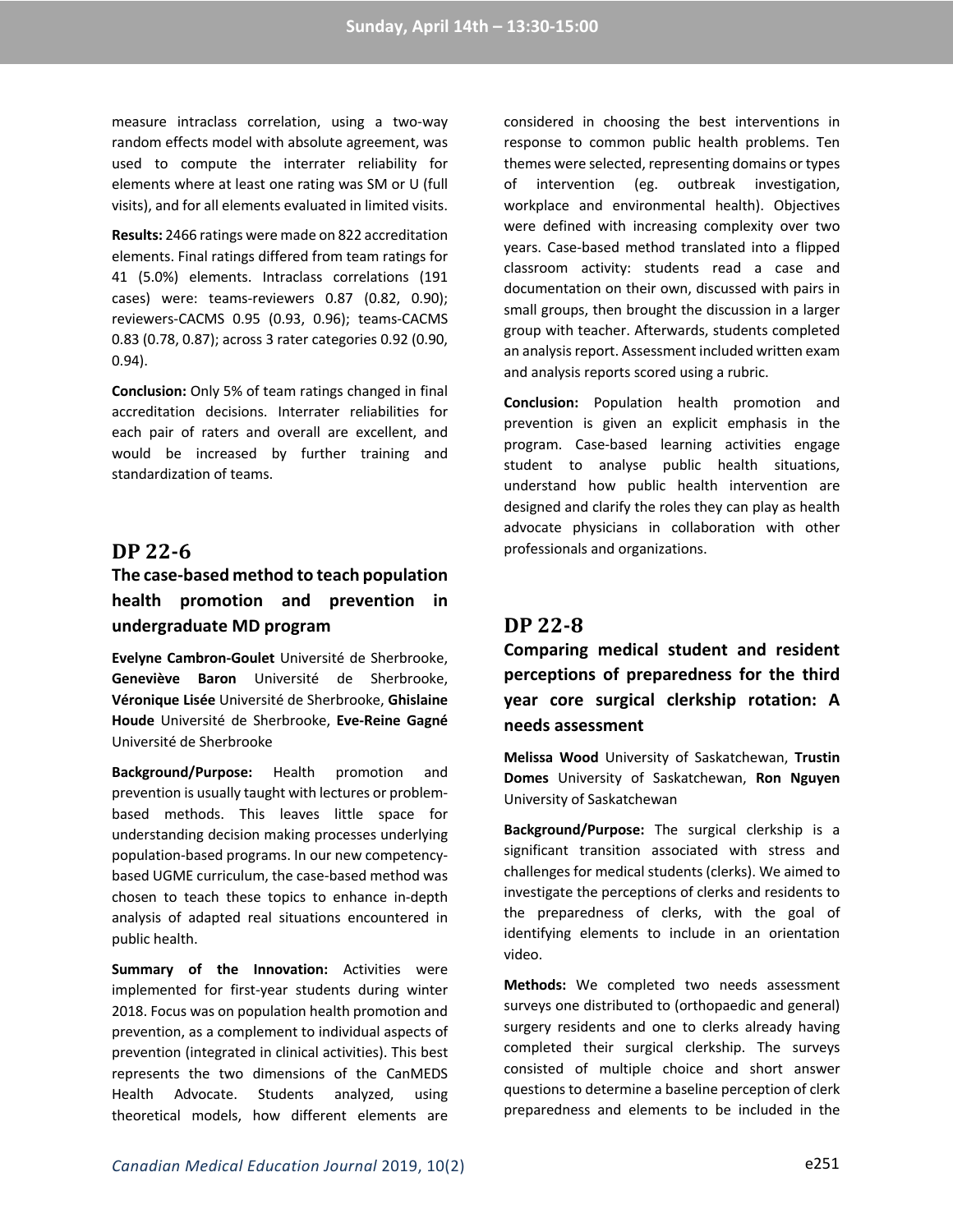measure intraclass correlation, using a two-way random effects model with absolute agreement, was used to compute the interrater reliability for elements where at least one rating was SM or U (full visits), and for all elements evaluated in limited visits.

**Results:** 2466 ratings were made on 822 accreditation elements. Final ratings differed from team ratings for 41 (5.0%) elements. Intraclass correlations (191 cases) were: teams-reviewers 0.87 (0.82, 0.90); reviewers-CACMS 0.95 (0.93, 0.96); teams-CACMS 0.83 (0.78, 0.87); across 3 rater categories 0.92 (0.90, 0.94).

**Conclusion:** Only 5% of team ratings changed in final accreditation decisions. Interrater reliabilities for each pair of raters and overall are excellent, and would be increased by further training and standardization of teams.

## DP 22-6

### The case-based method to teach population health promotion and prevention in undergraduate MD program

**Evelyne Cambron-Goulet** Université de Sherbrooke, **Geneviève Baron** Université de Sherbrooke, **Véronique Lisée** Université de Sherbrooke, **Ghislaine Houde** Université de Sherbrooke, **Eve-Reine Gagné** Université de Sherbrooke

**Background/Purpose:** Health promotion and prevention is usually taught with lectures or problem-based methods. This leaves little space for understanding decision making processes underlying population-based programs. In our new competency-based UGME curriculum, the case-based method was chosen to teach these topics to enhance in-depth analysis of adapted real situations encountered in public health.

**Summary of the Innovation:** Activities were implemented for first-year students during winter 2018. Focus was on population health promotion and prevention, as a complement to individual aspects of prevention (integrated in clinical activities). This best represents the two dimensions of the CanMEDS Health Advocate. Students analyzed, using theoretical models, how different elements are considered in choosing the best interventions in response to common public health problems. Ten themes were selected, representing domains or types of intervention (eg. outbreak investigation, workplace and environmental health). Objectives were defined with increasing complexity over two years. Case-based method translated into a flipped classroom activity: students read a case and documentation on their own, discussed with pairs in small groups, then brought the discussion in a larger group with teacher. Afterwards, students completed an analysis report. Assessment included written exam and analysis reports scored using a rubric.

**Conclusion:** Population health promotion and prevention is given an explicit emphasis in the program. Case-based learning activities engage student to analyse public health situations, understand how public health intervention are designed and clarify the roles they can play as health advocate physicians in collaboration with other professionals and organizations.

## DP 22-8

### Comparing medical student and resident perceptions of preparedness for the third year core surgical clerkship rotation: A needs assessment

**Melissa Wood** University of Saskatchewan, **Trustin Domes** University of Saskatchewan, **Ron Nguyen** University of Saskatchewan

**Background/Purpose:** The surgical clerkship is a significant transition associated with stress and challenges for medical students (clerks). We aimed to investigate the perceptions of clerks and residents to the preparedness of clerks, with the goal of identifying elements to include in an orientation video.

**Methods:** We completed two needs assessment surveys one distributed to (orthopaedic and general) surgery residents and one to clerks already having completed their surgical clerkship. The surveys consisted of multiple choice and short answer questions to determine a baseline perception of clerk preparedness and elements to be included in the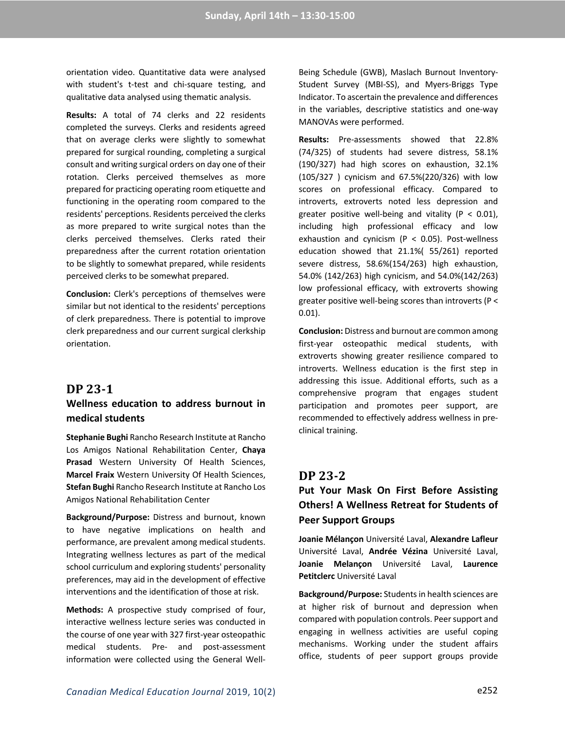orientation video. Quantitative data were analysed with student's t-test and chi-square testing, and qualitative data analysed using thematic analysis.

**Results:** A total of 74 clerks and 22 residents completed the surveys. Clerks and residents agreed that on average clerks were slightly to somewhat prepared for surgical rounding, completing a surgical consult and writing surgical orders on day one of their rotation. Clerks perceived themselves as more prepared for practicing operating room etiquette and functioning in the operating room compared to the residents' perceptions. Residents perceived the clerks as more prepared to write surgical notes than the clerks perceived themselves. Clerks rated their preparedness after the current rotation orientation to be slightly to somewhat prepared, while residents perceived clerks to be somewhat prepared.

**Conclusion:** Clerk's perceptions of themselves were similar but not identical to the residents' perceptions of clerk preparedness. There is potential to improve clerk preparedness and our current surgical clerkship orientation.

## DP 23-1

### Wellness education to address burnout in medical students

**Stephanie Bughi** Rancho Research Institute at Rancho Los Amigos National Rehabilitation Center, **Chaya Prasad** Western University Of Health Sciences, **Marcel Fraix** Western University Of Health Sciences, **Stefan Bughi** Rancho Research Institute at Rancho Los Amigos National Rehabilitation Center

**Background/Purpose:** Distress and burnout, known to have negative implications on health and performance, are prevalent among medical students. Integrating wellness lectures as part of the medical school curriculum and exploring students' personality preferences, may aid in the development of effective interventions and the identification of those at risk.

**Methods:** A prospective study comprised of four, interactive wellness lecture series was conducted in the course of one year with 327 first-year osteopathic medical students. Pre- and post-assessment information were collected using the General Well-Being Schedule (GWB), Maslach Burnout Inventory-Student Survey (MBI-SS), and Myers-Briggs Type Indicator. To ascertain the prevalence and differences in the variables, descriptive statistics and one-way MANOVAs were performed.

**Results:** Pre-assessments showed that 22.8% (74/325) of students had severe distress, 58.1% (190/327) had high scores on exhaustion, 32.1% (105/327 ) cynicism and 67.5%(220/326) with low scores on professional efficacy. Compared to introverts, extroverts noted less depression and greater positive well-being and vitality ($P < 0.01$), including high professional efficacy and low exhaustion and cynicism ($P < 0.05$). Post-wellness education showed that 21.1%( 55/261) reported severe distress, 58.6%(154/263) high exhaustion, 54.0% (142/263) high cynicism, and 54.0%(142/263) low professional efficacy, with extroverts showing greater positive well-being scores than introverts ($P < 0.01$).

**Conclusion:** Distress and burnout are common among first-year osteopathic medical students, with extroverts showing greater resilience compared to introverts. Wellness education is the first step in addressing this issue. Additional efforts, such as a comprehensive program that engages student participation and promotes peer support, are recommended to effectively address wellness in pre-clinical training.

## DP 23-2

### Put Your Mask On First Before Assisting Others! A Wellness Retreat for Students of Peer Support Groups

**Joanie Mélançon** Université Laval, **Alexandre Lafleur** Université Laval, **Andrée Vézina** Université Laval, **Joanie Melançon** Université Laval, **Laurence Petitclerc** Université Laval

**Background/Purpose:** Students in health sciences are at higher risk of burnout and depression when compared with population controls. Peer support and engaging in wellness activities are useful coping mechanisms. Working under the student affairs office, students of peer support groups provide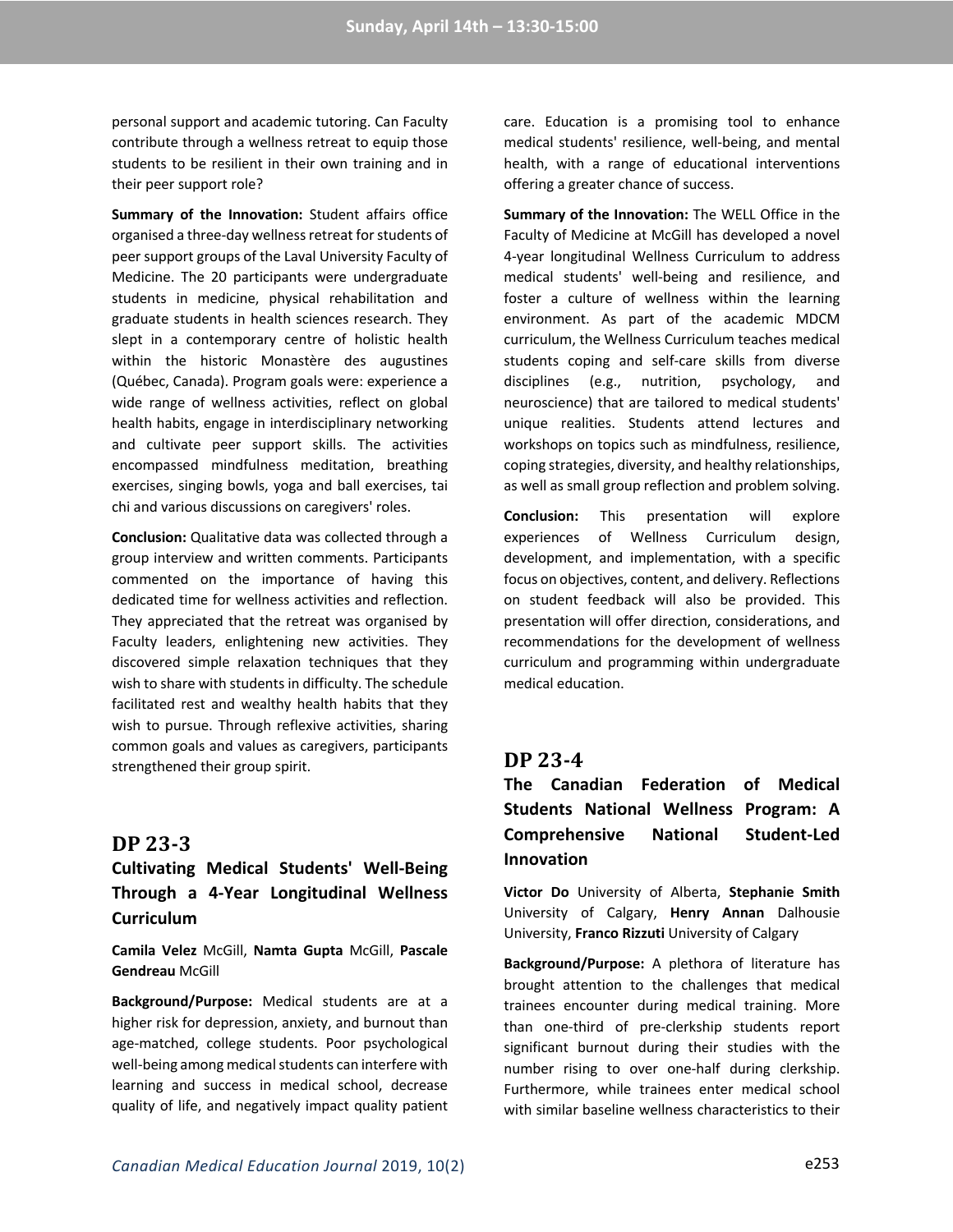personal support and academic tutoring. Can Faculty contribute through a wellness retreat to equip those students to be resilient in their own training and in their peer support role?

**Summary of the Innovation:** Student affairs office organised a three-day wellness retreat for students of peer support groups of the Laval University Faculty of Medicine. The 20 participants were undergraduate students in medicine, physical rehabilitation and graduate students in health sciences research. They slept in a contemporary centre of holistic health within the historic Monastère des augustines (Québec, Canada). Program goals were: experience a wide range of wellness activities, reflect on global health habits, engage in interdisciplinary networking and cultivate peer support skills. The activities encompassed mindfulness meditation, breathing exercises, singing bowls, yoga and ball exercises, tai chi and various discussions on caregivers' roles.

**Conclusion:** Qualitative data was collected through a group interview and written comments. Participants commented on the importance of having this dedicated time for wellness activities and reflection. They appreciated that the retreat was organised by Faculty leaders, enlightening new activities. They discovered simple relaxation techniques that they wish to share with students in difficulty. The schedule facilitated rest and wealthy health habits that they wish to pursue. Through reflexive activities, sharing common goals and values as caregivers, participants strengthened their group spirit.

## DP 23-3

### Cultivating Medical Students' Well-Being Through a 4-Year Longitudinal Wellness Curriculum

**Camila Velez** McGill, **Namta Gupta** McGill, **Pascale Gendreau** McGill

**Background/Purpose:** Medical students are at a higher risk for depression, anxiety, and burnout than age-matched, college students. Poor psychological well-being among medical students can interfere with learning and success in medical school, decrease quality of life, and negatively impact quality patient care. Education is a promising tool to enhance medical students' resilience, well-being, and mental health, with a range of educational interventions offering a greater chance of success.

**Summary of the Innovation:** The WELL Office in the Faculty of Medicine at McGill has developed a novel 4-year longitudinal Wellness Curriculum to address medical students' well-being and resilience, and foster a culture of wellness within the learning environment. As part of the academic MDCM curriculum, the Wellness Curriculum teaches medical students coping and self-care skills from diverse disciplines (e.g., nutrition, psychology, and neuroscience) that are tailored to medical students' unique realities. Students attend lectures and workshops on topics such as mindfulness, resilience, coping strategies, diversity, and healthy relationships, as well as small group reflection and problem solving.

**Conclusion:** This presentation will explore experiences of Wellness Curriculum design, development, and implementation, with a specific focus on objectives, content, and delivery. Reflections on student feedback will also be provided. This presentation will offer direction, considerations, and recommendations for the development of wellness curriculum and programming within undergraduate medical education.

## DP 23-4

### The Canadian Federation of Medical Students National Wellness Program: A Comprehensive National Student-Led Innovation

**Victor Do** University of Alberta, **Stephanie Smith** University of Calgary, **Henry Annan** Dalhousie University, **Franco Rizzuti** University of Calgary

**Background/Purpose:** A plethora of literature has brought attention to the challenges that medical trainees encounter during medical training. More than one-third of pre-clerkship students report significant burnout during their studies with the number rising to over one-half during clerkship. Furthermore, while trainees enter medical school with similar baseline wellness characteristics to their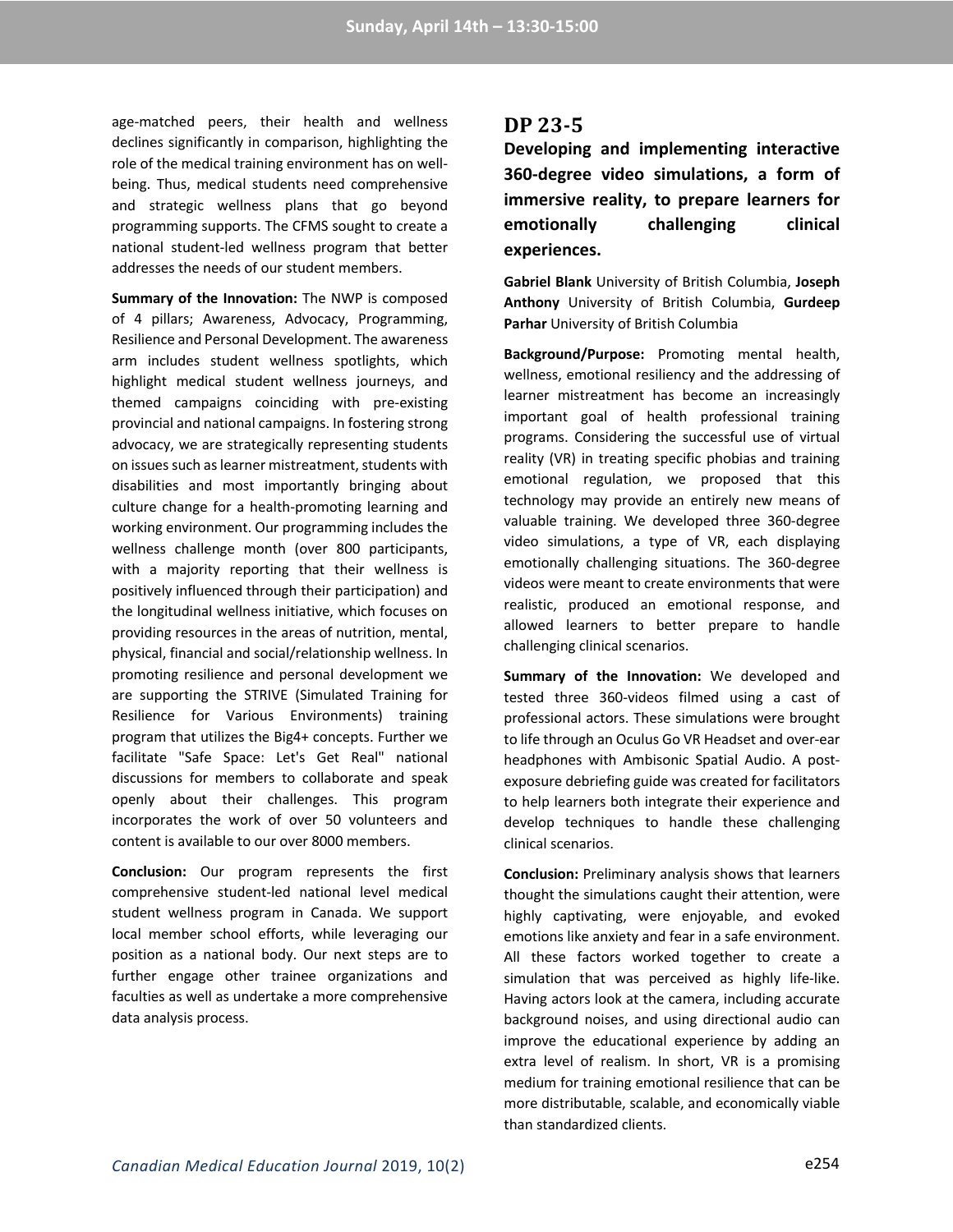age-matched peers, their health and wellness declines significantly in comparison, highlighting the role of the medical training environment has on well-being. Thus, medical students need comprehensive and strategic wellness plans that go beyond programming supports. The CFMS sought to create a national student-led wellness program that better addresses the needs of our student members.

**Summary of the Innovation:** The NWP is composed of 4 pillars; Awareness, Advocacy, Programming, Resilience and Personal Development. The awareness arm includes student wellness spotlights, which highlight medical student wellness journeys, and themed campaigns coinciding with pre-existing provincial and national campaigns. In fostering strong advocacy, we are strategically representing students on issues such as learner mistreatment, students with disabilities and most importantly bringing about culture change for a health-promoting learning and working environment. Our programming includes the wellness challenge month (over 800 participants, with a majority reporting that their wellness is positively influenced through their participation) and the longitudinal wellness initiative, which focuses on providing resources in the areas of nutrition, mental, physical, financial and social/relationship wellness. In promoting resilience and personal development we are supporting the STRIVE (Simulated Training for Resilience for Various Environments) training program that utilizes the Big4+ concepts. Further we facilitate "Safe Space: Let's Get Real" national discussions for members to collaborate and speak openly about their challenges. This program incorporates the work of over 50 volunteers and content is available to our over 8000 members.

**Conclusion:** Our program represents the first comprehensive student-led national level medical student wellness program in Canada. We support local member school efforts, while leveraging our position as a national body. Our next steps are to further engage other trainee organizations and faculties as well as undertake a more comprehensive data analysis process.

## DP 23-5

### Developing and implementing interactive 360-degree video simulations, a form of immersive reality, to prepare learners for emotionally challenging clinical experiences.

**Gabriel Blank** University of British Columbia, **Joseph Anthony** University of British Columbia, **Gurdeep Parhar** University of British Columbia

**Background/Purpose:** Promoting mental health, wellness, emotional resiliency and the addressing of learner mistreatment has become an increasingly important goal of health professional training programs. Considering the successful use of virtual reality (VR) in treating specific phobias and training emotional regulation, we proposed that this technology may provide an entirely new means of valuable training. We developed three 360-degree video simulations, a type of VR, each displaying emotionally challenging situations. The 360-degree videos were meant to create environments that were realistic, produced an emotional response, and allowed learners to better prepare to handle challenging clinical scenarios.

**Summary of the Innovation:** We developed and tested three 360-videos filmed using a cast of professional actors. These simulations were brought to life through an Oculus Go VR Headset and over-ear headphones with Ambisonic Spatial Audio. A post-exposure debriefing guide was created for facilitators to help learners both integrate their experience and develop techniques to handle these challenging clinical scenarios.

**Conclusion:** Preliminary analysis shows that learners thought the simulations caught their attention, were highly captivating, were enjoyable, and evoked emotions like anxiety and fear in a safe environment. All these factors worked together to create a simulation that was perceived as highly life-like. Having actors look at the camera, including accurate background noises, and using directional audio can improve the educational experience by adding an extra level of realism. In short, VR is a promising medium for training emotional resilience that can be more distributable, scalable, and economically viable than standardized clients.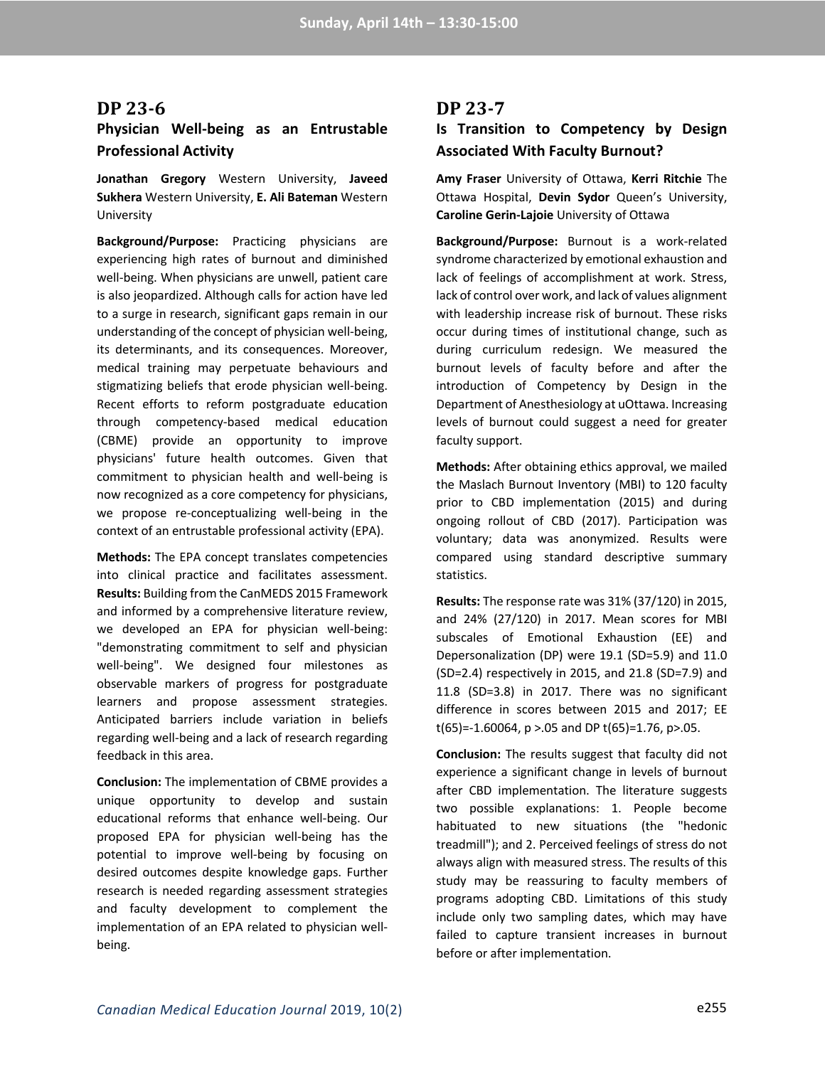## DP 23-6

### Physician Well-being as an Entrustable Professional Activity

**Jonathan Gregory** Western University, **Javeed Sukhera** Western University, **E. Ali Bateman** Western University

**Background/Purpose:** Practicing physicians are experiencing high rates of burnout and diminished well-being. When physicians are unwell, patient care is also jeopardized. Although calls for action have led to a surge in research, significant gaps remain in our understanding of the concept of physician well-being, its determinants, and its consequences. Moreover, medical training may perpetuate behaviours and stigmatizing beliefs that erode physician well-being. Recent efforts to reform postgraduate education through competency-based medical education (CBME) provide an opportunity to improve physicians' future health outcomes. Given that commitment to physician health and well-being is now recognized as a core competency for physicians, we propose re-conceptualizing well-being in the context of an entrustable professional activity (EPA).

**Methods:** The EPA concept translates competencies into clinical practice and facilitates assessment.

**Results:** Building from the CanMEDS 2015 Framework and informed by a comprehensive literature review, we developed an EPA for physician well-being: "demonstrating commitment to self and physician well-being". We designed four milestones as observable markers of progress for postgraduate learners and propose assessment strategies. Anticipated barriers include variation in beliefs regarding well-being and a lack of research regarding feedback in this area.

**Conclusion:** The implementation of CBME provides a unique opportunity to develop and sustain educational reforms that enhance well-being. Our proposed EPA for physician well-being has the potential to improve well-being by focusing on desired outcomes despite knowledge gaps. Further research is needed regarding assessment strategies and faculty development to complement the implementation of an EPA related to physician well-being.

## DP 23-7

### Is Transition to Competency by Design Associated With Faculty Burnout?

**Amy Fraser** University of Ottawa, **Kerri Ritchie** The Ottawa Hospital, **Devin Sydor** Queen's University, **Caroline Gerin-Lajoie** University of Ottawa

**Background/Purpose:** Burnout is a work-related syndrome characterized by emotional exhaustion and lack of feelings of accomplishment at work. Stress, lack of control over work, and lack of values alignment with leadership increase risk of burnout. These risks occur during times of institutional change, such as during curriculum redesign. We measured the burnout levels of faculty before and after the introduction of Competency by Design in the Department of Anesthesiology at uOttawa. Increasing levels of burnout could suggest a need for greater faculty support.

**Methods:** After obtaining ethics approval, we mailed the Maslach Burnout Inventory (MBI) to 120 faculty prior to CBD implementation (2015) and during ongoing rollout of CBD (2017). Participation was voluntary; data was anonymized. Results were compared using standard descriptive summary statistics.

**Results:** The response rate was 31% (37/120) in 2015, and 24% (27/120) in 2017. Mean scores for MBI subscales of Emotional Exhaustion (EE) and Depersonalization (DP) were 19.1 (SD=5.9) and 11.0 (SD=2.4) respectively in 2015, and 21.8 (SD=7.9) and 11.8 (SD=3.8) in 2017. There was no significant difference in scores between 2015 and 2017; EE $t(65)=-1.60064$, $p > .05$ and DP $t(65)=1.76$, $p > .05$.

**Conclusion:** The results suggest that faculty did not experience a significant change in levels of burnout after CBD implementation. The literature suggests two possible explanations: 1. People become habituated to new situations (the "hedonic treadmill"); and 2. Perceived feelings of stress do not always align with measured stress. The results of this study may be reassuring to faculty members of programs adopting CBD. Limitations of this study include only two sampling dates, which may have failed to capture transient increases in burnout before or after implementation.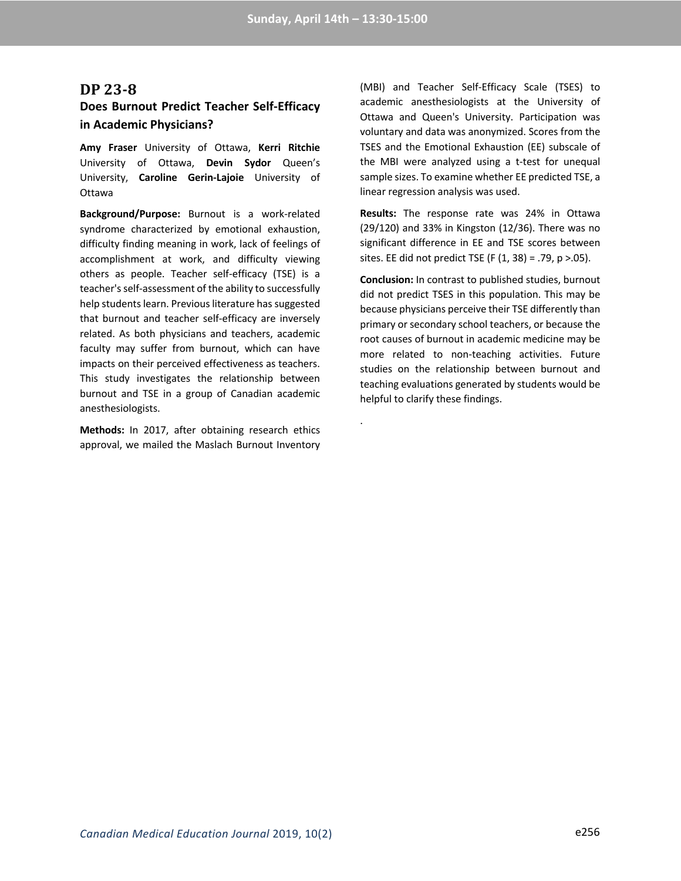## DP 23-8

### Does Burnout Predict Teacher Self-Efficacy in Academic Physicians?

**Amy Fraser** University of Ottawa, **Kerri Ritchie** University of Ottawa, **Devin Sydor** Queen's University, **Caroline Gerin-Lajoie** University of Ottawa

**Background/Purpose:** Burnout is a work-related syndrome characterized by emotional exhaustion, difficulty finding meaning in work, lack of feelings of accomplishment at work, and difficulty viewing others as people. Teacher self-efficacy (TSE) is a teacher's self-assessment of the ability to successfully help students learn. Previous literature has suggested that burnout and teacher self-efficacy are inversely related. As both physicians and teachers, academic faculty may suffer from burnout, which can have impacts on their perceived effectiveness as teachers. This study investigates the relationship between burnout and TSE in a group of Canadian academic anesthesiologists.

**Methods:** In 2017, after obtaining research ethics approval, we mailed the Maslach Burnout Inventory (MBI) and Teacher Self-Efficacy Scale (TSES) to academic anesthesiologists at the University of Ottawa and Queen's University. Participation was voluntary and data was anonymized. Scores from the TSES and the Emotional Exhaustion (EE) subscale of the MBI were analyzed using a t-test for unequal sample sizes. To examine whether EE predicted TSE, a linear regression analysis was used.

**Results:** The response rate was 24% in Ottawa (29/120) and 33% in Kingston (12/36). There was no significant difference in EE and TSE scores between sites. EE did not predict TSE ($F(1, 38) = .79$, $p > .05$).

**Conclusion:** In contrast to published studies, burnout did not predict TSES in this population. This may be because physicians perceive their TSE differently than primary or secondary school teachers, or because the root causes of burnout in academic medicine may be more related to non-teaching activities. Future studies on the relationship between burnout and teaching evaluations generated by students would be helpful to clarify these findings.